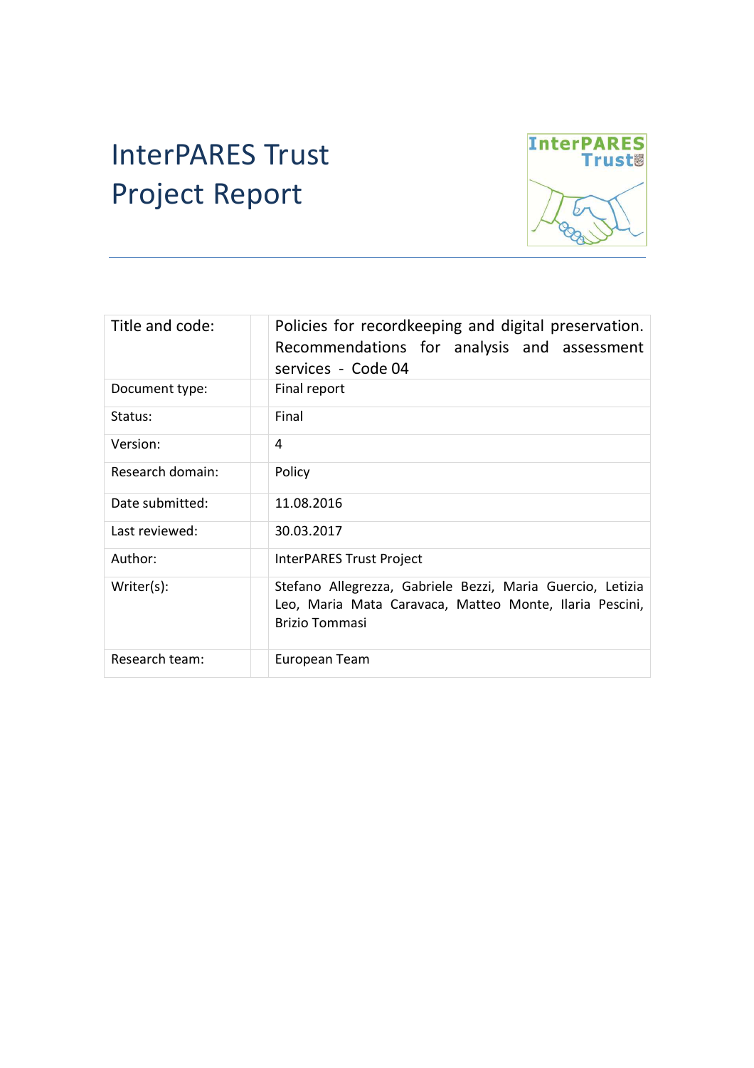# InterPARES Trust Project Report

| | |
|---|---|
| Title and code: | Policies for recordkeeping and digital preservation. Recommendations for analysis and assessment services - Code 04 |
| Document type: | Final report |
| Status: | Final |
| Version: | 4 |
| Research domain: | Policy |
| Date submitted: | 11.08.2016 |
| Last reviewed: | 30.03.2017 |
| Author: | InterPARES Trust Project |
| Writer(s): | Stefano Allegrezza, Gabriele Bezzi, Maria Guercio, Letizia Leo, Maria Mata Caravaca, Matteo Monte, Ilaria Pescini, Brizio Tommasi |
| Research team: | European Team |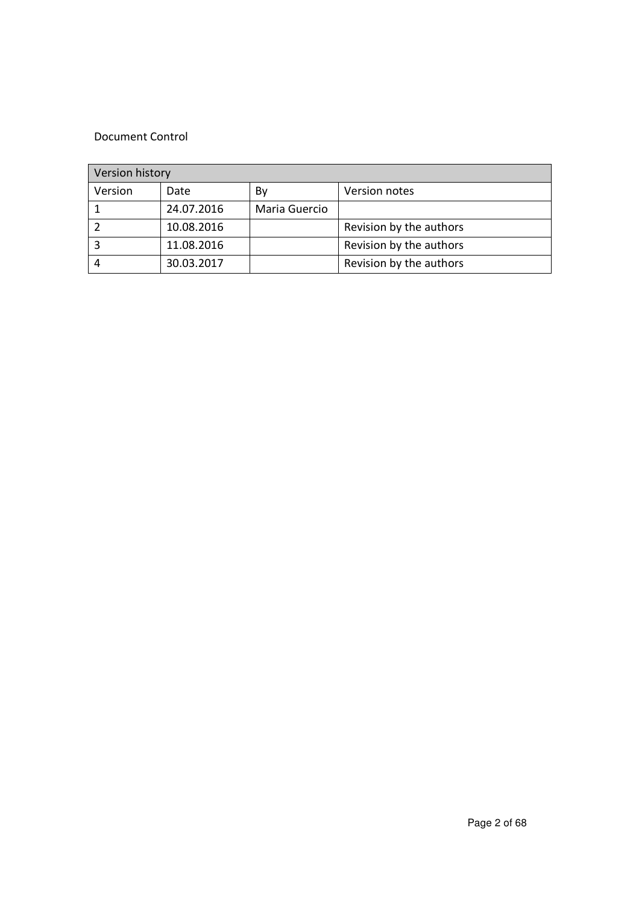Document Control

| Version history | | | |
|---|---|---|---|
| Version | Date | By | Version notes |
| 1 | 24.07.2016 | Maria Guercio | |
| 2 | 10.08.2016 | | Revision by the authors |
| 3 | 11.08.2016 | | Revision by the authors |
| 4 | 30.03.2017 | | Revision by the authors |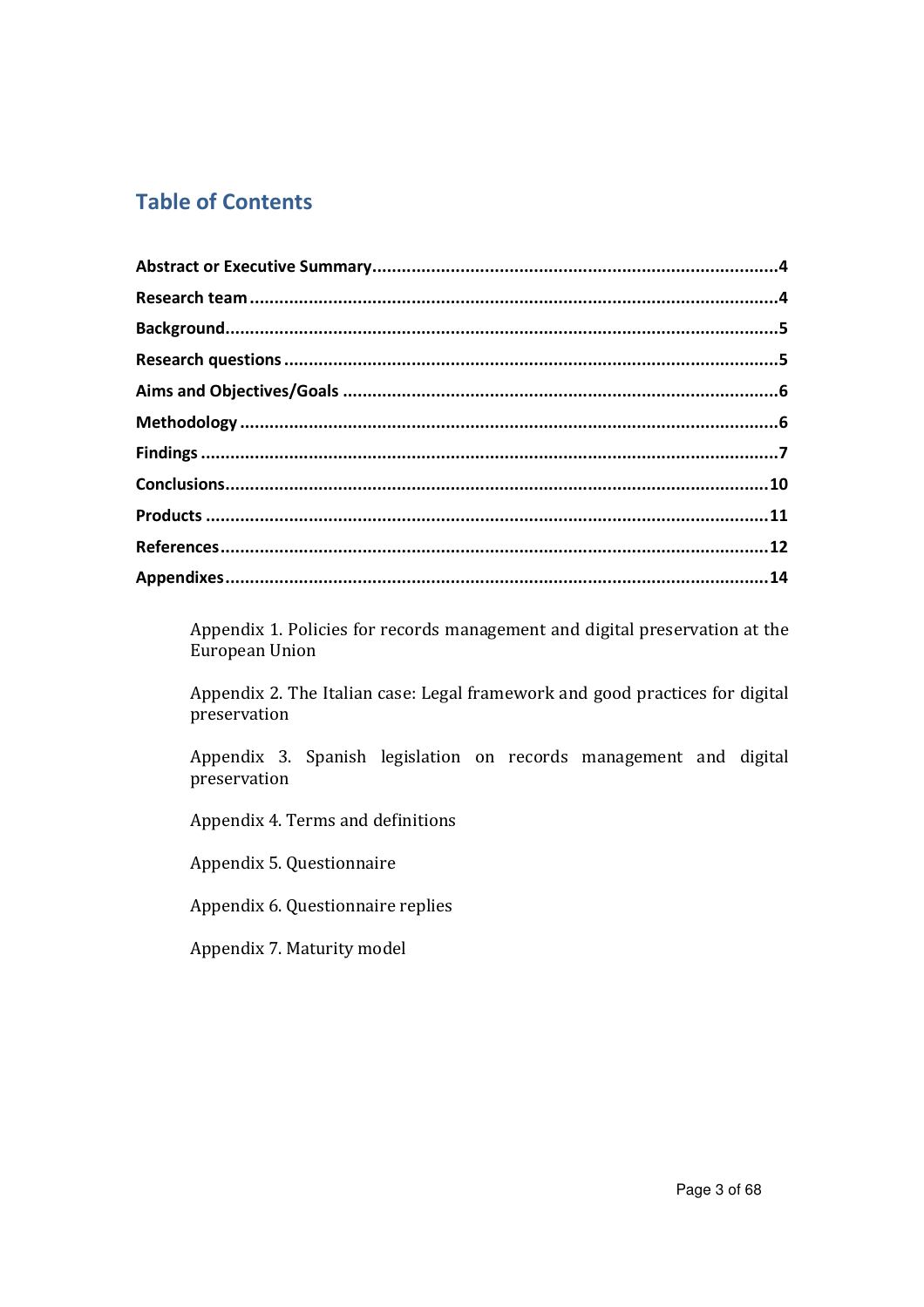# Table of Contents

**Abstract or Executive Summary**....................................................................................4

**Research team**............................................................................................................4

**Background**.................................................................................................................5

**Research questions**.....................................................................................................5

**Aims and Objectives/Goals**........................................................................................6

**Methodology**..............................................................................................................6

**Findings**.....................................................................................................................7

**Conclusions**..............................................................................................................10

**Products**..................................................................................................................11

**References**...............................................................................................................12

**Appendixes**..............................................................................................................14

Appendix 1. Policies for records management and digital preservation at the European Union

Appendix 2. The Italian case: Legal framework and good practices for digital preservation

Appendix 3. Spanish legislation on records management and digital preservation

Appendix 4. Terms and definitions

Appendix 5. Questionnaire

Appendix 6. Questionnaire replies

Appendix 7. Maturity model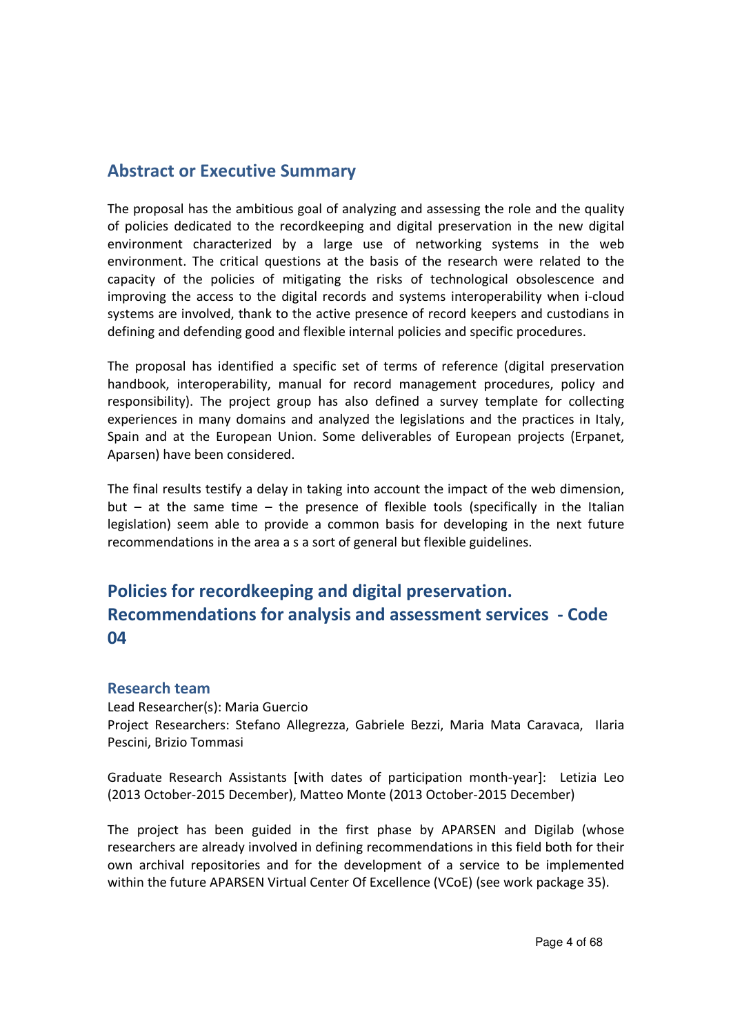## Abstract or Executive Summary

The proposal has the ambitious goal of analyzing and assessing the role and the quality of policies dedicated to the recordkeeping and digital preservation in the new digital environment characterized by a large use of networking systems in the web environment. The critical questions at the basis of the research were related to the capacity of the policies of mitigating the risks of technological obsolescence and improving the access to the digital records and systems interoperability when i-cloud systems are involved, thank to the active presence of record keepers and custodians in defining and defending good and flexible internal policies and specific procedures.

The proposal has identified a specific set of terms of reference (digital preservation handbook, interoperability, manual for record management procedures, policy and responsibility). The project group has also defined a survey template for collecting experiences in many domains and analyzed the legislations and the practices in Italy, Spain and at the European Union. Some deliverables of European projects (Erpanet, Aparsen) have been considered.

The final results testify a delay in taking into account the impact of the web dimension, but – at the same time – the presence of flexible tools (specifically in the Italian legislation) seem able to provide a common basis for developing in the next future recommendations in the area a s a sort of general but flexible guidelines.

## Policies for recordkeeping and digital preservation. Recommendations for analysis and assessment services - Code 04

### Research team

Lead Researcher(s): Maria Guercio
Project Researchers: Stefano Allegrezza, Gabriele Bezzi, Maria Mata Caravaca, Ilaria Pescini, Brizio Tommasi

Graduate Research Assistants [with dates of participation month-year]: Letizia Leo (2013 October-2015 December), Matteo Monte (2013 October-2015 December)

The project has been guided in the first phase by APARSEN and Digilab (whose researchers are already involved in defining recommendations in this field both for their own archival repositories and for the development of a service to be implemented within the future APARSEN Virtual Center Of Excellence (VCoE) (see work package 35).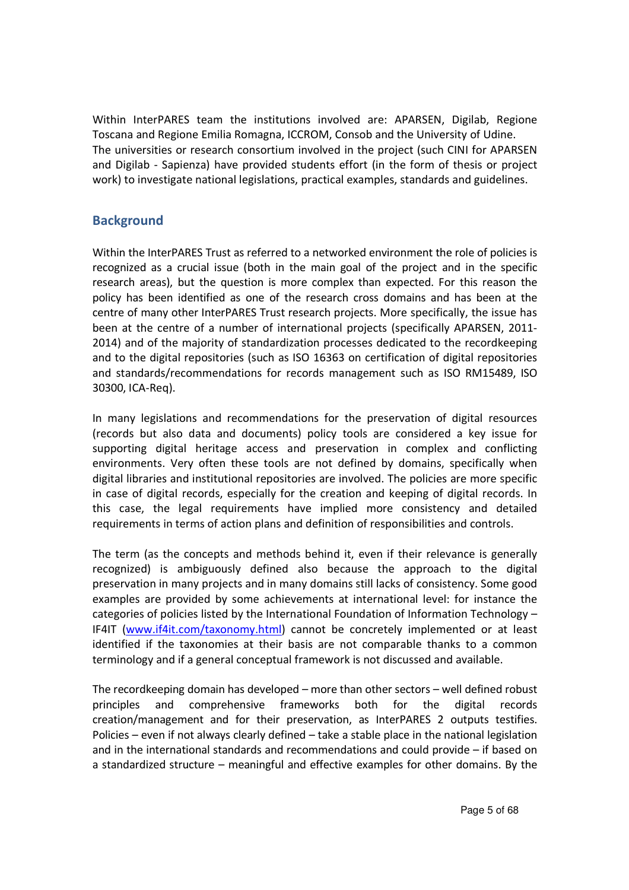Within InterPARES team the institutions involved are: APARSEN, Digilab, Regione Toscana and Regione Emilia Romagna, ICCROM, Consob and the University of Udine. The universities or research consortium involved in the project (such CINI for APARSEN and Digilab - Sapienza) have provided students effort (in the form of thesis or project work) to investigate national legislations, practical examples, standards and guidelines.

## Background

Within the InterPARES Trust as referred to a networked environment the role of policies is recognized as a crucial issue (both in the main goal of the project and in the specific research areas), but the question is more complex than expected. For this reason the policy has been identified as one of the research cross domains and has been at the centre of many other InterPARES Trust research projects. More specifically, the issue has been at the centre of a number of international projects (specifically APARSEN, 2011-2014) and of the majority of standardization processes dedicated to the recordkeeping and to the digital repositories (such as ISO 16363 on certification of digital repositories and standards/recommendations for records management such as ISO RM15489, ISO 30300, ICA-Req).

In many legislations and recommendations for the preservation of digital resources (records but also data and documents) policy tools are considered a key issue for supporting digital heritage access and preservation in complex and conflicting environments. Very often these tools are not defined by domains, specifically when digital libraries and institutional repositories are involved. The policies are more specific in case of digital records, especially for the creation and keeping of digital records. In this case, the legal requirements have implied more consistency and detailed requirements in terms of action plans and definition of responsibilities and controls.

The term (as the concepts and methods behind it, even if their relevance is generally recognized) is ambiguously defined also because the approach to the digital preservation in many projects and in many domains still lacks of consistency. Some good examples are provided by some achievements at international level: for instance the categories of policies listed by the International Foundation of Information Technology – IF4IT ([www.if4it.com/taxonomy.html](www.if4it.com/taxonomy.html)) cannot be concretely implemented or at least identified if the taxonomies at their basis are not comparable thanks to a common terminology and if a general conceptual framework is not discussed and available.

The recordkeeping domain has developed – more than other sectors – well defined robust principles and comprehensive frameworks both for the digital records creation/management and for their preservation, as InterPARES 2 outputs testifies. Policies – even if not always clearly defined – take a stable place in the national legislation and in the international standards and recommendations and could provide – if based on a standardized structure – meaningful and effective examples for other domains. By the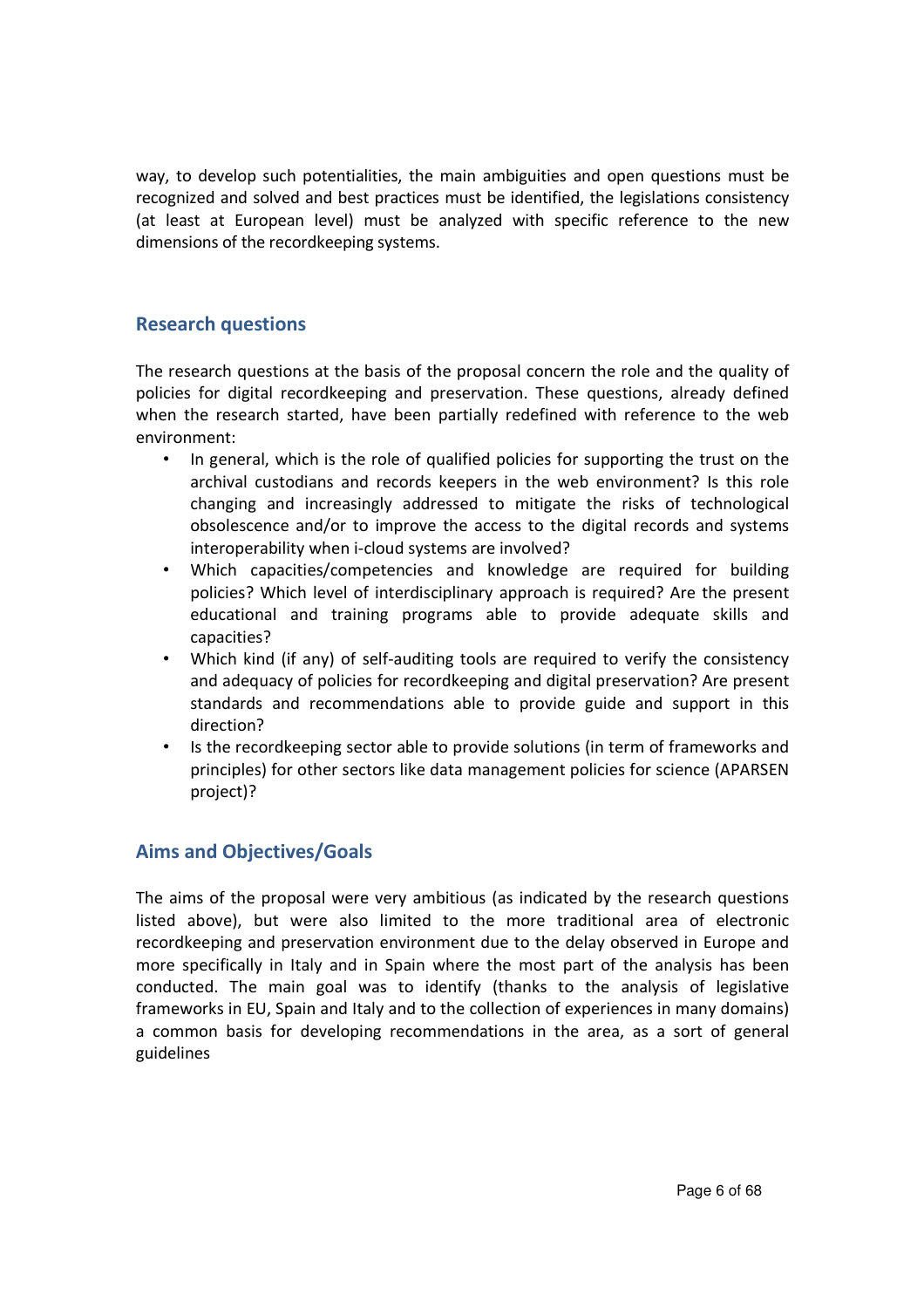way, to develop such potentialities, the main ambiguities and open questions must be recognized and solved and best practices must be identified, the legislations consistency (at least at European level) must be analyzed with specific reference to the new dimensions of the recordkeeping systems.

## Research questions

The research questions at the basis of the proposal concern the role and the quality of policies for digital recordkeeping and preservation. These questions, already defined when the research started, have been partially redefined with reference to the web environment:

- In general, which is the role of qualified policies for supporting the trust on the archival custodians and records keepers in the web environment? Is this role changing and increasingly addressed to mitigate the risks of technological obsolescence and/or to improve the access to the digital records and systems interoperability when i-cloud systems are involved?
- Which capacities/competencies and knowledge are required for building policies? Which level of interdisciplinary approach is required? Are the present educational and training programs able to provide adequate skills and capacities?
- Which kind (if any) of self-auditing tools are required to verify the consistency and adequacy of policies for recordkeeping and digital preservation? Are present standards and recommendations able to provide guide and support in this direction?
- Is the recordkeeping sector able to provide solutions (in term of frameworks and principles) for other sectors like data management policies for science (APARSEN project)?

## Aims and Objectives/Goals

The aims of the proposal were very ambitious (as indicated by the research questions listed above), but were also limited to the more traditional area of electronic recordkeeping and preservation environment due to the delay observed in Europe and more specifically in Italy and in Spain where the most part of the analysis has been conducted. The main goal was to identify (thanks to the analysis of legislative frameworks in EU, Spain and Italy and to the collection of experiences in many domains) a common basis for developing recommendations in the area, as a sort of general guidelines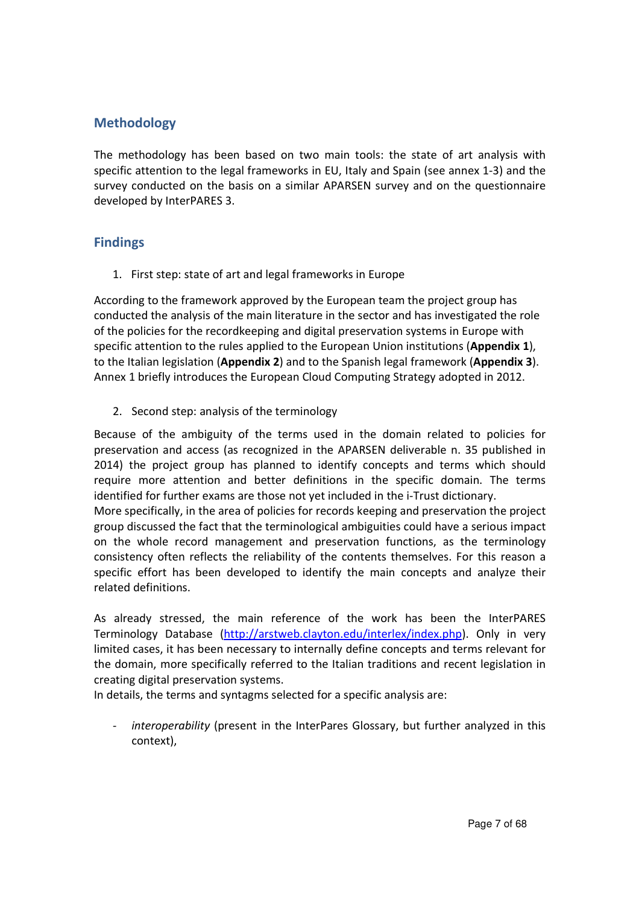## Methodology

The methodology has been based on two main tools: the state of art analysis with specific attention to the legal frameworks in EU, Italy and Spain (see annex 1-3) and the survey conducted on the basis on a similar APARSEN survey and on the questionnaire developed by InterPARES 3.

## Findings

1. First step: state of art and legal frameworks in Europe

According to the framework approved by the European team the project group has conducted the analysis of the main literature in the sector and has investigated the role of the policies for the recordkeeping and digital preservation systems in Europe with specific attention to the rules applied to the European Union institutions (**Appendix 1**), to the Italian legislation (**Appendix 2**) and to the Spanish legal framework (**Appendix 3**). Annex 1 briefly introduces the European Cloud Computing Strategy adopted in 2012.

2. Second step: analysis of the terminology

Because of the ambiguity of the terms used in the domain related to policies for preservation and access (as recognized in the APARSEN deliverable n. 35 published in 2014) the project group has planned to identify concepts and terms which should require more attention and better definitions in the specific domain. The terms identified for further exams are those not yet included in the i-Trust dictionary.
More specifically, in the area of policies for records keeping and preservation the project group discussed the fact that the terminological ambiguities could have a serious impact on the whole record management and preservation functions, as the terminology consistency often reflects the reliability of the contents themselves. For this reason a specific effort has been developed to identify the main concepts and analyze their related definitions.

As already stressed, the main reference of the work has been the InterPARES Terminology Database (http://arstweb.clayton.edu/interlex/index.php). Only in very limited cases, it has been necessary to internally define concepts and terms relevant for the domain, more specifically referred to the Italian traditions and recent legislation in creating digital preservation systems.
In details, the terms and syntagms selected for a specific analysis are:

- *interoperability* (present in the InterPares Glossary, but further analyzed in this context),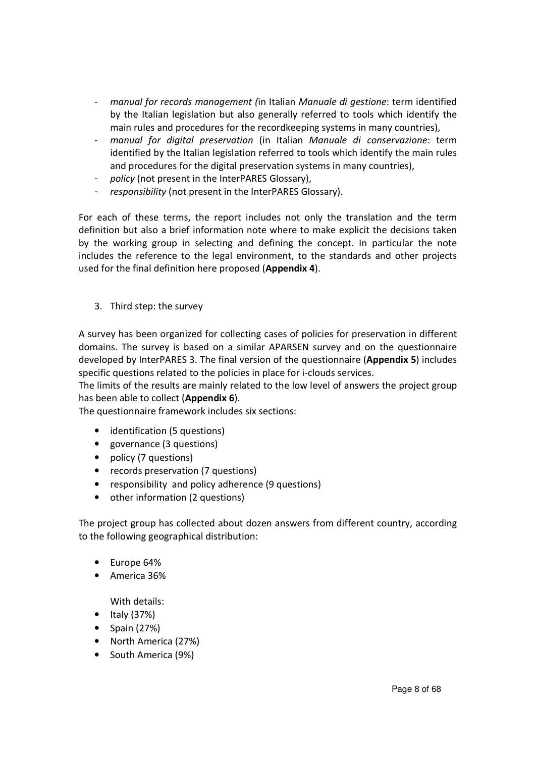- *manual for records management (*in Italian *Manuale di gestione*: term identified by the Italian legislation but also generally referred to tools which identify the main rules and procedures for the recordkeeping systems in many countries),
- *manual for digital preservation* (in Italian *Manuale di conservazione*: term identified by the Italian legislation referred to tools which identify the main rules and procedures for the digital preservation systems in many countries),
- *policy* (not present in the InterPARES Glossary),
- *responsibility* (not present in the InterPARES Glossary).

For each of these terms, the report includes not only the translation and the term definition but also a brief information note where to make explicit the decisions taken by the working group in selecting and defining the concept. In particular the note includes the reference to the legal environment, to the standards and other projects used for the final definition here proposed (**Appendix 4**).

3. Third step: the survey

A survey has been organized for collecting cases of policies for preservation in different domains. The survey is based on a similar APARSEN survey and on the questionnaire developed by InterPARES 3. The final version of the questionnaire (**Appendix 5**) includes specific questions related to the policies in place for i-clouds services.

The limits of the results are mainly related to the low level of answers the project group has been able to collect (**Appendix 6**).

The questionnaire framework includes six sections:

- identification (5 questions)
- governance (3 questions)
- policy (7 questions)
- records preservation (7 questions)
- responsibility and policy adherence (9 questions)
- other information (2 questions)

The project group has collected about dozen answers from different country, according to the following geographical distribution:

- Europe 64%
- America 36%

With details:

- Italy (37%)
- Spain (27%)
- North America (27%)
- South America (9%)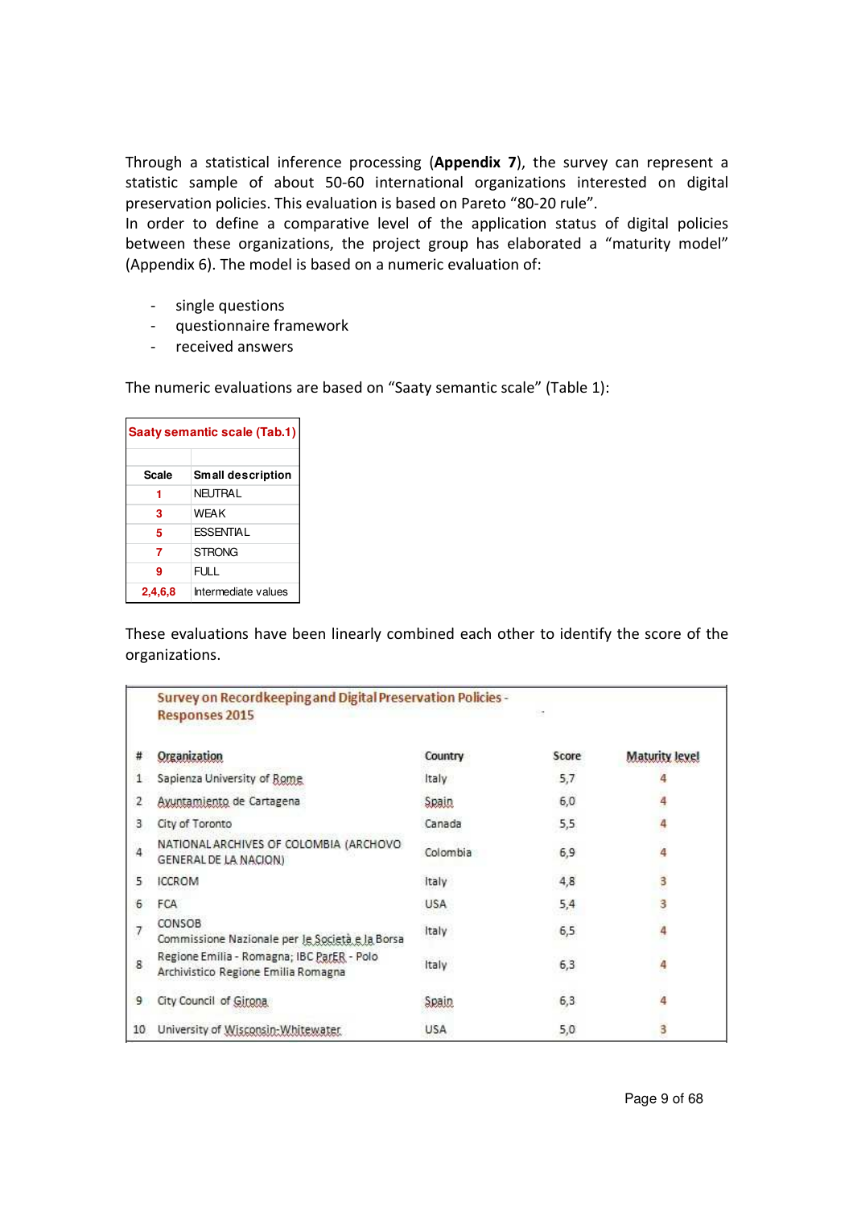Through a statistical inference processing (**Appendix 7**), the survey can represent a statistic sample of about 50-60 international organizations interested on digital preservation policies. This evaluation is based on Pareto "80-20 rule".
In order to define a comparative level of the application status of digital policies between these organizations, the project group has elaborated a "maturity model" (Appendix 6). The model is based on a numeric evaluation of:

- single questions
- questionnaire framework
- received answers

The numeric evaluations are based on "Saaty semantic scale" (Table 1):

| Saaty semantic scale (Tab.1) | |
|---|---|
| **Scale** | **Small description** |
| 1 | NEUTRAL |
| 3 | WEAK |
| 5 | ESSENTIAL |
| 7 | STRONG |
| 9 | FULL |
| 2,4,6,8 | Intermediate values |

These evaluations have been linearly combined each other to identify the score of the organizations.

**Survey on Recordkeeping and Digital Preservation Policies - Responses 2015**

| # | Organization | Country | Score | Maturity level |
|---|---|---|---|---|
| 1 | Sapienza University of Rome | Italy | 5,7 | 4 |
| 2 | Ayuntamiento de Cartagena | Spain | 6,0 | 4 |
| 3 | City of Toronto | Canada | 5,5 | 4 |
| 4 | NATIONAL ARCHIVES OF COLOMBIA (ARCHOVO GENERAL DE LA NACION) | Colombia | 6,9 | 4 |
| 5 | ICCROM | Italy | 4,8 | 3 |
| 6 | FCA | USA | 5,4 | 3 |
| 7 | CONSOB Commissione Nazionale per le Società e la Borsa | Italy | 6,5 | 4 |
| 8 | Regione Emilia - Romagna; IBC ParER - Polo Archivistico Regione Emilia Romagna | Italy | 6,3 | 4 |
| 9 | City Council of Girona | Spain | 6,3 | 4 |
| 10 | University of Wisconsin-Whitewater | USA | 5,0 | 3 |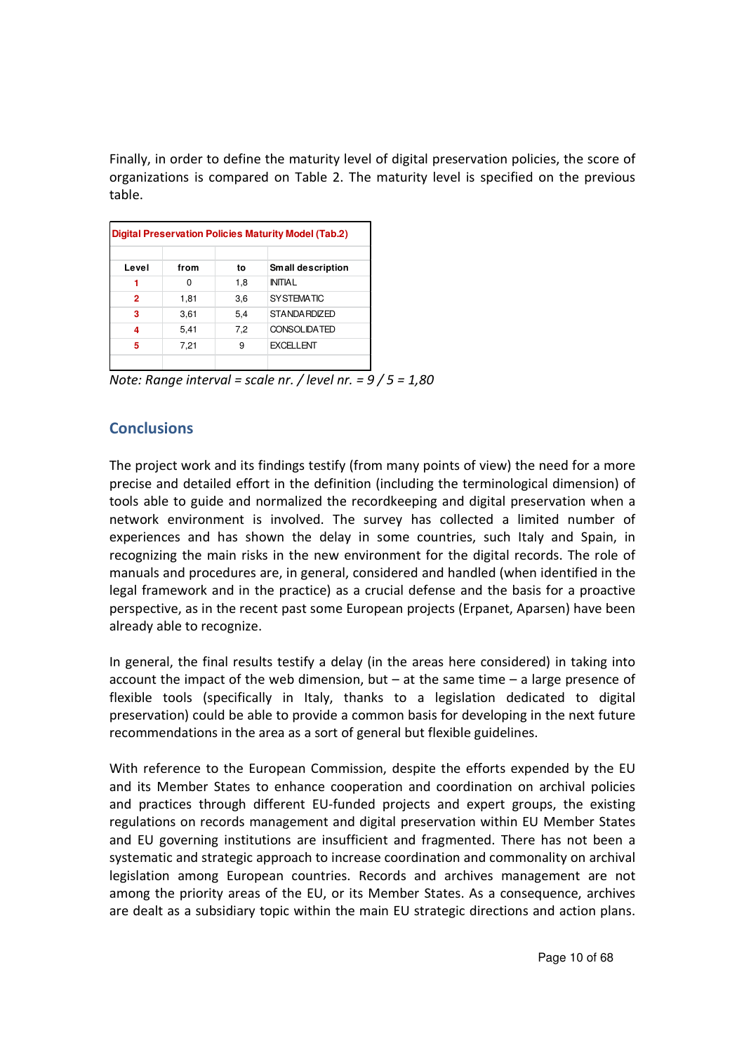Finally, in order to define the maturity level of digital preservation policies, the score of organizations is compared on Table 2. The maturity level is specified on the previous table.

**Digital Preservation Policies Maturity Model (Tab.2)**

| Level | from | to | Small description |
| --- | --- | --- | --- |
| 1 | 0 | 1,8 | INITIAL |
| 2 | 1,81 | 3,6 | SYSTEMATIC |
| 3 | 3,61 | 5,4 | STANDARDIZED |
| 4 | 5,41 | 7,2 | CONSOLIDATED |
| 5 | 7,21 | 9 | EXCELLENT |

*Note: Range interval = scale nr. / level nr. = 9 / 5 = 1,80*

## Conclusions

The project work and its findings testify (from many points of view) the need for a more precise and detailed effort in the definition (including the terminological dimension) of tools able to guide and normalized the recordkeeping and digital preservation when a network environment is involved. The survey has collected a limited number of experiences and has shown the delay in some countries, such Italy and Spain, in recognizing the main risks in the new environment for the digital records. The role of manuals and procedures are, in general, considered and handled (when identified in the legal framework and in the practice) as a crucial defense and the basis for a proactive perspective, as in the recent past some European projects (Erpanet, Aparsen) have been already able to recognize.

In general, the final results testify a delay (in the areas here considered) in taking into account the impact of the web dimension, but – at the same time – a large presence of flexible tools (specifically in Italy, thanks to a legislation dedicated to digital preservation) could be able to provide a common basis for developing in the next future recommendations in the area as a sort of general but flexible guidelines.

With reference to the European Commission, despite the efforts expended by the EU and its Member States to enhance cooperation and coordination on archival policies and practices through different EU-funded projects and expert groups, the existing regulations on records management and digital preservation within EU Member States and EU governing institutions are insufficient and fragmented. There has not been a systematic and strategic approach to increase coordination and commonality on archival legislation among European countries. Records and archives management are not among the priority areas of the EU, or its Member States. As a consequence, archives are dealt as a subsidiary topic within the main EU strategic directions and action plans.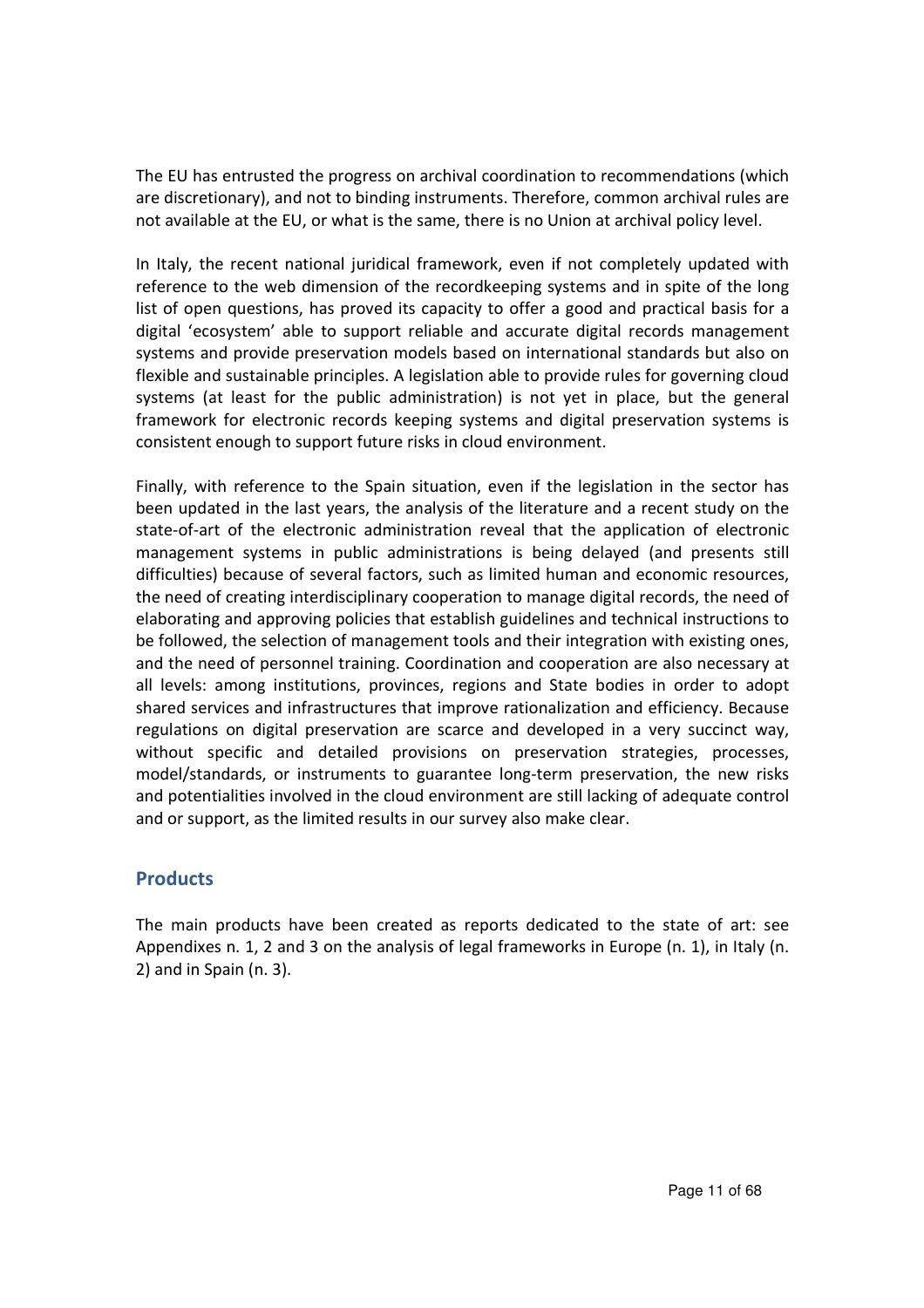The EU has entrusted the progress on archival coordination to recommendations (which are discretionary), and not to binding instruments. Therefore, common archival rules are not available at the EU, or what is the same, there is no Union at archival policy level.

In Italy, the recent national juridical framework, even if not completely updated with reference to the web dimension of the recordkeeping systems and in spite of the long list of open questions, has proved its capacity to offer a good and practical basis for a digital 'ecosystem' able to support reliable and accurate digital records management systems and provide preservation models based on international standards but also on flexible and sustainable principles. A legislation able to provide rules for governing cloud systems (at least for the public administration) is not yet in place, but the general framework for electronic records keeping systems and digital preservation systems is consistent enough to support future risks in cloud environment.

Finally, with reference to the Spain situation, even if the legislation in the sector has been updated in the last years, the analysis of the literature and a recent study on the state-of-art of the electronic administration reveal that the application of electronic management systems in public administrations is being delayed (and presents still difficulties) because of several factors, such as limited human and economic resources, the need of creating interdisciplinary cooperation to manage digital records, the need of elaborating and approving policies that establish guidelines and technical instructions to be followed, the selection of management tools and their integration with existing ones, and the need of personnel training. Coordination and cooperation are also necessary at all levels: among institutions, provinces, regions and State bodies in order to adopt shared services and infrastructures that improve rationalization and efficiency. Because regulations on digital preservation are scarce and developed in a very succinct way, without specific and detailed provisions on preservation strategies, processes, model/standards, or instruments to guarantee long-term preservation, the new risks and potentialities involved in the cloud environment are still lacking of adequate control and or support, as the limited results in our survey also make clear.

## Products

The main products have been created as reports dedicated to the state of art: see Appendixes n. 1, 2 and 3 on the analysis of legal frameworks in Europe (n. 1), in Italy (n. 2) and in Spain (n. 3).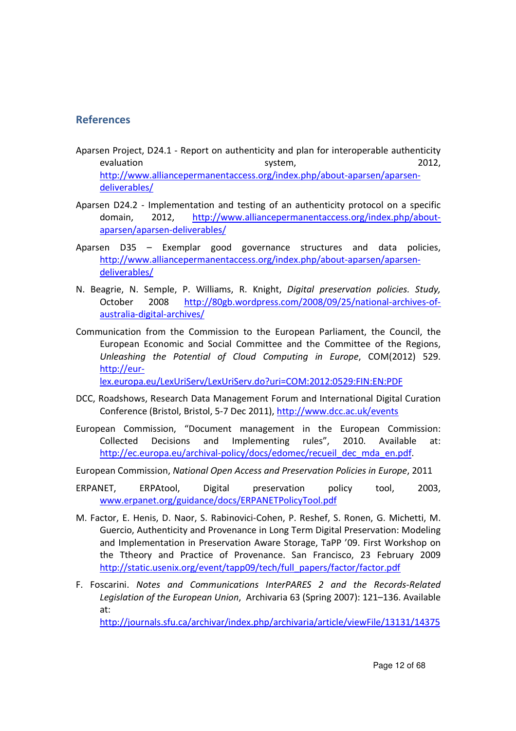## References

Aparsen Project, D24.1 - Report on authenticity and plan for interoperable authenticity evaluation system, 2012, http://www.alliancepermanentaccess.org/index.php/about-aparsen/aparsen-deliverables/

Aparsen D24.2 - Implementation and testing of an authenticity protocol on a specific domain, 2012, http://www.alliancepermanentaccess.org/index.php/about-aparsen/aparsen-deliverables/

Aparsen D35 – Exemplar good governance structures and data policies, http://www.alliancepermanentaccess.org/index.php/about-aparsen/aparsen-deliverables/

N. Beagrie, N. Semple, P. Williams, R. Knight, *Digital preservation policies. Study,* October 2008 http://80gb.wordpress.com/2008/09/25/national-archives-of-australia-digital-archives/

Communication from the Commission to the European Parliament, the Council, the European Economic and Social Committee and the Committee of the Regions, *Unleashing the Potential of Cloud Computing in Europe*, COM(2012) 529. http://eur-lex.europa.eu/LexUriServ/LexUriServ.do?uri=COM:2012:0529:FIN:EN:PDF

DCC, Roadshows, Research Data Management Forum and International Digital Curation Conference (Bristol, Bristol, 5-7 Dec 2011), http://www.dcc.ac.uk/events

European Commission, "Document management in the European Commission: Collected Decisions and Implementing rules", 2010. Available at: http://ec.europa.eu/archival-policy/docs/edomec/recueil_dec_mda_en.pdf.

European Commission, *National Open Access and Preservation Policies in Europe*, 2011

ERPANET, ERPAtool, Digital preservation policy tool, 2003, www.erpanet.org/guidance/docs/ERPANETPolicyTool.pdf

M. Factor, E. Henis, D. Naor, S. Rabinovici-Cohen, P. Reshef, S. Ronen, G. Michetti, M. Guercio, Authenticity and Provenance in Long Term Digital Preservation: Modeling and Implementation in Preservation Aware Storage, TaPP '09. First Workshop on the Ttheory and Practice of Provenance. San Francisco, 23 February 2009 http://static.usenix.org/event/tapp09/tech/full_papers/factor/factor.pdf

F. Foscarini. *Notes and Communications InterPARES 2 and the Records-Related Legislation of the European Union*, Archivaria 63 (Spring 2007): 121–136. Available at: http://journals.sfu.ca/archivar/index.php/archivaria/article/viewFile/13131/14375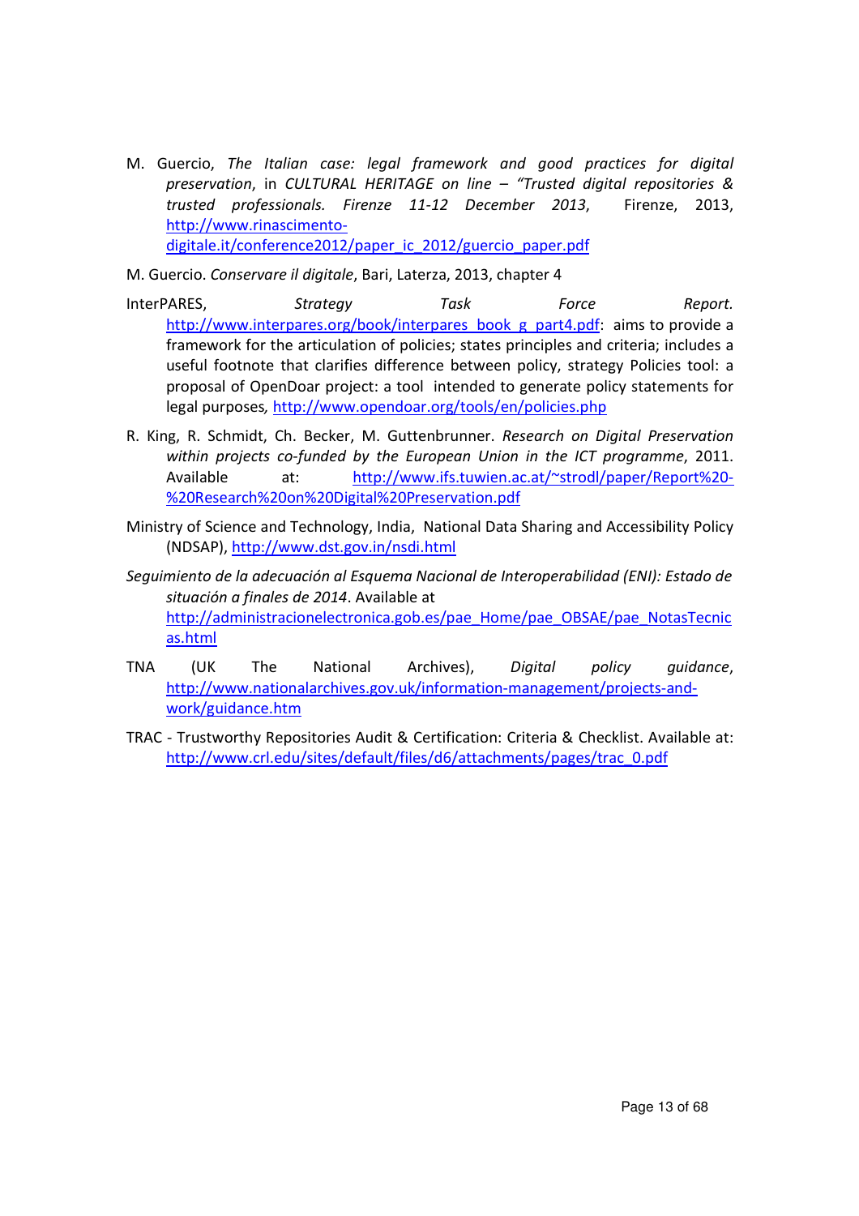M. Guercio, *The Italian case: legal framework and good practices for digital preservation*, in *CULTURAL HERITAGE on line – "Trusted digital repositories & trusted professionals. Firenze 11-12 December 2013*, Firenze, 2013, http://www.rinascimento-digitale.it/conference2012/paper_ic_2012/guercio_paper.pdf

M. Guercio. *Conservare il digitale*, Bari, Laterza, 2013, chapter 4

InterPARES, *Strategy Task Force Report.* http://www.interpares.org/book/interpares_book_g_part4.pdf: aims to provide a framework for the articulation of policies; states principles and criteria; includes a useful footnote that clarifies difference between policy, strategy Policies tool: a proposal of OpenDoar project: a tool intended to generate policy statements for legal purposes*,* http://www.opendoar.org/tools/en/policies.php

R. King, R. Schmidt, Ch. Becker, M. Guttenbrunner. *Research on Digital Preservation within projects co-funded by the European Union in the ICT programme*, 2011. Available at: http://www.ifs.tuwien.ac.at/~strodl/paper/Report%20-%20Research%20on%20Digital%20Preservation.pdf

Ministry of Science and Technology, India, National Data Sharing and Accessibility Policy (NDSAP), http://www.dst.gov.in/nsdi.html

*Seguimiento de la adecuación al Esquema Nacional de Interoperabilidad (ENI): Estado de situación a finales de 2014*. Available at http://administracionelectronica.gob.es/pae_Home/pae_OBSAE/pae_NotasTecnicas.html

TNA (UK The National Archives), *Digital policy guidance*, http://www.nationalarchives.gov.uk/information-management/projects-and-work/guidance.htm

TRAC - Trustworthy Repositories Audit & Certification: Criteria & Checklist. Available at: http://www.crl.edu/sites/default/files/d6/attachments/pages/trac_0.pdf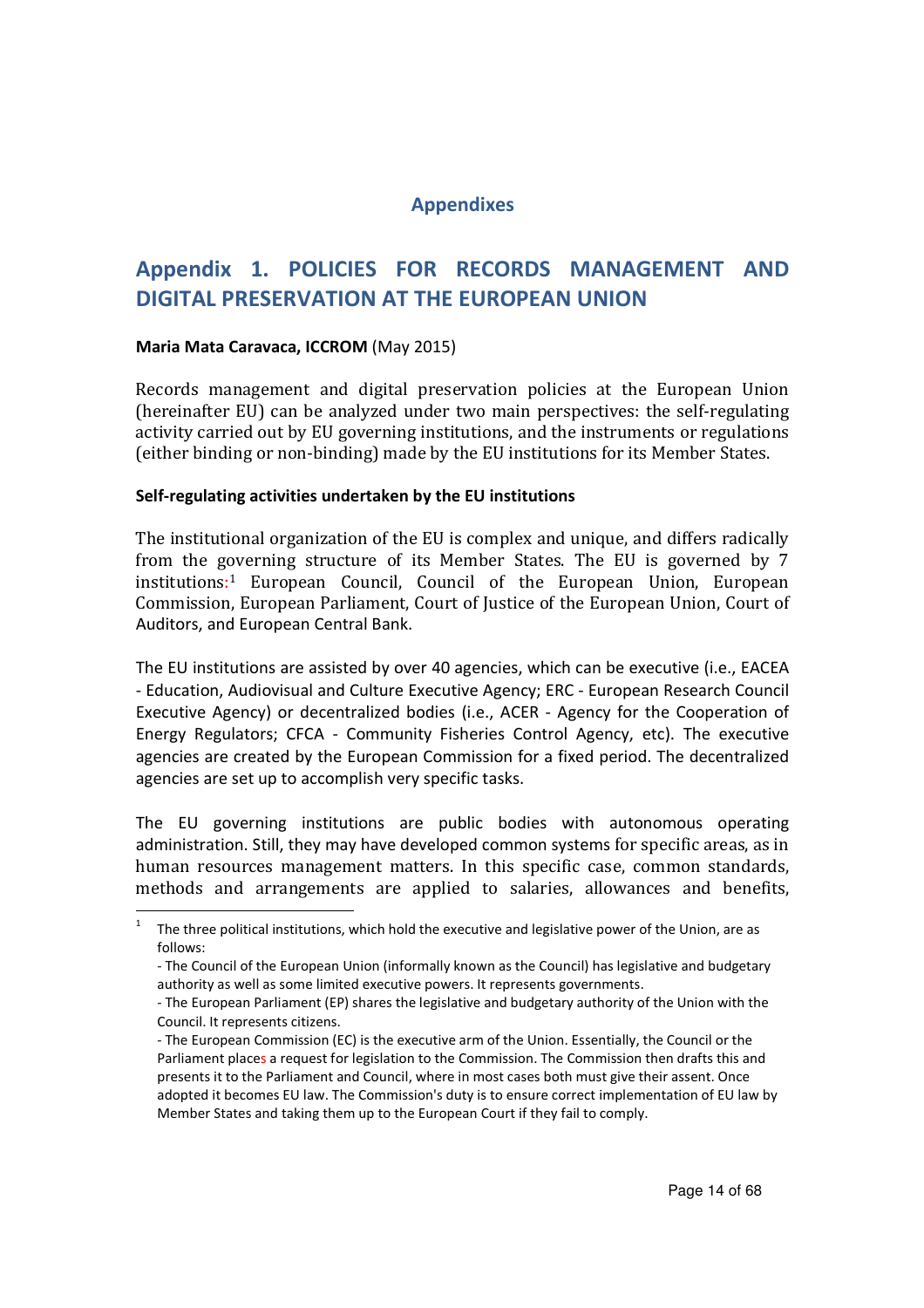# Appendixes

## Appendix 1. POLICIES FOR RECORDS MANAGEMENT AND DIGITAL PRESERVATION AT THE EUROPEAN UNION

**Maria Mata Caravaca, ICCROM** (May 2015)

Records management and digital preservation policies at the European Union (hereinafter EU) can be analyzed under two main perspectives: the self-regulating activity carried out by EU governing institutions, and the instruments or regulations (either binding or non-binding) made by the EU institutions for its Member States.

**Self-regulating activities undertaken by the EU institutions**

The institutional organization of the EU is complex and unique, and differs radically from the governing structure of its Member States. The EU is governed by 7 institutions:[1] European Council, Council of the European Union, European Commission, European Parliament, Court of Justice of the European Union, Court of Auditors, and European Central Bank.

The EU institutions are assisted by over 40 agencies, which can be executive (i.e., EACEA - Education, Audiovisual and Culture Executive Agency; ERC - European Research Council Executive Agency) or decentralized bodies (i.e., ACER - Agency for the Cooperation of Energy Regulators; CFCA - Community Fisheries Control Agency, etc). The executive agencies are created by the European Commission for a fixed period. The decentralized agencies are set up to accomplish very specific tasks.

The EU governing institutions are public bodies with autonomous operating administration. Still, they may have developed common systems for specific areas, as in human resources management matters. In this specific case, common standards, methods and arrangements are applied to salaries, allowances and benefits,

---

[1] The three political institutions, which hold the executive and legislative power of the Union, are as follows:

- The Council of the European Union (informally known as the Council) has legislative and budgetary authority as well as some limited executive powers. It represents governments.
- The European Parliament (EP) shares the legislative and budgetary authority of the Union with the Council. It represents citizens.
- The European Commission (EC) is the executive arm of the Union. Essentially, the Council or the Parliament places a request for legislation to the Commission. The Commission then drafts this and presents it to the Parliament and Council, where in most cases both must give their assent. Once adopted it becomes EU law. The Commission's duty is to ensure correct implementation of EU law by Member States and taking them up to the European Court if they fail to comply.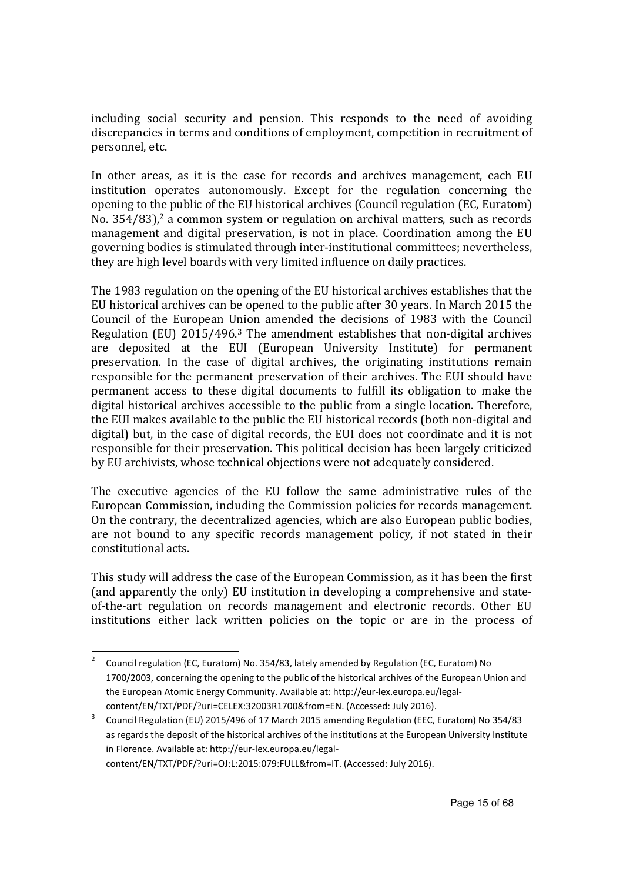including social security and pension. This responds to the need of avoiding discrepancies in terms and conditions of employment, competition in recruitment of personnel, etc.

In other areas, as it is the case for records and archives management, each EU institution operates autonomously. Except for the regulation concerning the opening to the public of the EU historical archives (Council regulation (EC, Euratom) No. 354/83),[2] a common system or regulation on archival matters, such as records management and digital preservation, is not in place. Coordination among the EU governing bodies is stimulated through inter-institutional committees; nevertheless, they are high level boards with very limited influence on daily practices.

The 1983 regulation on the opening of the EU historical archives establishes that the EU historical archives can be opened to the public after 30 years. In March 2015 the Council of the European Union amended the decisions of 1983 with the Council Regulation (EU) 2015/496.[3] The amendment establishes that non-digital archives are deposited at the EUI (European University Institute) for permanent preservation. In the case of digital archives, the originating institutions remain responsible for the permanent preservation of their archives. The EUI should have permanent access to these digital documents to fulfill its obligation to make the digital historical archives accessible to the public from a single location. Therefore, the EUI makes available to the public the EU historical records (both non-digital and digital) but, in the case of digital records, the EUI does not coordinate and it is not responsible for their preservation. This political decision has been largely criticized by EU archivists, whose technical objections were not adequately considered.

The executive agencies of the EU follow the same administrative rules of the European Commission, including the Commission policies for records management. On the contrary, the decentralized agencies, which are also European public bodies, are not bound to any specific records management policy, if not stated in their constitutional acts.

This study will address the case of the European Commission, as it has been the first (and apparently the only) EU institution in developing a comprehensive and state-of-the-art regulation on records management and electronic records. Other EU institutions either lack written policies on the topic or are in the process of

---

[2] Council regulation (EC, Euratom) No. 354/83, lately amended by Regulation (EC, Euratom) No 1700/2003, concerning the opening to the public of the historical archives of the European Union and the European Atomic Energy Community. Available at: http://eur-lex.europa.eu/legal-content/EN/TXT/PDF/?uri=CELEX:32003R1700&from=EN. (Accessed: July 2016).

[3] Council Regulation (EU) 2015/496 of 17 March 2015 amending Regulation (EEC, Euratom) No 354/83 as regards the deposit of the historical archives of the institutions at the European University Institute in Florence. Available at: http://eur-lex.europa.eu/legal-content/EN/TXT/PDF/?uri=OJ:L:2015:079:FULL&from=IT. (Accessed: July 2016).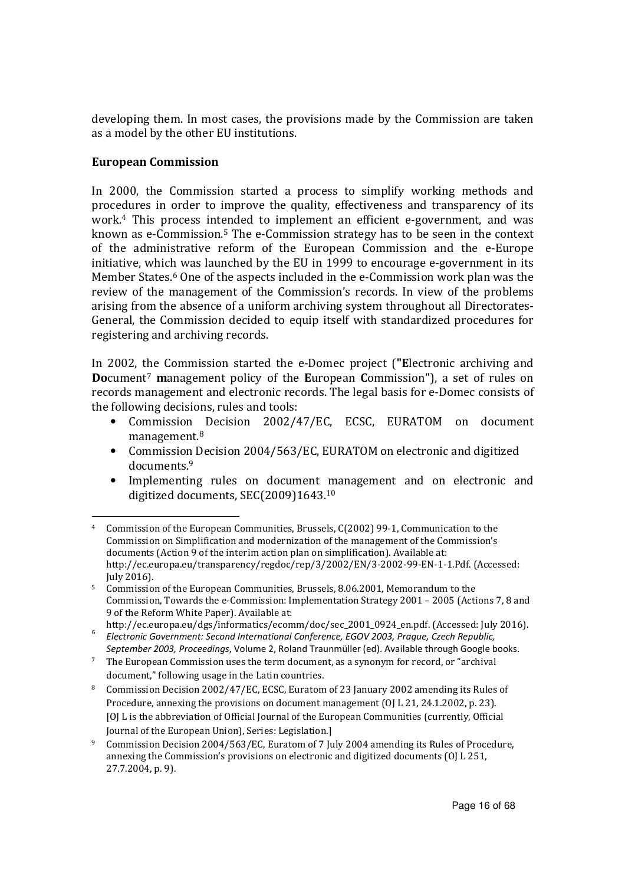developing them. In most cases, the provisions made by the Commission are taken as a model by the other EU institutions.

**European Commission**

In 2000, the Commission started a process to simplify working methods and procedures in order to improve the quality, effectiveness and transparency of its work.[4] This process intended to implement an efficient e-government, and was known as e-Commission.[5] The e-Commission strategy has to be seen in the context of the administrative reform of the European Commission and the e-Europe initiative, which was launched by the EU in 1999 to encourage e-government in its Member States.[6] One of the aspects included in the e-Commission work plan was the review of the management of the Commission's records. In view of the problems arising from the absence of a uniform archiving system throughout all Directorates-General, the Commission decided to equip itself with standardized procedures for registering and archiving records.

In 2002, the Commission started the e-Domec project (**"E**lectronic archiving and **Do**cument[7] **m**anagement policy of the **E**uropean **C**ommission"), a set of rules on records management and electronic records. The legal basis for e-Domec consists of the following decisions, rules and tools:

- Commission Decision 2002/47/EC, ECSC, EURATOM on document management.[8]
- Commission Decision 2004/563/EC, EURATOM on electronic and digitized documents.[9]
- Implementing rules on document management and on electronic and digitized documents, SEC(2009)1643.[10]

---

[4] Commission of the European Communities, Brussels, C(2002) 99-1, Communication to the Commission on Simplification and modernization of the management of the Commission's documents (Action 9 of the interim action plan on simplification). Available at: http://ec.europa.eu/transparency/regdoc/rep/3/2002/EN/3-2002-99-EN-1-1.Pdf. (Accessed: July 2016).

[5] Commission of the European Communities, Brussels, 8.06.2001, Memorandum to the Commission, Towards the e-Commission: Implementation Strategy 2001 – 2005 (Actions 7, 8 and 9 of the Reform White Paper). Available at: http://ec.europa.eu/dgs/informatics/ecomm/doc/sec_2001_0924_en.pdf. (Accessed: July 2016).

[6] *Electronic Government: Second International Conference, EGOV 2003, Prague, Czech Republic, September 2003, Proceedings*, Volume 2, Roland Traunmüller (ed). Available through Google books.

[7] The European Commission uses the term document, as a synonym for record, or "archival document," following usage in the Latin countries.

[8] Commission Decision 2002/47/EC, ECSC, Euratom of 23 January 2002 amending its Rules of Procedure, annexing the provisions on document management (OJ L 21, 24.1.2002, p. 23). [OJ L is the abbreviation of Official Journal of the European Communities (currently, Official Journal of the European Union), Series: Legislation.]

[9] Commission Decision 2004/563/EC, Euratom of 7 July 2004 amending its Rules of Procedure, annexing the Commission's provisions on electronic and digitized documents (OJ L 251, 27.7.2004, p. 9).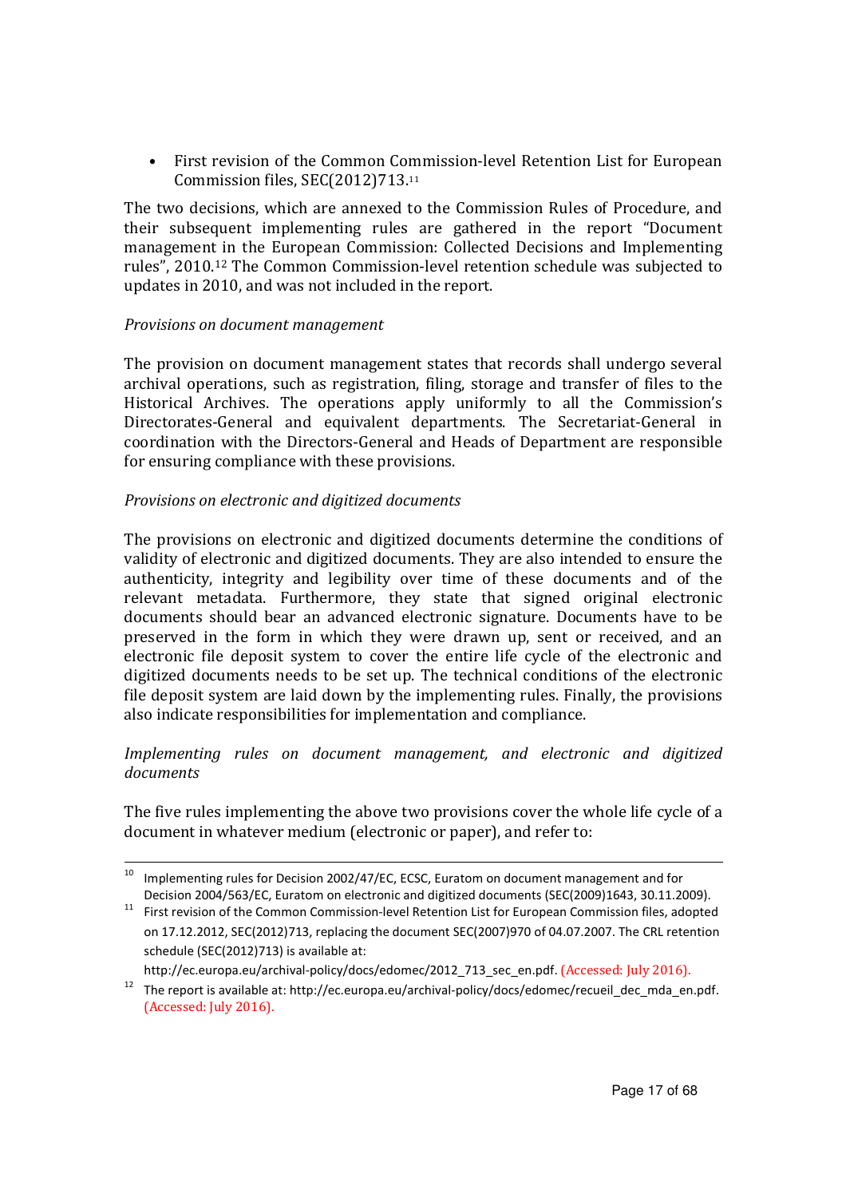- First revision of the Common Commission-level Retention List for European Commission files, SEC(2012)713.[11]

The two decisions, which are annexed to the Commission Rules of Procedure, and their subsequent implementing rules are gathered in the report "Document management in the European Commission: Collected Decisions and Implementing rules", 2010.[12] The Common Commission-level retention schedule was subjected to updates in 2010, and was not included in the report.

*Provisions on document management*

The provision on document management states that records shall undergo several archival operations, such as registration, filing, storage and transfer of files to the Historical Archives. The operations apply uniformly to all the Commission's Directorates-General and equivalent departments. The Secretariat-General in coordination with the Directors-General and Heads of Department are responsible for ensuring compliance with these provisions.

*Provisions on electronic and digitized documents*

The provisions on electronic and digitized documents determine the conditions of validity of electronic and digitized documents. They are also intended to ensure the authenticity, integrity and legibility over time of these documents and of the relevant metadata. Furthermore, they state that signed original electronic documents should bear an advanced electronic signature. Documents have to be preserved in the form in which they were drawn up, sent or received, and an electronic file deposit system to cover the entire life cycle of the electronic and digitized documents needs to be set up. The technical conditions of the electronic file deposit system are laid down by the implementing rules. Finally, the provisions also indicate responsibilities for implementation and compliance.

*Implementing rules on document management, and electronic and digitized documents*

The five rules implementing the above two provisions cover the whole life cycle of a document in whatever medium (electronic or paper), and refer to:

---

[10] Implementing rules for Decision 2002/47/EC, ECSC, Euratom on document management and for Decision 2004/563/EC, Euratom on electronic and digitized documents (SEC(2009)1643, 30.11.2009).

[11] First revision of the Common Commission-level Retention List for European Commission files, adopted on 17.12.2012, SEC(2012)713, replacing the document SEC(2007)970 of 04.07.2007. The CRL retention schedule (SEC(2012)713) is available at: http://ec.europa.eu/archival-policy/docs/edomec/2012_713_sec_en.pdf. (Accessed: July 2016).

[12] The report is available at: http://ec.europa.eu/archival-policy/docs/edomec/recueil_dec_mda_en.pdf. (Accessed: July 2016).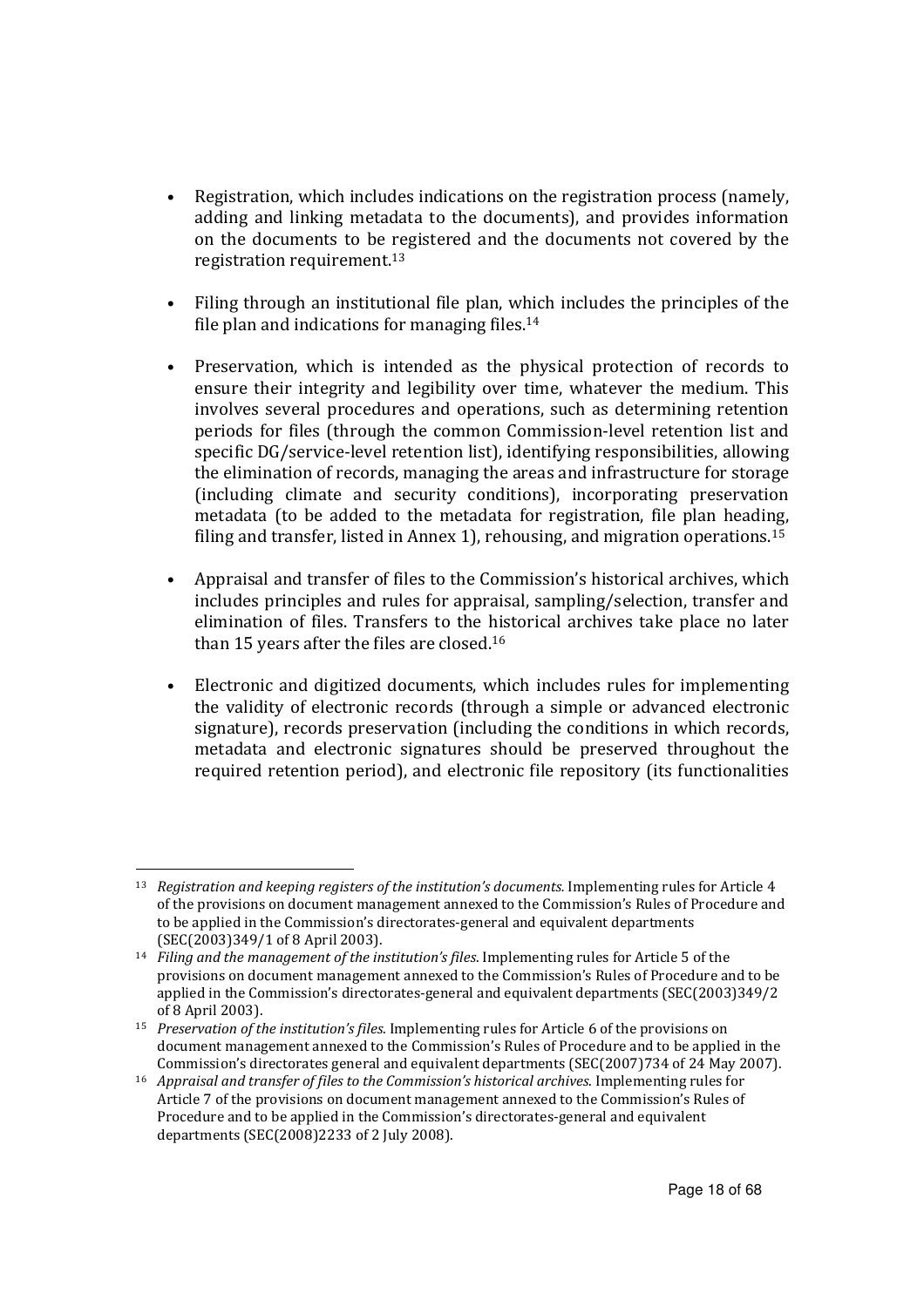- Registration, which includes indications on the registration process (namely, adding and linking metadata to the documents), and provides information on the documents to be registered and the documents not covered by the registration requirement.[13]

- Filing through an institutional file plan, which includes the principles of the file plan and indications for managing files.[14]

- Preservation, which is intended as the physical protection of records to ensure their integrity and legibility over time, whatever the medium. This involves several procedures and operations, such as determining retention periods for files (through the common Commission-level retention list and specific DG/service-level retention list), identifying responsibilities, allowing the elimination of records, managing the areas and infrastructure for storage (including climate and security conditions), incorporating preservation metadata (to be added to the metadata for registration, file plan heading, filing and transfer, listed in Annex 1), rehousing, and migration operations.[15]

- Appraisal and transfer of files to the Commission's historical archives, which includes principles and rules for appraisal, sampling/selection, transfer and elimination of files. Transfers to the historical archives take place no later than 15 years after the files are closed.[16]

- Electronic and digitized documents, which includes rules for implementing the validity of electronic records (through a simple or advanced electronic signature), records preservation (including the conditions in which records, metadata and electronic signatures should be preserved throughout the required retention period), and electronic file repository (its functionalities

---

[13] *Registration and keeping registers of the institution's documents.* Implementing rules for Article 4 of the provisions on document management annexed to the Commission's Rules of Procedure and to be applied in the Commission's directorates-general and equivalent departments (SEC(2003)349/1 of 8 April 2003).

[14] *Filing and the management of the institution's files*. Implementing rules for Article 5 of the provisions on document management annexed to the Commission's Rules of Procedure and to be applied in the Commission's directorates-general and equivalent departments (SEC(2003)349/2 of 8 April 2003).

[15] *Preservation of the institution's files*. Implementing rules for Article 6 of the provisions on document management annexed to the Commission's Rules of Procedure and to be applied in the Commission's directorates general and equivalent departments (SEC(2007)734 of 24 May 2007).

[16] *Appraisal and transfer of files to the Commission's historical archives*. Implementing rules for Article 7 of the provisions on document management annexed to the Commission's Rules of Procedure and to be applied in the Commission's directorates-general and equivalent departments (SEC(2008)2233 of 2 July 2008).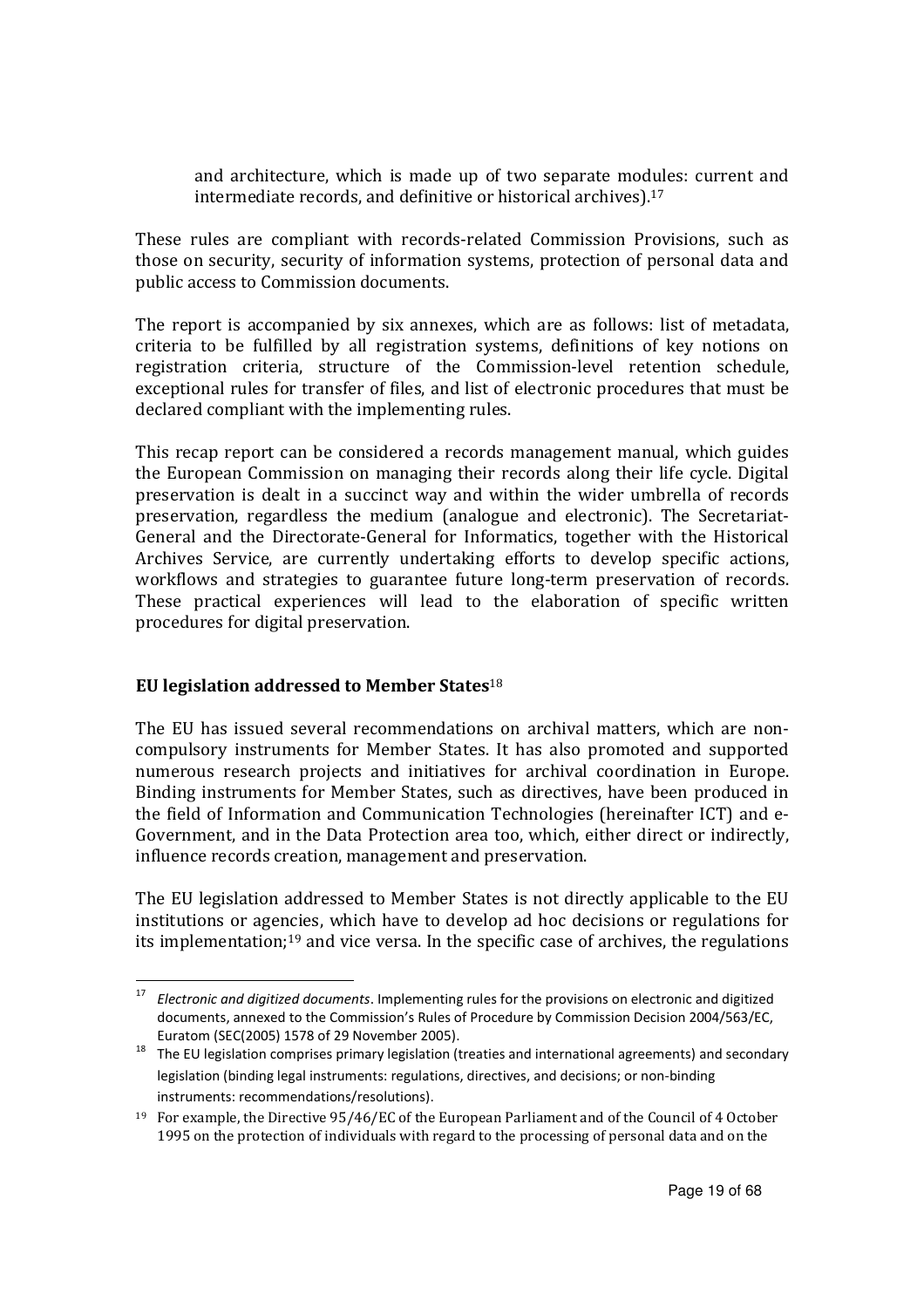and architecture, which is made up of two separate modules: current and intermediate records, and definitive or historical archives).[17]

These rules are compliant with records-related Commission Provisions, such as those on security, security of information systems, protection of personal data and public access to Commission documents.

The report is accompanied by six annexes, which are as follows: list of metadata, criteria to be fulfilled by all registration systems, definitions of key notions on registration criteria, structure of the Commission-level retention schedule, exceptional rules for transfer of files, and list of electronic procedures that must be declared compliant with the implementing rules.

This recap report can be considered a records management manual, which guides the European Commission on managing their records along their life cycle. Digital preservation is dealt in a succinct way and within the wider umbrella of records preservation, regardless the medium (analogue and electronic). The Secretariat-General and the Directorate-General for Informatics, together with the Historical Archives Service, are currently undertaking efforts to develop specific actions, workflows and strategies to guarantee future long-term preservation of records. These practical experiences will lead to the elaboration of specific written procedures for digital preservation.

### EU legislation addressed to Member States[18]

The EU has issued several recommendations on archival matters, which are non-compulsory instruments for Member States. It has also promoted and supported numerous research projects and initiatives for archival coordination in Europe. Binding instruments for Member States, such as directives, have been produced in the field of Information and Communication Technologies (hereinafter ICT) and e-Government, and in the Data Protection area too, which, either direct or indirectly, influence records creation, management and preservation.

The EU legislation addressed to Member States is not directly applicable to the EU institutions or agencies, which have to develop ad hoc decisions or regulations for its implementation;[19] and vice versa. In the specific case of archives, the regulations

---

[17] *Electronic and digitized documents*. Implementing rules for the provisions on electronic and digitized documents, annexed to the Commission's Rules of Procedure by Commission Decision 2004/563/EC, Euratom (SEC(2005) 1578 of 29 November 2005).

[18] The EU legislation comprises primary legislation (treaties and international agreements) and secondary legislation (binding legal instruments: regulations, directives, and decisions; or non-binding instruments: recommendations/resolutions).

[19] For example, the Directive 95/46/EC of the European Parliament and of the Council of 4 October 1995 on the protection of individuals with regard to the processing of personal data and on the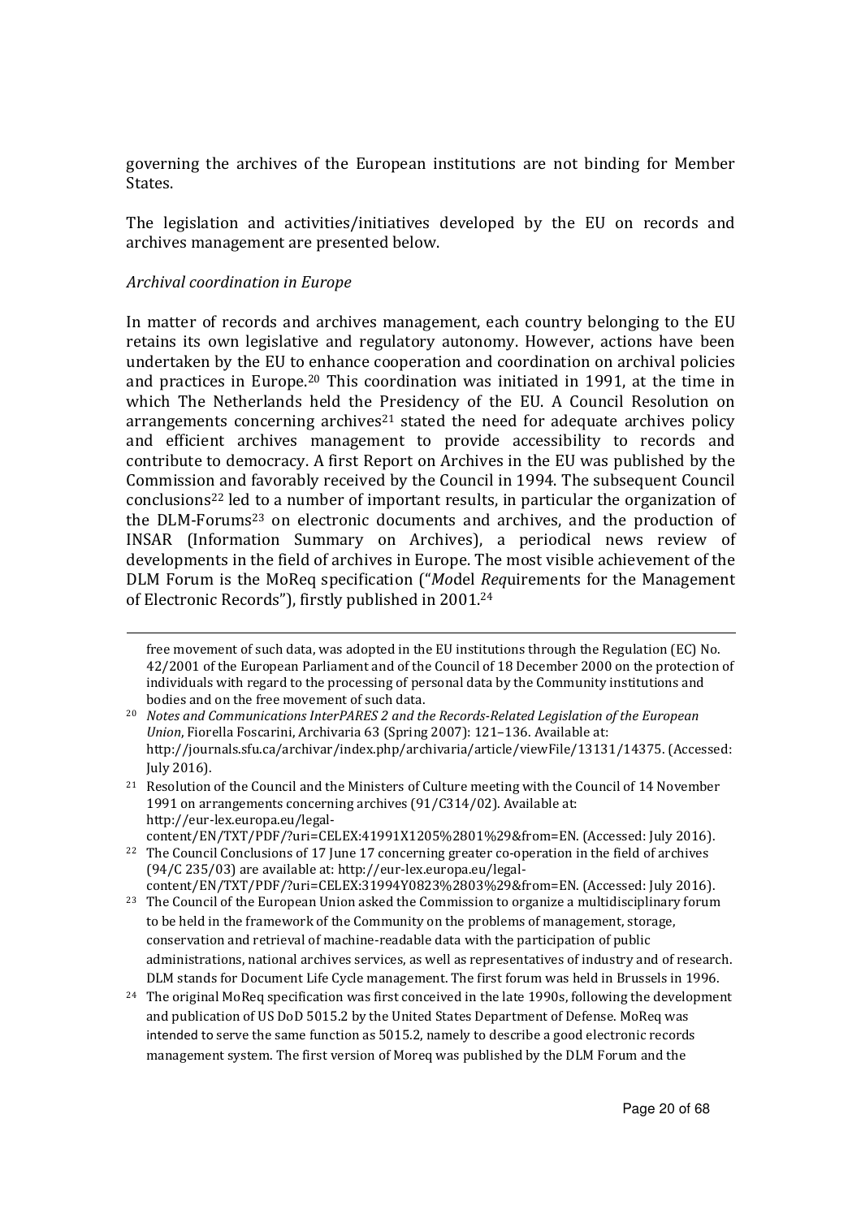governing the archives of the European institutions are not binding for Member States.

The legislation and activities/initiatives developed by the EU on records and archives management are presented below.

*Archival coordination in Europe*

In matter of records and archives management, each country belonging to the EU retains its own legislative and regulatory autonomy. However, actions have been undertaken by the EU to enhance cooperation and coordination on archival policies and practices in Europe.[20] This coordination was initiated in 1991, at the time in which The Netherlands held the Presidency of the EU. A Council Resolution on arrangements concerning archives[21] stated the need for adequate archives policy and efficient archives management to provide accessibility to records and contribute to democracy. A first Report on Archives in the EU was published by the Commission and favorably received by the Council in 1994. The subsequent Council conclusions[22] led to a number of important results, in particular the organization of the DLM-Forums[23] on electronic documents and archives, and the production of INSAR (Information Summary on Archives), a periodical news review of developments in the field of archives in Europe. The most visible achievement of the DLM Forum is the MoReq specification ("*Mo*del *Req*uirements for the Management of Electronic Records"), firstly published in 2001.[24]

---

free movement of such data, was adopted in the EU institutions through the Regulation (EC) No. 42/2001 of the European Parliament and of the Council of 18 December 2000 on the protection of individuals with regard to the processing of personal data by the Community institutions and bodies and on the free movement of such data.

[20] *Notes and Communications InterPARES 2 and the Records-Related Legislation of the European Union*, Fiorella Foscarini, Archivaria 63 (Spring 2007): 121–136. Available at: http://journals.sfu.ca/archivar/index.php/archivaria/article/viewFile/13131/14375. (Accessed: July 2016).

[21] Resolution of the Council and the Ministers of Culture meeting with the Council of 14 November 1991 on arrangements concerning archives (91/C314/02). Available at: http://eur-lex.europa.eu/legal-content/EN/TXT/PDF/?uri=CELEX:41991X1205%2801%29&from=EN. (Accessed: July 2016).

[22] The Council Conclusions of 17 June 17 concerning greater co-operation in the field of archives (94/C 235/03) are available at: http://eur-lex.europa.eu/legal-content/EN/TXT/PDF/?uri=CELEX:31994Y0823%2803%29&from=EN. (Accessed: July 2016).

[23] The Council of the European Union asked the Commission to organize a multidisciplinary forum to be held in the framework of the Community on the problems of management, storage, conservation and retrieval of machine-readable data with the participation of public administrations, national archives services, as well as representatives of industry and of research. DLM stands for Document Life Cycle management. The first forum was held in Brussels in 1996.

[24] The original MoReq specification was first conceived in the late 1990s, following the development and publication of US DoD 5015.2 by the United States Department of Defense. MoReq was intended to serve the same function as 5015.2, namely to describe a good electronic records management system. The first version of Moreq was published by the DLM Forum and the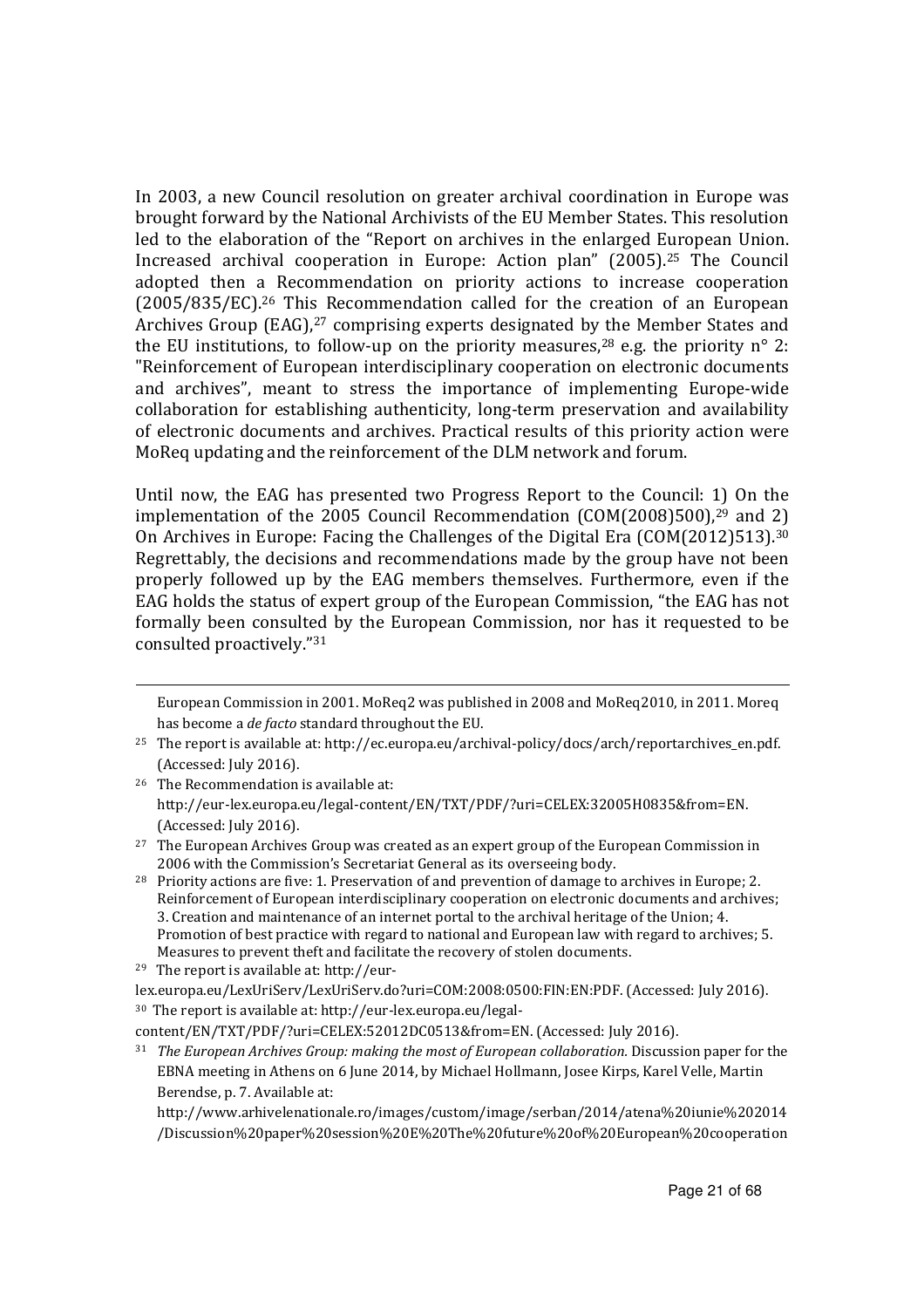In 2003, a new Council resolution on greater archival coordination in Europe was brought forward by the National Archivists of the EU Member States. This resolution led to the elaboration of the "Report on archives in the enlarged European Union. Increased archival cooperation in Europe: Action plan" (2005).[25] The Council adopted then a Recommendation on priority actions to increase cooperation (2005/835/EC).[26] This Recommendation called for the creation of an European Archives Group (EAG),[27] comprising experts designated by the Member States and the EU institutions, to follow-up on the priority measures,[28] e.g. the priority n° 2: "Reinforcement of European interdisciplinary cooperation on electronic documents and archives", meant to stress the importance of implementing Europe-wide collaboration for establishing authenticity, long-term preservation and availability of electronic documents and archives. Practical results of this priority action were MoReq updating and the reinforcement of the DLM network and forum.

Until now, the EAG has presented two Progress Report to the Council: 1) On the implementation of the 2005 Council Recommendation (COM(2008)500),[29] and 2) On Archives in Europe: Facing the Challenges of the Digital Era (COM(2012)513).[30] Regrettably, the decisions and recommendations made by the group have not been properly followed up by the EAG members themselves. Furthermore, even if the EAG holds the status of expert group of the European Commission, "the EAG has not formally been consulted by the European Commission, nor has it requested to be consulted proactively."[31]

---

European Commission in 2001. MoReq2 was published in 2008 and MoReq2010, in 2011. Moreq has become a *de facto* standard throughout the EU.

[25] The report is available at: http://ec.europa.eu/archival-policy/docs/arch/reportarchives_en.pdf. (Accessed: July 2016).

[26] The Recommendation is available at: http://eur-lex.europa.eu/legal-content/EN/TXT/PDF/?uri=CELEX:32005H0835&from=EN. (Accessed: July 2016).

[27] The European Archives Group was created as an expert group of the European Commission in 2006 with the Commission's Secretariat General as its overseeing body.

[28] Priority actions are five: 1. Preservation of and prevention of damage to archives in Europe; 2. Reinforcement of European interdisciplinary cooperation on electronic documents and archives; 3. Creation and maintenance of an internet portal to the archival heritage of the Union; 4. Promotion of best practice with regard to national and European law with regard to archives; 5. Measures to prevent theft and facilitate the recovery of stolen documents.

[29] The report is available at: http://eur-lex.europa.eu/LexUriServ/LexUriServ.do?uri=COM:2008:0500:FIN:EN:PDF. (Accessed: July 2016).

[30] The report is available at: http://eur-lex.europa.eu/legal-content/EN/TXT/PDF/?uri=CELEX:52012DC0513&from=EN. (Accessed: July 2016).

[31] *The European Archives Group: making the most of European collaboration.* Discussion paper for the EBNA meeting in Athens on 6 June 2014, by Michael Hollmann, Josee Kirps, Karel Velle, Martin Berendse, p. 7. Available at: http://www.arhivelenationale.ro/images/custom/image/serban/2014/atena%20iunie%202014/Discussion%20paper%20session%20E%20The%20future%20of%20European%20cooperation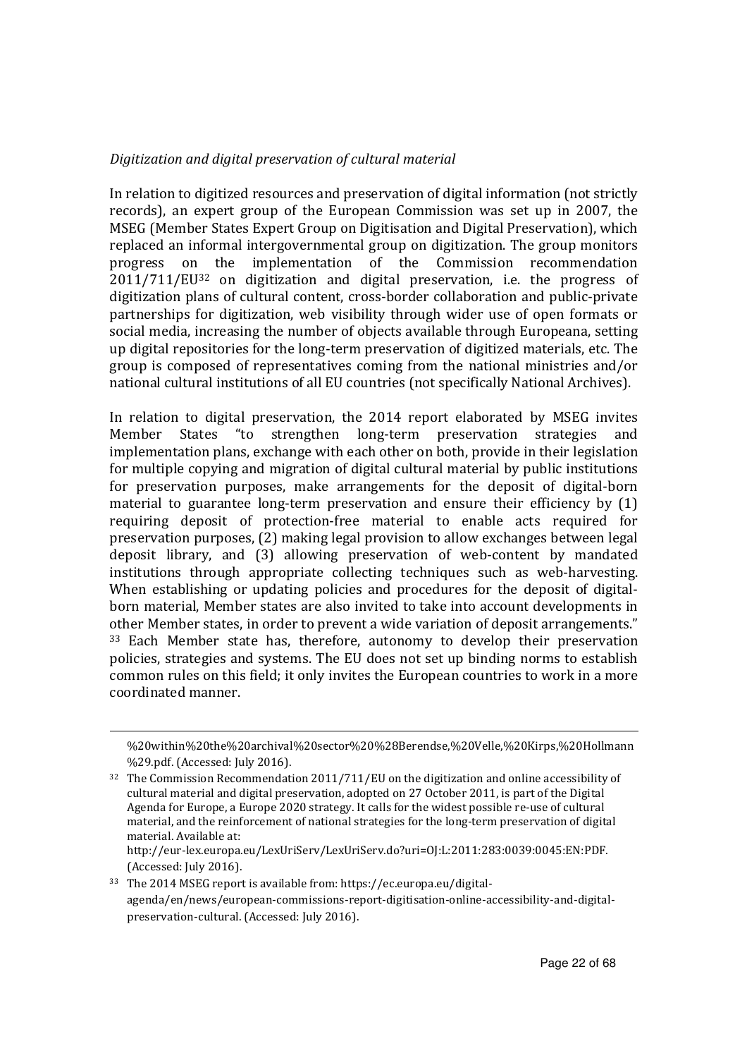*Digitization and digital preservation of cultural material*

In relation to digitized resources and preservation of digital information (not strictly records), an expert group of the European Commission was set up in 2007, the MSEG (Member States Expert Group on Digitisation and Digital Preservation), which replaced an informal intergovernmental group on digitization. The group monitors progress on the implementation of the Commission recommendation 2011/711/EU[32] on digitization and digital preservation, i.e. the progress of digitization plans of cultural content, cross-border collaboration and public-private partnerships for digitization, web visibility through wider use of open formats or social media, increasing the number of objects available through Europeana, setting up digital repositories for the long-term preservation of digitized materials, etc. The group is composed of representatives coming from the national ministries and/or national cultural institutions of all EU countries (not specifically National Archives).

In relation to digital preservation, the 2014 report elaborated by MSEG invites Member States "to strengthen long-term preservation strategies and implementation plans, exchange with each other on both, provide in their legislation for multiple copying and migration of digital cultural material by public institutions for preservation purposes, make arrangements for the deposit of digital-born material to guarantee long-term preservation and ensure their efficiency by (1) requiring deposit of protection-free material to enable acts required for preservation purposes, (2) making legal provision to allow exchanges between legal deposit library, and (3) allowing preservation of web-content by mandated institutions through appropriate collecting techniques such as web-harvesting. When establishing or updating policies and procedures for the deposit of digital-born material, Member states are also invited to take into account developments in other Member states, in order to prevent a wide variation of deposit arrangements."[33] Each Member state has, therefore, autonomy to develop their preservation policies, strategies and systems. The EU does not set up binding norms to establish common rules on this field; it only invites the European countries to work in a more coordinated manner.

---

%20within%20the%20archival%20sector%20%28Berendse,%20Velle,%20Kirps,%20Hollmann%29.pdf. (Accessed: July 2016).

[32] The Commission Recommendation 2011/711/EU on the digitization and online accessibility of cultural material and digital preservation, adopted on 27 October 2011, is part of the Digital Agenda for Europe, a Europe 2020 strategy. It calls for the widest possible re-use of cultural material, and the reinforcement of national strategies for the long-term preservation of digital material. Available at: http://eur-lex.europa.eu/LexUriServ/LexUriServ.do?uri=OJ:L:2011:283:0039:0045:EN:PDF. (Accessed: July 2016).

[33] The 2014 MSEG report is available from: https://ec.europa.eu/digital-agenda/en/news/european-commissions-report-digitisation-online-accessibility-and-digital-preservation-cultural. (Accessed: July 2016).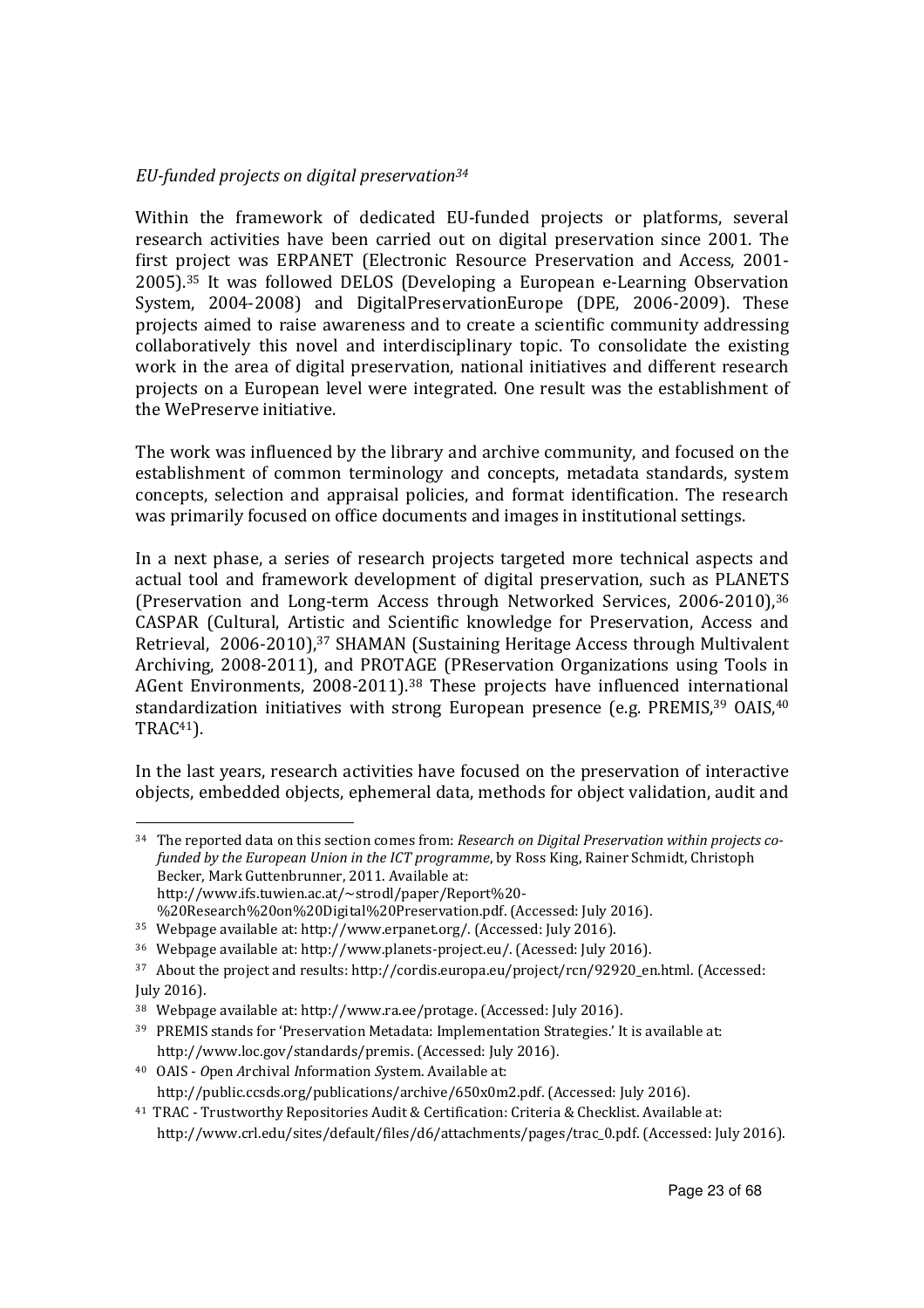*EU-funded projects on digital preservation*[34]

Within the framework of dedicated EU-funded projects or platforms, several research activities have been carried out on digital preservation since 2001. The first project was ERPANET (Electronic Resource Preservation and Access, 2001-2005).[35] It was followed DELOS (Developing a European e-Learning Observation System, 2004-2008) and DigitalPreservationEurope (DPE, 2006-2009). These projects aimed to raise awareness and to create a scientific community addressing collaboratively this novel and interdisciplinary topic. To consolidate the existing work in the area of digital preservation, national initiatives and different research projects on a European level were integrated. One result was the establishment of the WePreserve initiative.

The work was influenced by the library and archive community, and focused on the establishment of common terminology and concepts, metadata standards, system concepts, selection and appraisal policies, and format identification. The research was primarily focused on office documents and images in institutional settings.

In a next phase, a series of research projects targeted more technical aspects and actual tool and framework development of digital preservation, such as PLANETS (Preservation and Long-term Access through Networked Services, 2006-2010),[36] CASPAR (Cultural, Artistic and Scientific knowledge for Preservation, Access and Retrieval, 2006-2010),[37] SHAMAN (Sustaining Heritage Access through Multivalent Archiving, 2008-2011), and PROTAGE (PReservation Organizations using Tools in AGent Environments, 2008-2011).[38] These projects have influenced international standardization initiatives with strong European presence (e.g. PREMIS,[39] OAIS,[40] TRAC[41]).

In the last years, research activities have focused on the preservation of interactive objects, embedded objects, ephemeral data, methods for object validation, audit and

---

[34] The reported data on this section comes from: *Research on Digital Preservation within projects co-funded by the European Union in the ICT programme*, by Ross King, Rainer Schmidt, Christoph Becker, Mark Guttenbrunner, 2011. Available at: http://www.ifs.tuwien.ac.at/~strodl/paper/Report%20-%20Research%20on%20Digital%20Preservation.pdf. (Accessed: July 2016).

[35] Webpage available at: http://www.erpanet.org/. (Accessed: July 2016).

[36] Webpage available at: http://www.planets-project.eu/. (Acessed: July 2016).

[37] About the project and results: http://cordis.europa.eu/project/rcn/92920_en.html. (Accessed: July 2016).

[38] Webpage available at: http://www.ra.ee/protage. (Accessed: July 2016).

[39] PREMIS stands for 'Preservation Metadata: Implementation Strategies.' It is available at: http://www.loc.gov/standards/premis. (Accessed: July 2016).

[40] OAIS - *O*pen *A*rchival *I*nformation *S*ystem. Available at: http://public.ccsds.org/publications/archive/650x0m2.pdf. (Accessed: July 2016).

[41] TRAC - Trustworthy Repositories Audit & Certification: Criteria & Checklist. Available at: http://www.crl.edu/sites/default/files/d6/attachments/pages/trac_0.pdf. (Accessed: July 2016).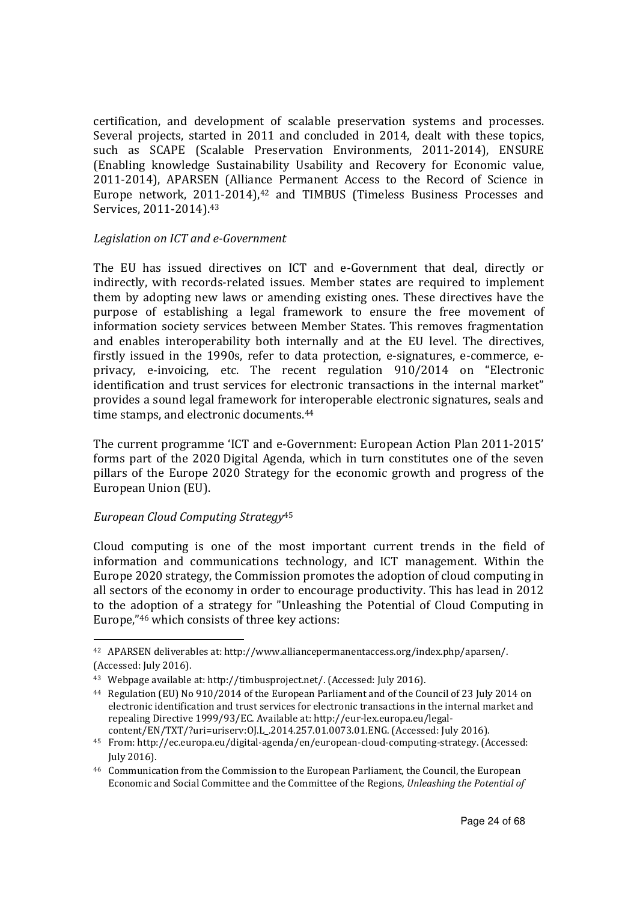certification, and development of scalable preservation systems and processes. Several projects, started in 2011 and concluded in 2014, dealt with these topics, such as SCAPE (Scalable Preservation Environments, 2011-2014), ENSURE (Enabling knowledge Sustainability Usability and Recovery for Economic value, 2011-2014), APARSEN (Alliance Permanent Access to the Record of Science in Europe network, 2011-2014),[42] and TIMBUS (Timeless Business Processes and Services, 2011-2014).[43]

*Legislation on ICT and e-Government*

The EU has issued directives on ICT and e-Government that deal, directly or indirectly, with records-related issues. Member states are required to implement them by adopting new laws or amending existing ones. These directives have the purpose of establishing a legal framework to ensure the free movement of information society services between Member States. This removes fragmentation and enables interoperability both internally and at the EU level. The directives, firstly issued in the 1990s, refer to data protection, e-signatures, e-commerce, e-privacy, e-invoicing, etc. The recent regulation 910/2014 on "Electronic identification and trust services for electronic transactions in the internal market" provides a sound legal framework for interoperable electronic signatures, seals and time stamps, and electronic documents.[44]

The current programme 'ICT and e-Government: European Action Plan 2011-2015' forms part of the 2020 Digital Agenda, which in turn constitutes one of the seven pillars of the Europe 2020 Strategy for the economic growth and progress of the European Union (EU).

*European Cloud Computing Strategy*[45]

Cloud computing is one of the most important current trends in the field of information and communications technology, and ICT management. Within the Europe 2020 strategy, the Commission promotes the adoption of cloud computing in all sectors of the economy in order to encourage productivity. This has lead in 2012 to the adoption of a strategy for "Unleashing the Potential of Cloud Computing in Europe,"[46] which consists of three key actions:

---

[42] APARSEN deliverables at: http://www.alliancepermanentaccess.org/index.php/aparsen/. (Accessed: July 2016).

[43] Webpage available at: http://timbusproject.net/. (Accessed: July 2016).

[44] Regulation (EU) No 910/2014 of the European Parliament and of the Council of 23 July 2014 on electronic identification and trust services for electronic transactions in the internal market and repealing Directive 1999/93/EC. Available at: http://eur-lex.europa.eu/legal-content/EN/TXT/?uri=uriserv:OJ.L_.2014.257.01.0073.01.ENG. (Accessed: July 2016).

[45] From: http://ec.europa.eu/digital-agenda/en/european-cloud-computing-strategy. (Accessed: July 2016).

[46] Communication from the Commission to the European Parliament, the Council, the European Economic and Social Committee and the Committee of the Regions, *Unleashing the Potential of*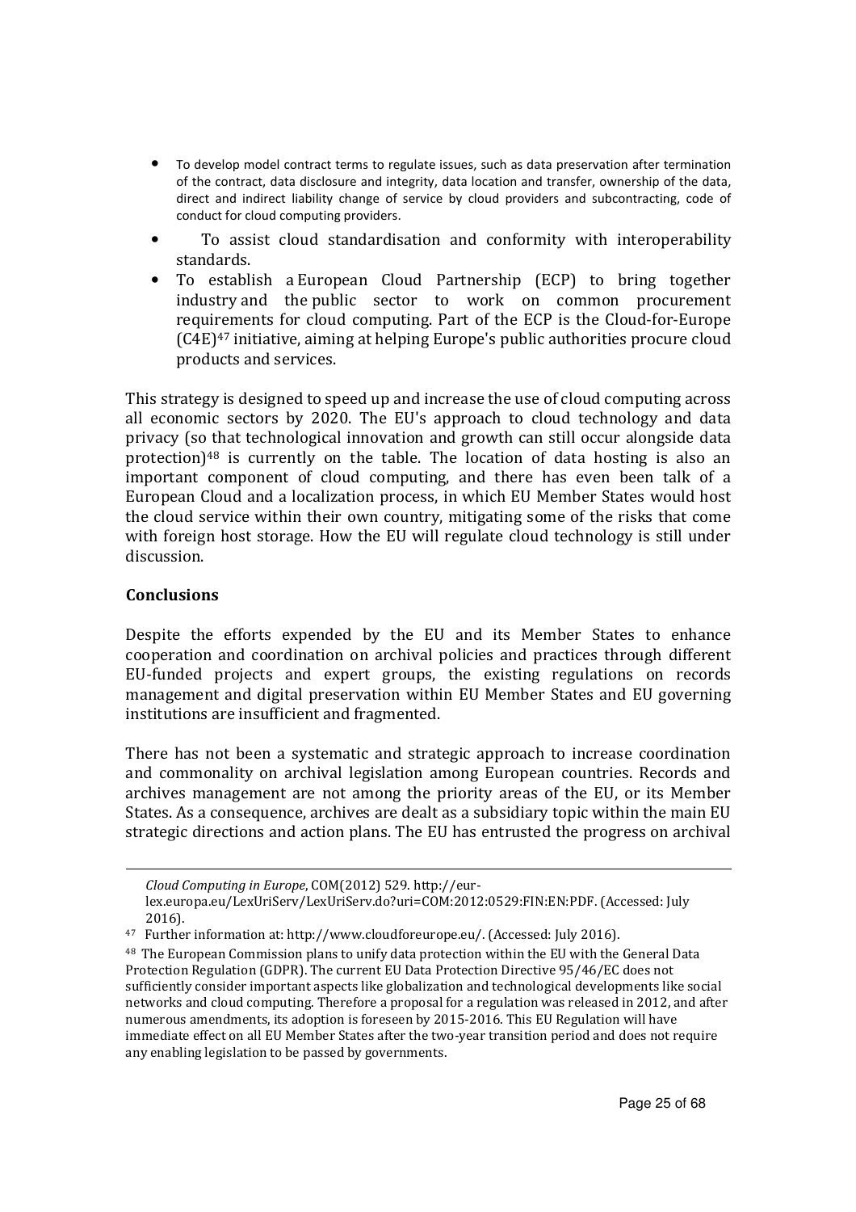- To develop model contract terms to regulate issues, such as data preservation after termination of the contract, data disclosure and integrity, data location and transfer, ownership of the data, direct and indirect liability change of service by cloud providers and subcontracting, code of conduct for cloud computing providers.
- To assist cloud standardisation and conformity with interoperability standards.
- To establish a European Cloud Partnership (ECP) to bring together industry and the public sector to work on common procurement requirements for cloud computing. Part of the ECP is the Cloud-for-Europe (C4E)[47] initiative, aiming at helping Europe's public authorities procure cloud products and services.

This strategy is designed to speed up and increase the use of cloud computing across all economic sectors by 2020. The EU's approach to cloud technology and data privacy (so that technological innovation and growth can still occur alongside data protection)[48] is currently on the table. The location of data hosting is also an important component of cloud computing, and there has even been talk of a European Cloud and a localization process, in which EU Member States would host the cloud service within their own country, mitigating some of the risks that come with foreign host storage. How the EU will regulate cloud technology is still under discussion.

**Conclusions**

Despite the efforts expended by the EU and its Member States to enhance cooperation and coordination on archival policies and practices through different EU-funded projects and expert groups, the existing regulations on records management and digital preservation within EU Member States and EU governing institutions are insufficient and fragmented.

There has not been a systematic and strategic approach to increase coordination and commonality on archival legislation among European countries. Records and archives management are not among the priority areas of the EU, or its Member States. As a consequence, archives are dealt as a subsidiary topic within the main EU strategic directions and action plans. The EU has entrusted the progress on archival

---

*Cloud Computing in Europe*, COM(2012) 529. http://eur-lex.europa.eu/LexUriServ/LexUriServ.do?uri=COM:2012:0529:FIN:EN:PDF. (Accessed: July 2016).

[47] Further information at: http://www.cloudforeurope.eu/. (Accessed: July 2016).

[48] The European Commission plans to unify data protection within the EU with the General Data Protection Regulation (GDPR). The current EU Data Protection Directive 95/46/EC does not sufficiently consider important aspects like globalization and technological developments like social networks and cloud computing. Therefore a proposal for a regulation was released in 2012, and after numerous amendments, its adoption is foreseen by 2015-2016. This EU Regulation will have immediate effect on all EU Member States after the two-year transition period and does not require any enabling legislation to be passed by governments.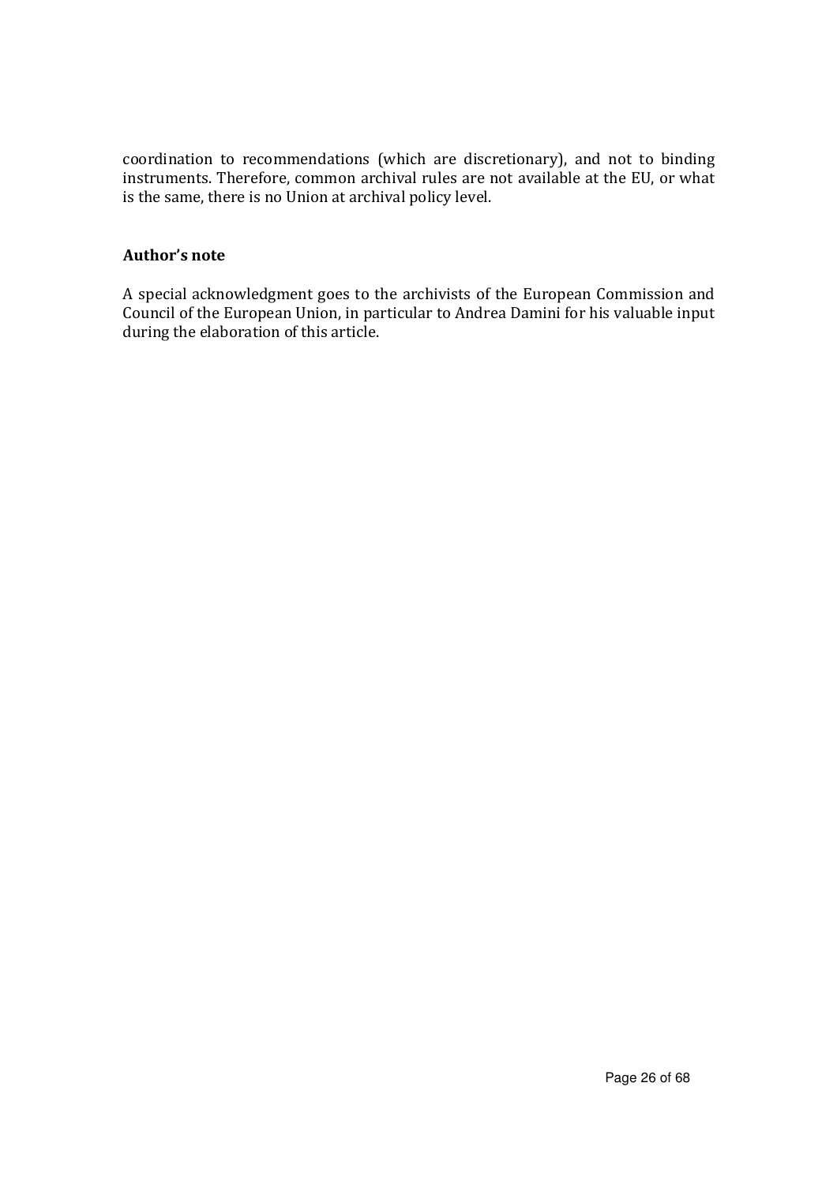coordination to recommendations (which are discretionary), and not to binding instruments. Therefore, common archival rules are not available at the EU, or what is the same, there is no Union at archival policy level.

### Author's note

A special acknowledgment goes to the archivists of the European Commission and Council of the European Union, in particular to Andrea Damini for his valuable input during the elaboration of this article.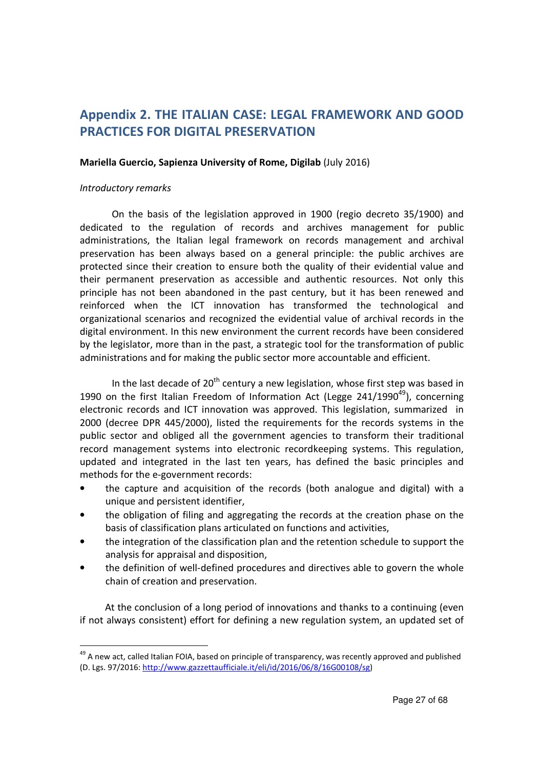## Appendix 2. THE ITALIAN CASE: LEGAL FRAMEWORK AND GOOD PRACTICES FOR DIGITAL PRESERVATION

**Mariella Guercio, Sapienza University of Rome, Digilab** (July 2016)

*Introductory remarks*

On the basis of the legislation approved in 1900 (regio decreto 35/1900) and dedicated to the regulation of records and archives management for public administrations, the Italian legal framework on records management and archival preservation has been always based on a general principle: the public archives are protected since their creation to ensure both the quality of their evidential value and their permanent preservation as accessible and authentic resources. Not only this principle has not been abandoned in the past century, but it has been renewed and reinforced when the ICT innovation has transformed the technological and organizational scenarios and recognized the evidential value of archival records in the digital environment. In this new environment the current records have been considered by the legislator, more than in the past, a strategic tool for the transformation of public administrations and for making the public sector more accountable and efficient.

In the last decade of 20$^{th}$ century a new legislation, whose first step was based in 1990 on the first Italian Freedom of Information Act (Legge 241/1990[49]), concerning electronic records and ICT innovation was approved. This legislation, summarized in 2000 (decree DPR 445/2000), listed the requirements for the records systems in the public sector and obliged all the government agencies to transform their traditional record management systems into electronic recordkeeping systems. This regulation, updated and integrated in the last ten years, has defined the basic principles and methods for the e-government records:

- the capture and acquisition of the records (both analogue and digital) with a unique and persistent identifier,
- the obligation of filing and aggregating the records at the creation phase on the basis of classification plans articulated on functions and activities,
- the integration of the classification plan and the retention schedule to support the analysis for appraisal and disposition,
- the definition of well-defined procedures and directives able to govern the whole chain of creation and preservation.

At the conclusion of a long period of innovations and thanks to a continuing (even if not always consistent) effort for defining a new regulation system, an updated set of

---

[49] A new act, called Italian FOIA, based on principle of transparency, was recently approved and published (D. Lgs. 97/2016: http://www.gazzettaufficiale.it/eli/id/2016/06/8/16G00108/sg)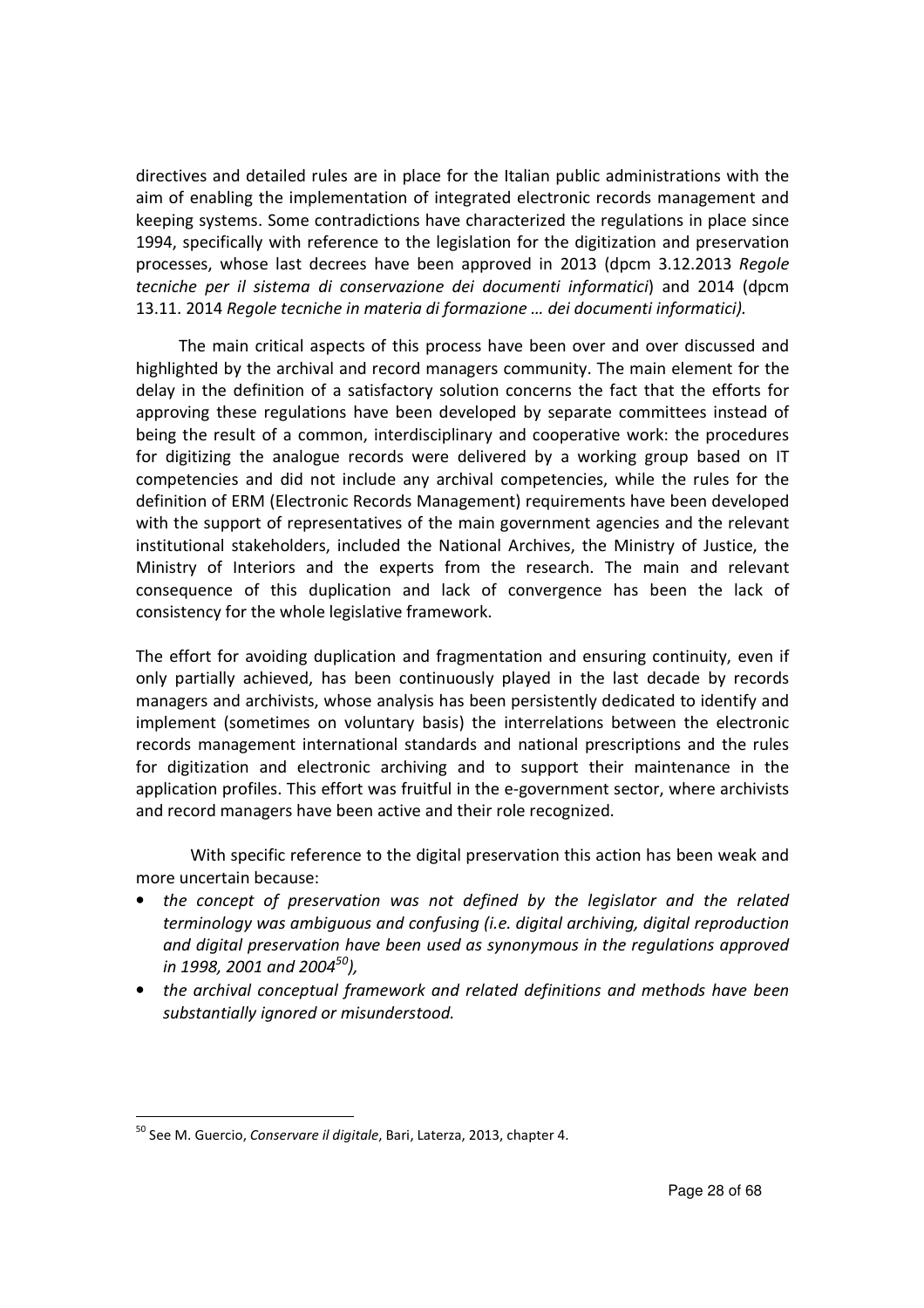directives and detailed rules are in place for the Italian public administrations with the aim of enabling the implementation of integrated electronic records management and keeping systems. Some contradictions have characterized the regulations in place since 1994, specifically with reference to the legislation for the digitization and preservation processes, whose last decrees have been approved in 2013 (dpcm 3.12.2013 *Regole tecniche per il sistema di conservazione dei documenti informatici*) and 2014 (dpcm 13.11. 2014 *Regole tecniche in materia di formazione … dei documenti informatici).*

The main critical aspects of this process have been over and over discussed and highlighted by the archival and record managers community. The main element for the delay in the definition of a satisfactory solution concerns the fact that the efforts for approving these regulations have been developed by separate committees instead of being the result of a common, interdisciplinary and cooperative work: the procedures for digitizing the analogue records were delivered by a working group based on IT competencies and did not include any archival competencies, while the rules for the definition of ERM (Electronic Records Management) requirements have been developed with the support of representatives of the main government agencies and the relevant institutional stakeholders, included the National Archives, the Ministry of Justice, the Ministry of Interiors and the experts from the research. The main and relevant consequence of this duplication and lack of convergence has been the lack of consistency for the whole legislative framework.

The effort for avoiding duplication and fragmentation and ensuring continuity, even if only partially achieved, has been continuously played in the last decade by records managers and archivists, whose analysis has been persistently dedicated to identify and implement (sometimes on voluntary basis) the interrelations between the electronic records management international standards and national prescriptions and the rules for digitization and electronic archiving and to support their maintenance in the application profiles. This effort was fruitful in the e-government sector, where archivists and record managers have been active and their role recognized.

With specific reference to the digital preservation this action has been weak and more uncertain because:

- *the concept of preservation was not defined by the legislator and the related terminology was ambiguous and confusing (i.e. digital archiving, digital reproduction and digital preservation have been used as synonymous in the regulations approved in 1998, 2001 and 2004*[50]*),*
- *the archival conceptual framework and related definitions and methods have been substantially ignored or misunderstood.*

[50] See M. Guercio, *Conservare il digitale*, Bari, Laterza, 2013, chapter 4.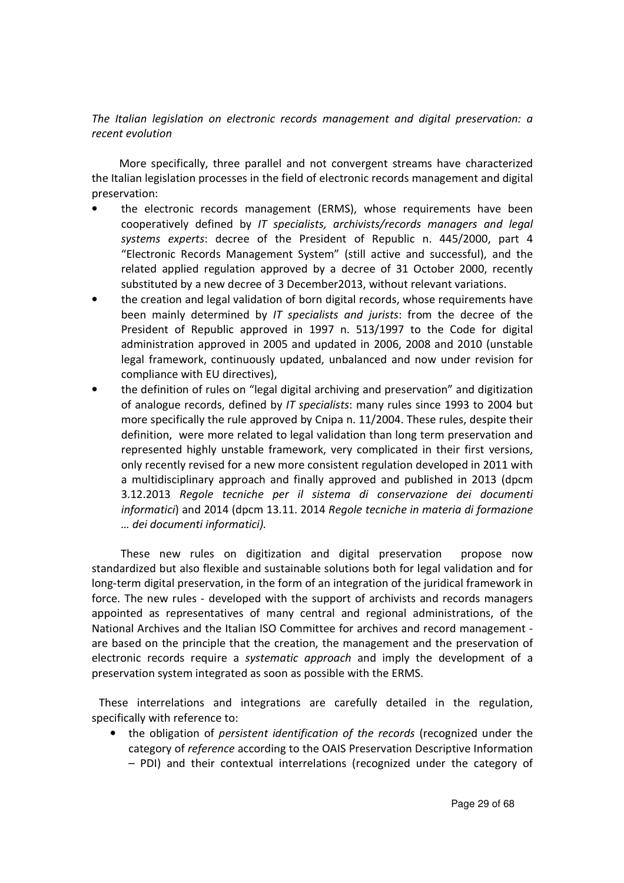*The Italian legislation on electronic records management and digital preservation: a recent evolution*

More specifically, three parallel and not convergent streams have characterized the Italian legislation processes in the field of electronic records management and digital preservation:

- the electronic records management (ERMS), whose requirements have been cooperatively defined by *IT specialists, archivists/records managers and legal systems experts*: decree of the President of Republic n. 445/2000, part 4 "Electronic Records Management System" (still active and successful), and the related applied regulation approved by a decree of 31 October 2000, recently substituted by a new decree of 3 December2013, without relevant variations.
- the creation and legal validation of born digital records, whose requirements have been mainly determined by *IT specialists and jurists*: from the decree of the President of Republic approved in 1997 n. 513/1997 to the Code for digital administration approved in 2005 and updated in 2006, 2008 and 2010 (unstable legal framework, continuously updated, unbalanced and now under revision for compliance with EU directives),
- the definition of rules on "legal digital archiving and preservation" and digitization of analogue records, defined by *IT specialists*: many rules since 1993 to 2004 but more specifically the rule approved by Cnipa n. 11/2004. These rules, despite their definition, were more related to legal validation than long term preservation and represented highly unstable framework, very complicated in their first versions, only recently revised for a new more consistent regulation developed in 2011 with a multidisciplinary approach and finally approved and published in 2013 (dpcm 3.12.2013 *Regole tecniche per il sistema di conservazione dei documenti informatici*) and 2014 (dpcm 13.11. 2014 *Regole tecniche in materia di formazione … dei documenti informatici).*

These new rules on digitization and digital preservation propose now standardized but also flexible and sustainable solutions both for legal validation and for long-term digital preservation, in the form of an integration of the juridical framework in force. The new rules - developed with the support of archivists and records managers appointed as representatives of many central and regional administrations, of the National Archives and the Italian ISO Committee for archives and record management - are based on the principle that the creation, the management and the preservation of electronic records require a *systematic approach* and imply the development of a preservation system integrated as soon as possible with the ERMS.

These interrelations and integrations are carefully detailed in the regulation, specifically with reference to:

- the obligation of *persistent identification of the records* (recognized under the category of *reference* according to the OAIS Preservation Descriptive Information – PDI) and their contextual interrelations (recognized under the category of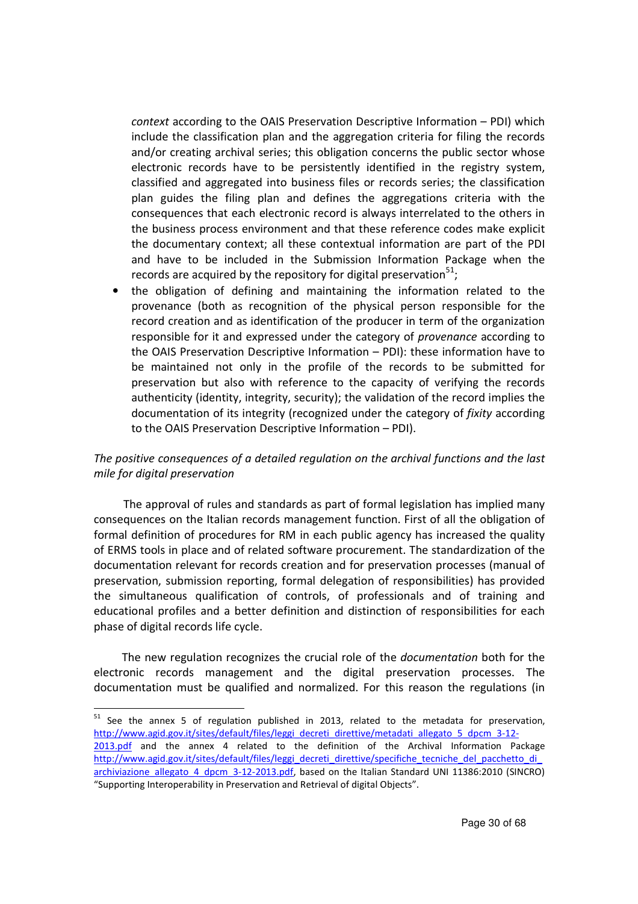*context* according to the OAIS Preservation Descriptive Information – PDI) which include the classification plan and the aggregation criteria for filing the records and/or creating archival series; this obligation concerns the public sector whose electronic records have to be persistently identified in the registry system, classified and aggregated into business files or records series; the classification plan guides the filing plan and defines the aggregations criteria with the consequences that each electronic record is always interrelated to the others in the business process environment and that these reference codes make explicit the documentary context; all these contextual information are part of the PDI and have to be included in the Submission Information Package when the records are acquired by the repository for digital preservation[51];

- the obligation of defining and maintaining the information related to the provenance (both as recognition of the physical person responsible for the record creation and as identification of the producer in term of the organization responsible for it and expressed under the category of *provenance* according to the OAIS Preservation Descriptive Information – PDI): these information have to be maintained not only in the profile of the records to be submitted for preservation but also with reference to the capacity of verifying the records authenticity (identity, integrity, security); the validation of the record implies the documentation of its integrity (recognized under the category of *fixity* according to the OAIS Preservation Descriptive Information – PDI).

*The positive consequences of a detailed regulation on the archival functions and the last mile for digital preservation*

The approval of rules and standards as part of formal legislation has implied many consequences on the Italian records management function. First of all the obligation of formal definition of procedures for RM in each public agency has increased the quality of ERMS tools in place and of related software procurement. The standardization of the documentation relevant for records creation and for preservation processes (manual of preservation, submission reporting, formal delegation of responsibilities) has provided the simultaneous qualification of controls, of professionals and of training and educational profiles and a better definition and distinction of responsibilities for each phase of digital records life cycle.

The new regulation recognizes the crucial role of the *documentation* both for the electronic records management and the digital preservation processes. The documentation must be qualified and normalized. For this reason the regulations (in

---

[51] See the annex 5 of regulation published in 2013, related to the metadata for preservation, http://www.agid.gov.it/sites/default/files/leggi_decreti_direttive/metadati_allegato_5_dpcm_3-12-2013.pdf and the annex 4 related to the definition of the Archival Information Package http://www.agid.gov.it/sites/default/files/leggi_decreti_direttive/specifiche_tecniche_del_pacchetto_di_archiviazione_allegato_4_dpcm_3-12-2013.pdf, based on the Italian Standard UNI 11386:2010 (SINCRO) "Supporting Interoperability in Preservation and Retrieval of digital Objects".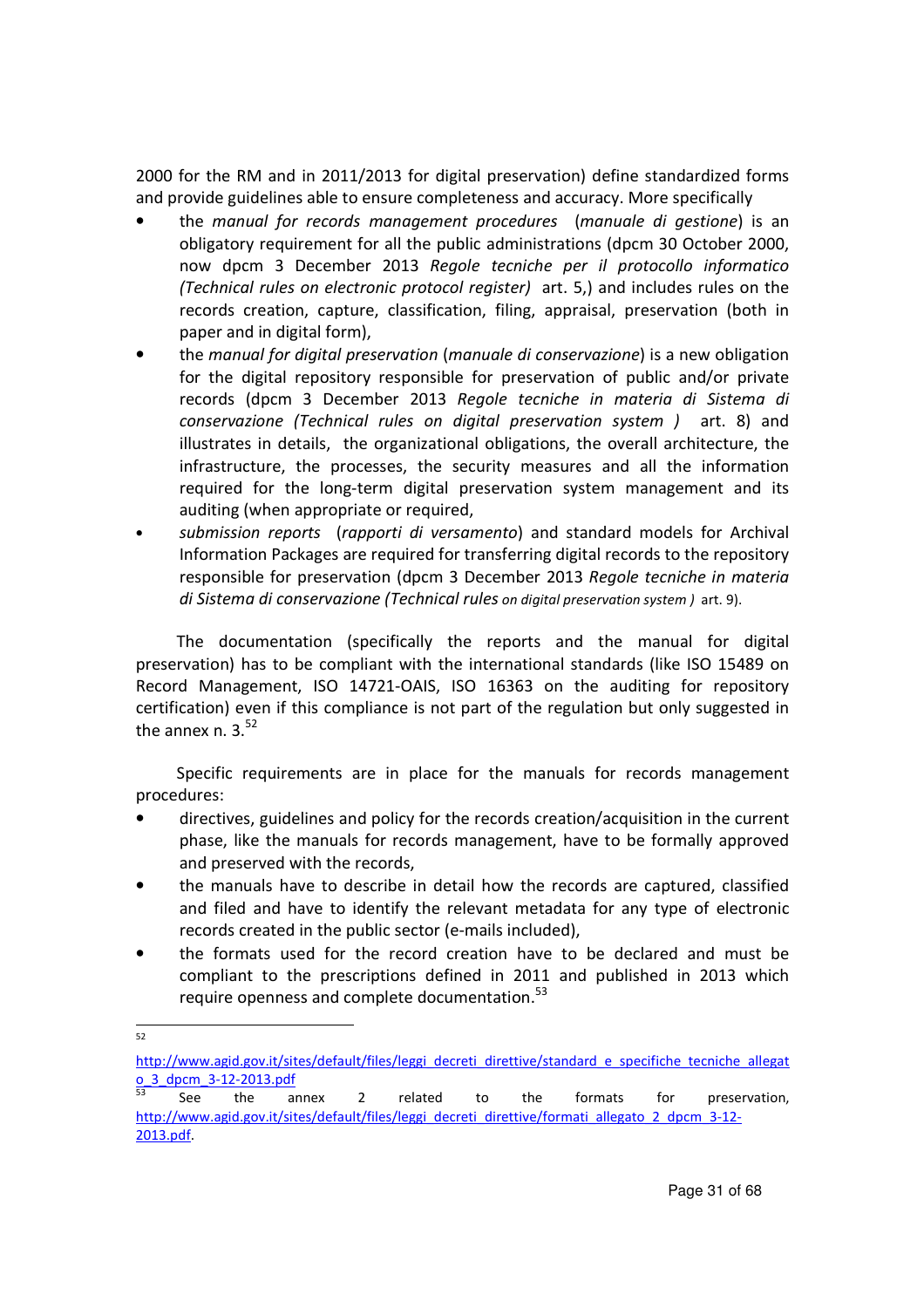2000 for the RM and in 2011/2013 for digital preservation) define standardized forms and provide guidelines able to ensure completeness and accuracy. More specifically

- the *manual for records management procedures* (*manuale di gestione*) is an obligatory requirement for all the public administrations (dpcm 30 October 2000, now dpcm 3 December 2013 *Regole tecniche per il protocollo informatico (Technical rules on electronic protocol register)* art. 5,) and includes rules on the records creation, capture, classification, filing, appraisal, preservation (both in paper and in digital form),
- the *manual for digital preservation* (*manuale di conservazione*) is a new obligation for the digital repository responsible for preservation of public and/or private records (dpcm 3 December 2013 *Regole tecniche in materia di Sistema di conservazione (Technical rules on digital preservation system )* art. 8) and illustrates in details, the organizational obligations, the overall architecture, the infrastructure, the processes, the security measures and all the information required for the long-term digital preservation system management and its auditing (when appropriate or required,
- *submission reports* (*rapporti di versamento*) and standard models for Archival Information Packages are required for transferring digital records to the repository responsible for preservation (dpcm 3 December 2013 *Regole tecniche in materia di Sistema di conservazione (Technical rules on digital preservation system )* art. 9).

The documentation (specifically the reports and the manual for digital preservation) has to be compliant with the international standards (like ISO 15489 on Record Management, ISO 14721-OAIS, ISO 16363 on the auditing for repository certification) even if this compliance is not part of the regulation but only suggested in the annex n. 3.[52]

Specific requirements are in place for the manuals for records management procedures:

- directives, guidelines and policy for the records creation/acquisition in the current phase, like the manuals for records management, have to be formally approved and preserved with the records,
- the manuals have to describe in detail how the records are captured, classified and filed and have to identify the relevant metadata for any type of electronic records created in the public sector (e-mails included),
- the formats used for the record creation have to be declared and must be compliant to the prescriptions defined in 2011 and published in 2013 which require openness and complete documentation.[53]

---

[52] http://www.agid.gov.it/sites/default/files/leggi_decreti_direttive/standard_e_specifiche_tecniche_allegato_3_dpcm_3-12-2013.pdf

[53] See the annex 2 related to the formats for preservation, http://www.agid.gov.it/sites/default/files/leggi_decreti_direttive/formati_allegato_2_dpcm_3-12-2013.pdf.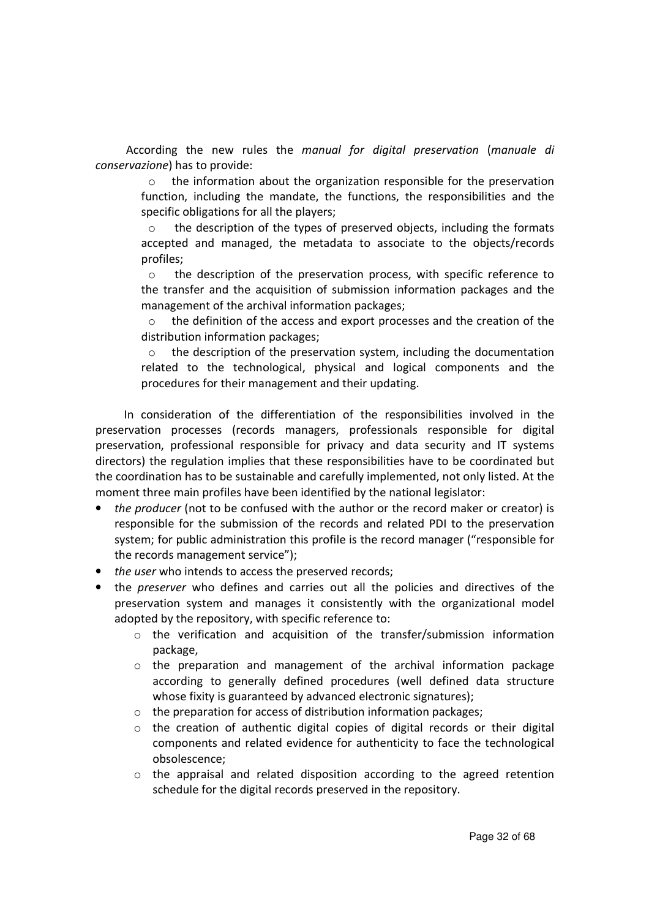According the new rules the *manual for digital preservation* (*manuale di conservazione*) has to provide:

- the information about the organization responsible for the preservation function, including the mandate, the functions, the responsibilities and the specific obligations for all the players;
- the description of the types of preserved objects, including the formats accepted and managed, the metadata to associate to the objects/records profiles;
- the description of the preservation process, with specific reference to the transfer and the acquisition of submission information packages and the management of the archival information packages;
- the definition of the access and export processes and the creation of the distribution information packages;
- the description of the preservation system, including the documentation related to the technological, physical and logical components and the procedures for their management and their updating.

In consideration of the differentiation of the responsibilities involved in the preservation processes (records managers, professionals responsible for digital preservation, professional responsible for privacy and data security and IT systems directors) the regulation implies that these responsibilities have to be coordinated but the coordination has to be sustainable and carefully implemented, not only listed. At the moment three main profiles have been identified by the national legislator:

- *the producer* (not to be confused with the author or the record maker or creator) is responsible for the submission of the records and related PDI to the preservation system; for public administration this profile is the record manager ("responsible for the records management service");
- *the user* who intends to access the preserved records;
- the *preserver* who defines and carries out all the policies and directives of the preservation system and manages it consistently with the organizational model adopted by the repository, with specific reference to:
  - the verification and acquisition of the transfer/submission information package,
  - the preparation and management of the archival information package according to generally defined procedures (well defined data structure whose fixity is guaranteed by advanced electronic signatures);
  - the preparation for access of distribution information packages;
  - the creation of authentic digital copies of digital records or their digital components and related evidence for authenticity to face the technological obsolescence;
  - the appraisal and related disposition according to the agreed retention schedule for the digital records preserved in the repository.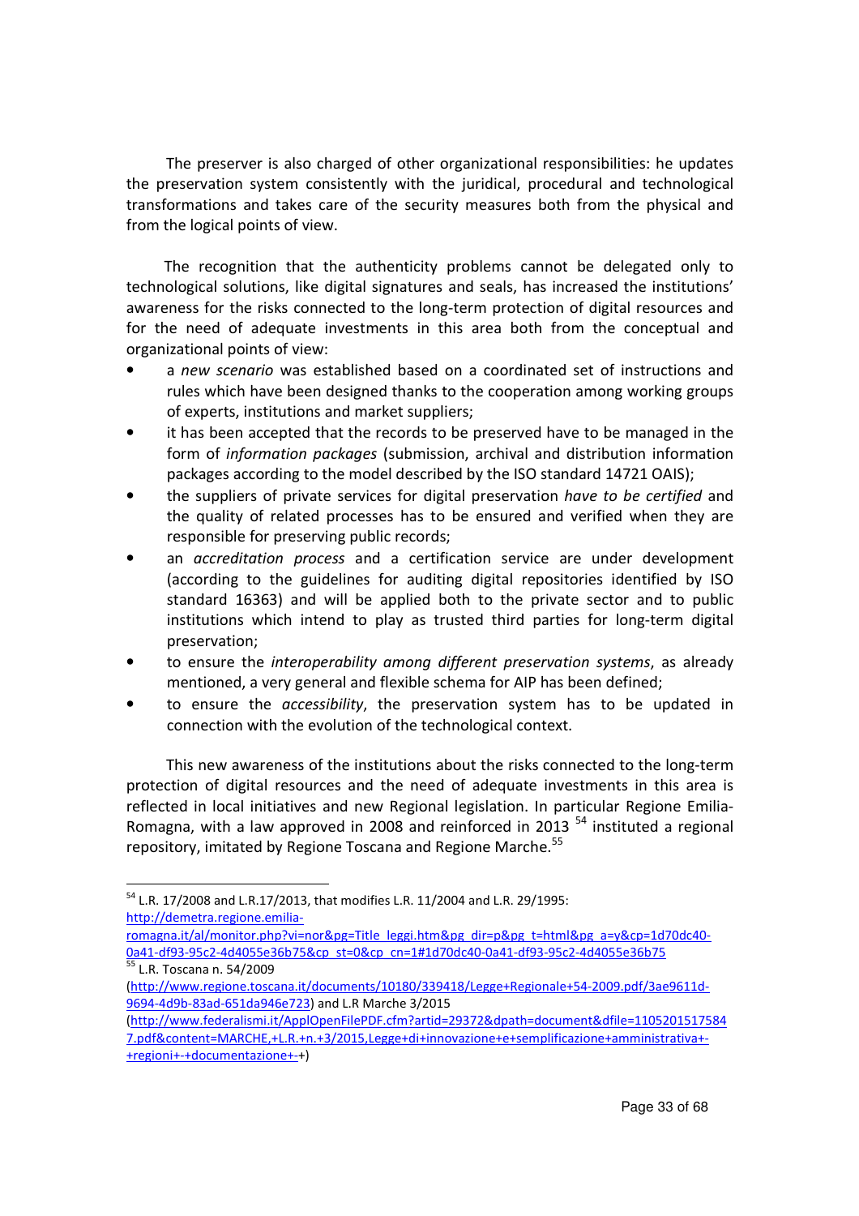The preserver is also charged of other organizational responsibilities: he updates the preservation system consistently with the juridical, procedural and technological transformations and takes care of the security measures both from the physical and from the logical points of view.

The recognition that the authenticity problems cannot be delegated only to technological solutions, like digital signatures and seals, has increased the institutions' awareness for the risks connected to the long-term protection of digital resources and for the need of adequate investments in this area both from the conceptual and organizational points of view:

- a *new scenario* was established based on a coordinated set of instructions and rules which have been designed thanks to the cooperation among working groups of experts, institutions and market suppliers;
- it has been accepted that the records to be preserved have to be managed in the form of *information packages* (submission, archival and distribution information packages according to the model described by the ISO standard 14721 OAIS);
- the suppliers of private services for digital preservation *have to be certified* and the quality of related processes has to be ensured and verified when they are responsible for preserving public records;
- an *accreditation process* and a certification service are under development (according to the guidelines for auditing digital repositories identified by ISO standard 16363) and will be applied both to the private sector and to public institutions which intend to play as trusted third parties for long-term digital preservation;
- to ensure the *interoperability among different preservation systems*, as already mentioned, a very general and flexible schema for AIP has been defined;
- to ensure the *accessibility*, the preservation system has to be updated in connection with the evolution of the technological context.

This new awareness of the institutions about the risks connected to the long-term protection of digital resources and the need of adequate investments in this area is reflected in local initiatives and new Regional legislation. In particular Regione Emilia-Romagna, with a law approved in 2008 and reinforced in 2013 [54] instituted a regional repository, imitated by Regione Toscana and Regione Marche.[55]

---

[54] L.R. 17/2008 and L.R.17/2013, that modifies L.R. 11/2004 and L.R. 29/1995: http://demetra.regione.emilia-romagna.it/al/monitor.php?vi=nor&pg=Title_leggi.htm&pg_dir=p&pg_t=html&pg_a=y&cp=1d70dc40-0a41-df93-95c2-4d4055e36b75&cp_st=0&cp_cn=1#1d70dc40-0a41-df93-95c2-4d4055e36b75

[55] L.R. Toscana n. 54/2009 (http://www.regione.toscana.it/documents/10180/339418/Legge+Regionale+54-2009.pdf/3ae9611d-9694-4d9b-83ad-651da946e723) and L.R Marche 3/2015 (http://www.federalismi.it/ApplOpenFilePDF.cfm?artid=29372&dpath=document&dfile=11052015175847.pdf&content=MARCHE,+L.R.+n.+3/2015,Legge+di+innovazione+e+semplificazione+amministrativa+-+regioni+-+documentazione+-+)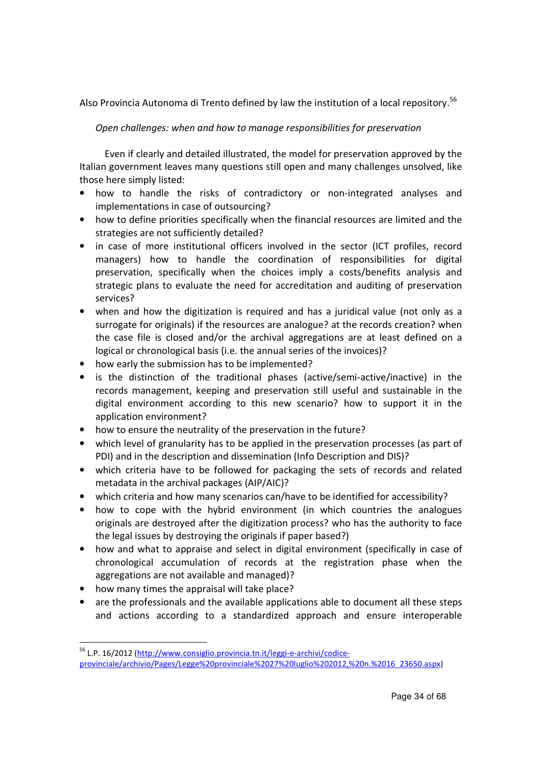Also Provincia Autonoma di Trento defined by law the institution of a local repository.[56]

*Open challenges: when and how to manage responsibilities for preservation*

Even if clearly and detailed illustrated, the model for preservation approved by the Italian government leaves many questions still open and many challenges unsolved, like those here simply listed:

- how to handle the risks of contradictory or non-integrated analyses and implementations in case of outsourcing?
- how to define priorities specifically when the financial resources are limited and the strategies are not sufficiently detailed?
- in case of more institutional officers involved in the sector (ICT profiles, record managers) how to handle the coordination of responsibilities for digital preservation, specifically when the choices imply a costs/benefits analysis and strategic plans to evaluate the need for accreditation and auditing of preservation services?
- when and how the digitization is required and has a juridical value (not only as a surrogate for originals) if the resources are analogue? at the records creation? when the case file is closed and/or the archival aggregations are at least defined on a logical or chronological basis (i.e. the annual series of the invoices)?
- how early the submission has to be implemented?
- is the distinction of the traditional phases (active/semi-active/inactive) in the records management, keeping and preservation still useful and sustainable in the digital environment according to this new scenario? how to support it in the application environment?
- how to ensure the neutrality of the preservation in the future?
- which level of granularity has to be applied in the preservation processes (as part of PDI) and in the description and dissemination (Info Description and DIS)?
- which criteria have to be followed for packaging the sets of records and related metadata in the archival packages (AIP/AIC)?
- which criteria and how many scenarios can/have to be identified for accessibility?
- how to cope with the hybrid environment (in which countries the analogues originals are destroyed after the digitization process? who has the authority to face the legal issues by destroying the originals if paper based?)
- how and what to appraise and select in digital environment (specifically in case of chronological accumulation of records at the registration phase when the aggregations are not available and managed)?
- how many times the appraisal will take place?
- are the professionals and the available applications able to document all these steps and actions according to a standardized approach and ensure interoperable

---

[56] L.P. 16/2012 (http://www.consiglio.provincia.tn.it/leggi-e-archivi/codice-provinciale/archivio/Pages/Legge%20provinciale%2027%20luglio%202012,%20n.%2016_23650.aspx)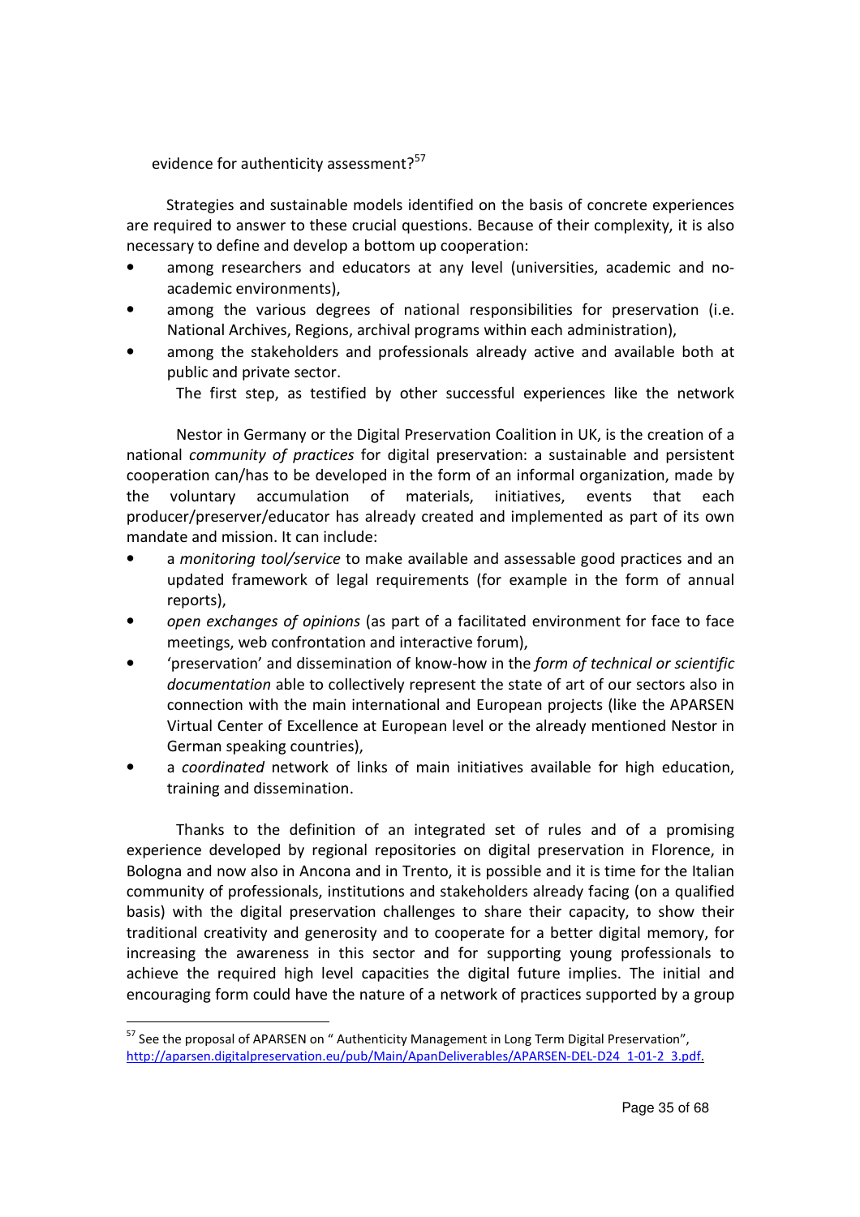evidence for authenticity assessment?[57]

Strategies and sustainable models identified on the basis of concrete experiences are required to answer to these crucial questions. Because of their complexity, it is also necessary to define and develop a bottom up cooperation:

- among researchers and educators at any level (universities, academic and no-academic environments),
- among the various degrees of national responsibilities for preservation (i.e. National Archives, Regions, archival programs within each administration),
- among the stakeholders and professionals already active and available both at public and private sector.

The first step, as testified by other successful experiences like the network Nestor in Germany or the Digital Preservation Coalition in UK, is the creation of a national *community of practices* for digital preservation: a sustainable and persistent cooperation can/has to be developed in the form of an informal organization, made by the voluntary accumulation of materials, initiatives, events that each producer/preserver/educator has already created and implemented as part of its own mandate and mission. It can include:

- a *monitoring tool/service* to make available and assessable good practices and an updated framework of legal requirements (for example in the form of annual reports),
- *open exchanges of opinions* (as part of a facilitated environment for face to face meetings, web confrontation and interactive forum),
- 'preservation' and dissemination of know-how in the *form of technical or scientific documentation* able to collectively represent the state of art of our sectors also in connection with the main international and European projects (like the APARSEN Virtual Center of Excellence at European level or the already mentioned Nestor in German speaking countries),
- a *coordinated* network of links of main initiatives available for high education, training and dissemination.

Thanks to the definition of an integrated set of rules and of a promising experience developed by regional repositories on digital preservation in Florence, in Bologna and now also in Ancona and in Trento, it is possible and it is time for the Italian community of professionals, institutions and stakeholders already facing (on a qualified basis) with the digital preservation challenges to share their capacity, to show their traditional creativity and generosity and to cooperate for a better digital memory, for increasing the awareness in this sector and for supporting young professionals to achieve the required high level capacities the digital future implies. The initial and encouraging form could have the nature of a network of practices supported by a group

---

[57] See the proposal of APARSEN on " Authenticity Management in Long Term Digital Preservation", http://aparsen.digitalpreservation.eu/pub/Main/ApanDeliverables/APARSEN-DEL-D24_1-01-2_3.pdf.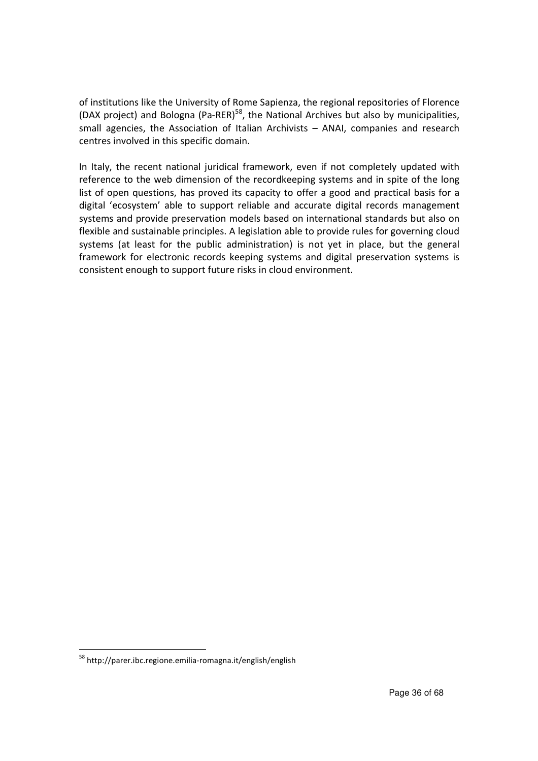of institutions like the University of Rome Sapienza, the regional repositories of Florence (DAX project) and Bologna (Pa-RER)[58], the National Archives but also by municipalities, small agencies, the Association of Italian Archivists – ANAI, companies and research centres involved in this specific domain.

In Italy, the recent national juridical framework, even if not completely updated with reference to the web dimension of the recordkeeping systems and in spite of the long list of open questions, has proved its capacity to offer a good and practical basis for a digital 'ecosystem' able to support reliable and accurate digital records management systems and provide preservation models based on international standards but also on flexible and sustainable principles. A legislation able to provide rules for governing cloud systems (at least for the public administration) is not yet in place, but the general framework for electronic records keeping systems and digital preservation systems is consistent enough to support future risks in cloud environment.

---

[58] http://parer.ibc.regione.emilia-romagna.it/english/english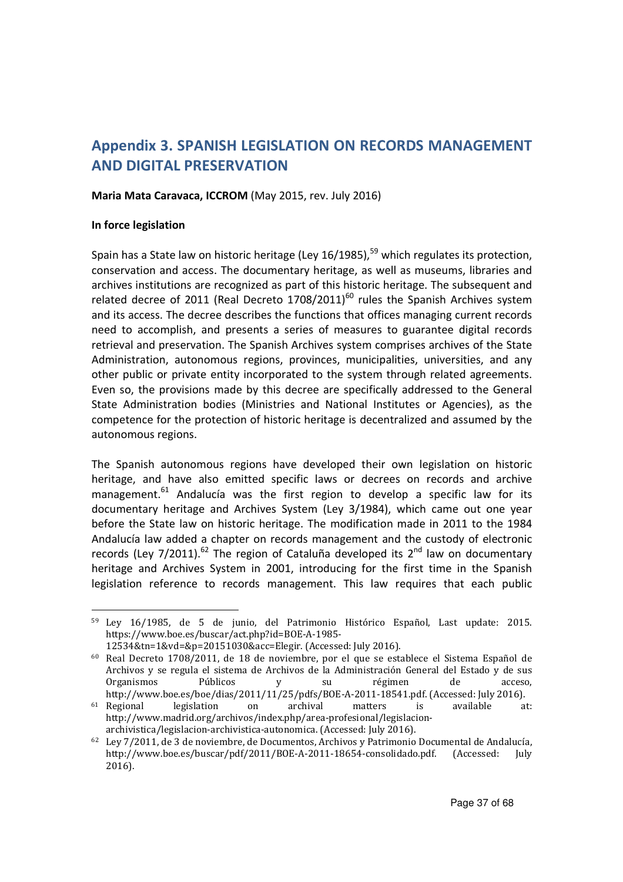## Appendix 3. SPANISH LEGISLATION ON RECORDS MANAGEMENT AND DIGITAL PRESERVATION

**Maria Mata Caravaca, ICCROM** (May 2015, rev. July 2016)

**In force legislation**

Spain has a State law on historic heritage (Ley 16/1985),[59] which regulates its protection, conservation and access. The documentary heritage, as well as museums, libraries and archives institutions are recognized as part of this historic heritage. The subsequent and related decree of 2011 (Real Decreto 1708/2011)[60] rules the Spanish Archives system and its access. The decree describes the functions that offices managing current records need to accomplish, and presents a series of measures to guarantee digital records retrieval and preservation. The Spanish Archives system comprises archives of the State Administration, autonomous regions, provinces, municipalities, universities, and any other public or private entity incorporated to the system through related agreements. Even so, the provisions made by this decree are specifically addressed to the General State Administration bodies (Ministries and National Institutes or Agencies), as the competence for the protection of historic heritage is decentralized and assumed by the autonomous regions.

The Spanish autonomous regions have developed their own legislation on historic heritage, and have also emitted specific laws or decrees on records and archive management.[61] Andalucía was the first region to develop a specific law for its documentary heritage and Archives System (Ley 3/1984), which came out one year before the State law on historic heritage. The modification made in 2011 to the 1984 Andalucía law added a chapter on records management and the custody of electronic records (Ley 7/2011).[62] The region of Cataluña developed its 2nd law on documentary heritage and Archives System in 2001, introducing for the first time in the Spanish legislation reference to records management. This law requires that each public

---

[59] Ley 16/1985, de 5 de junio, del Patrimonio Histórico Español, Last update: 2015. https://www.boe.es/buscar/act.php?id=BOE-A-1985-12534&tn=1&vd=&p=20151030&acc=Elegir. (Accessed: July 2016).

[60] Real Decreto 1708/2011, de 18 de noviembre, por el que se establece el Sistema Español de Archivos y se regula el sistema de Archivos de la Administración General del Estado y de sus Organismos Públicos y su régimen de acceso, http://www.boe.es/boe/dias/2011/11/25/pdfs/BOE-A-2011-18541.pdf. (Accessed: July 2016).

[61] Regional legislation on archival matters is available at: http://www.madrid.org/archivos/index.php/area-profesional/legislacion-archivistica/legislacion-archivistica-autonomica. (Accessed: July 2016).

[62] Ley 7/2011, de 3 de noviembre, de Documentos, Archivos y Patrimonio Documental de Andalucía, http://www.boe.es/buscar/pdf/2011/BOE-A-2011-18654-consolidado.pdf. (Accessed: July 2016).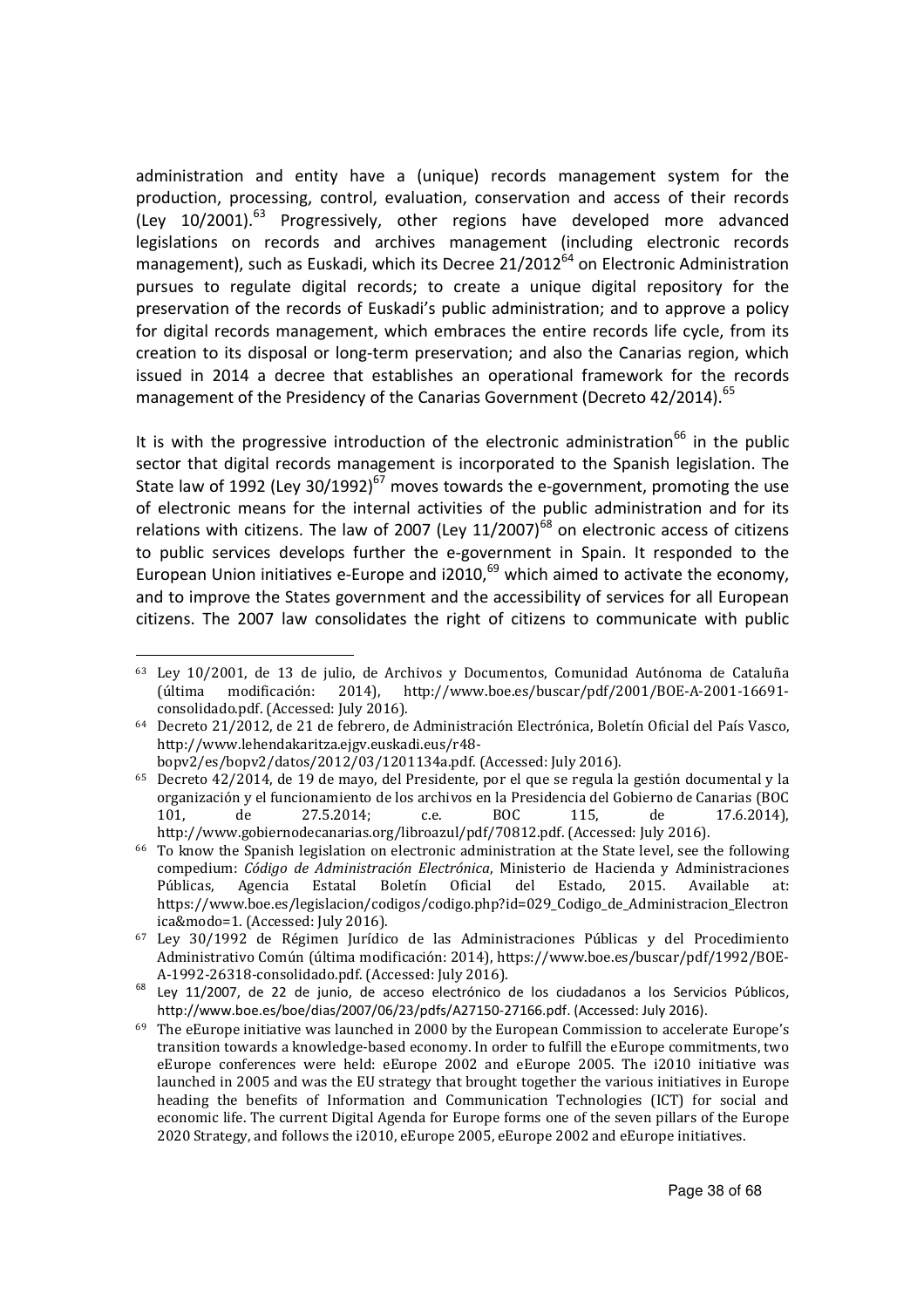administration and entity have a (unique) records management system for the production, processing, control, evaluation, conservation and access of their records (Ley 10/2001).[63] Progressively, other regions have developed more advanced legislations on records and archives management (including electronic records management), such as Euskadi, which its Decree 21/2012[64] on Electronic Administration pursues to regulate digital records; to create a unique digital repository for the preservation of the records of Euskadi's public administration; and to approve a policy for digital records management, which embraces the entire records life cycle, from its creation to its disposal or long-term preservation; and also the Canarias region, which issued in 2014 a decree that establishes an operational framework for the records management of the Presidency of the Canarias Government (Decreto 42/2014).[65]

It is with the progressive introduction of the electronic administration[66] in the public sector that digital records management is incorporated to the Spanish legislation. The State law of 1992 (Ley 30/1992)[67] moves towards the e-government, promoting the use of electronic means for the internal activities of the public administration and for its relations with citizens. The law of 2007 (Ley 11/2007)[68] on electronic access of citizens to public services develops further the e-government in Spain. It responded to the European Union initiatives e-Europe and i2010,[69] which aimed to activate the economy, and to improve the States government and the accessibility of services for all European citizens. The 2007 law consolidates the right of citizens to communicate with public

---

[63] Ley 10/2001, de 13 de julio, de Archivos y Documentos, Comunidad Autónoma de Cataluña (última modificación: 2014), http://www.boe.es/buscar/pdf/2001/BOE-A-2001-16691-consolidado.pdf. (Accessed: July 2016).

[64] Decreto 21/2012, de 21 de febrero, de Administración Electrónica, Boletín Oficial del País Vasco, http://www.lehendakaritza.ejgv.euskadi.eus/r48-bopv2/es/bopv2/datos/2012/03/1201134a.pdf. (Accessed: July 2016).

[65] Decreto 42/2014, de 19 de mayo, del Presidente, por el que se regula la gestión documental y la organización y el funcionamiento de los archivos en la Presidencia del Gobierno de Canarias (BOC 101, de 27.5.2014; c.e. BOC 115, de 17.6.2014), http://www.gobiernodecanarias.org/libroazul/pdf/70812.pdf. (Accessed: July 2016).

[66] To know the Spanish legislation on electronic administration at the State level, see the following compedium: *Código de Administración Electrónica*, Ministerio de Hacienda y Administraciones Públicas, Agencia Estatal Boletín Oficial del Estado, 2015. Available at: https://www.boe.es/legislacion/codigos/codigo.php?id=029_Codigo_de_Administracion_Electronica&modo=1. (Accessed: July 2016).

[67] Ley 30/1992 de Régimen Jurídico de las Administraciones Públicas y del Procedimiento Administrativo Común (última modificación: 2014), https://www.boe.es/buscar/pdf/1992/BOE-A-1992-26318-consolidado.pdf. (Accessed: July 2016).

[68] Ley 11/2007, de 22 de junio, de acceso electrónico de los ciudadanos a los Servicios Públicos, http://www.boe.es/boe/dias/2007/06/23/pdfs/A27150-27166.pdf. (Accessed: July 2016).

[69] The eEurope initiative was launched in 2000 by the European Commission to accelerate Europe's transition towards a knowledge-based economy. In order to fulfill the eEurope commitments, two eEurope conferences were held: eEurope 2002 and eEurope 2005. The i2010 initiative was launched in 2005 and was the EU strategy that brought together the various initiatives in Europe heading the benefits of Information and Communication Technologies (ICT) for social and economic life. The current Digital Agenda for Europe forms one of the seven pillars of the Europe 2020 Strategy, and follows the i2010, eEurope 2005, eEurope 2002 and eEurope initiatives.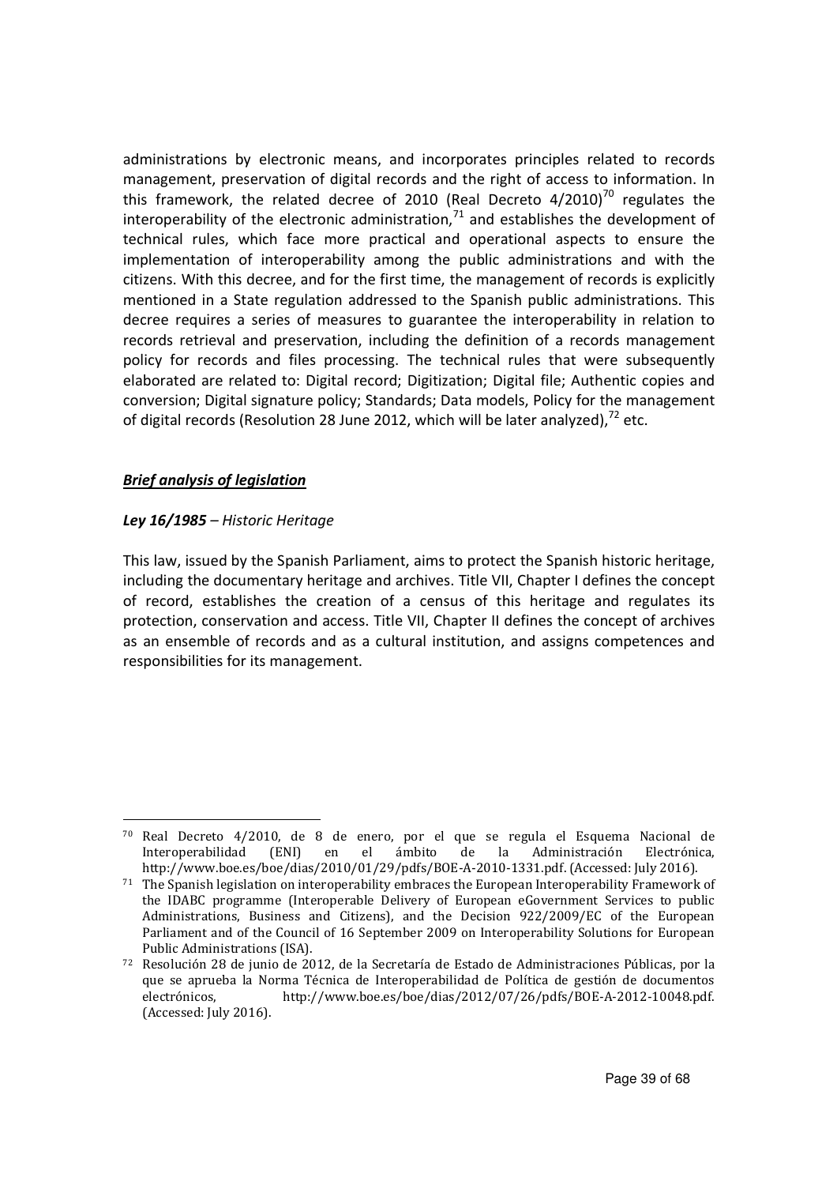administrations by electronic means, and incorporates principles related to records management, preservation of digital records and the right of access to information. In this framework, the related decree of 2010 (Real Decreto 4/2010)[70] regulates the interoperability of the electronic administration,[71] and establishes the development of technical rules, which face more practical and operational aspects to ensure the implementation of interoperability among the public administrations and with the citizens. With this decree, and for the first time, the management of records is explicitly mentioned in a State regulation addressed to the Spanish public administrations. This decree requires a series of measures to guarantee the interoperability in relation to records retrieval and preservation, including the definition of a records management policy for records and files processing. The technical rules that were subsequently elaborated are related to: Digital record; Digitization; Digital file; Authentic copies and conversion; Digital signature policy; Standards; Data models, Policy for the management of digital records (Resolution 28 June 2012, which will be later analyzed),[72] etc.

***Brief analysis of legislation***

***Ley 16/1985*** *– Historic Heritage*

This law, issued by the Spanish Parliament, aims to protect the Spanish historic heritage, including the documentary heritage and archives. Title VII, Chapter I defines the concept of record, establishes the creation of a census of this heritage and regulates its protection, conservation and access. Title VII, Chapter II defines the concept of archives as an ensemble of records and as a cultural institution, and assigns competences and responsibilities for its management.

---

[70] Real Decreto 4/2010, de 8 de enero, por el que se regula el Esquema Nacional de Interoperabilidad (ENI) en el ámbito de la Administración Electrónica, http://www.boe.es/boe/dias/2010/01/29/pdfs/BOE-A-2010-1331.pdf. (Accessed: July 2016).

[71] The Spanish legislation on interoperability embraces the European Interoperability Framework of the IDABC programme (Interoperable Delivery of European eGovernment Services to public Administrations, Business and Citizens), and the Decision 922/2009/EC of the European Parliament and of the Council of 16 September 2009 on Interoperability Solutions for European Public Administrations (ISA).

[72] Resolución 28 de junio de 2012, de la Secretaría de Estado de Administraciones Públicas, por la que se aprueba la Norma Técnica de Interoperabilidad de Política de gestión de documentos electrónicos, http://www.boe.es/boe/dias/2012/07/26/pdfs/BOE-A-2012-10048.pdf. (Accessed: July 2016).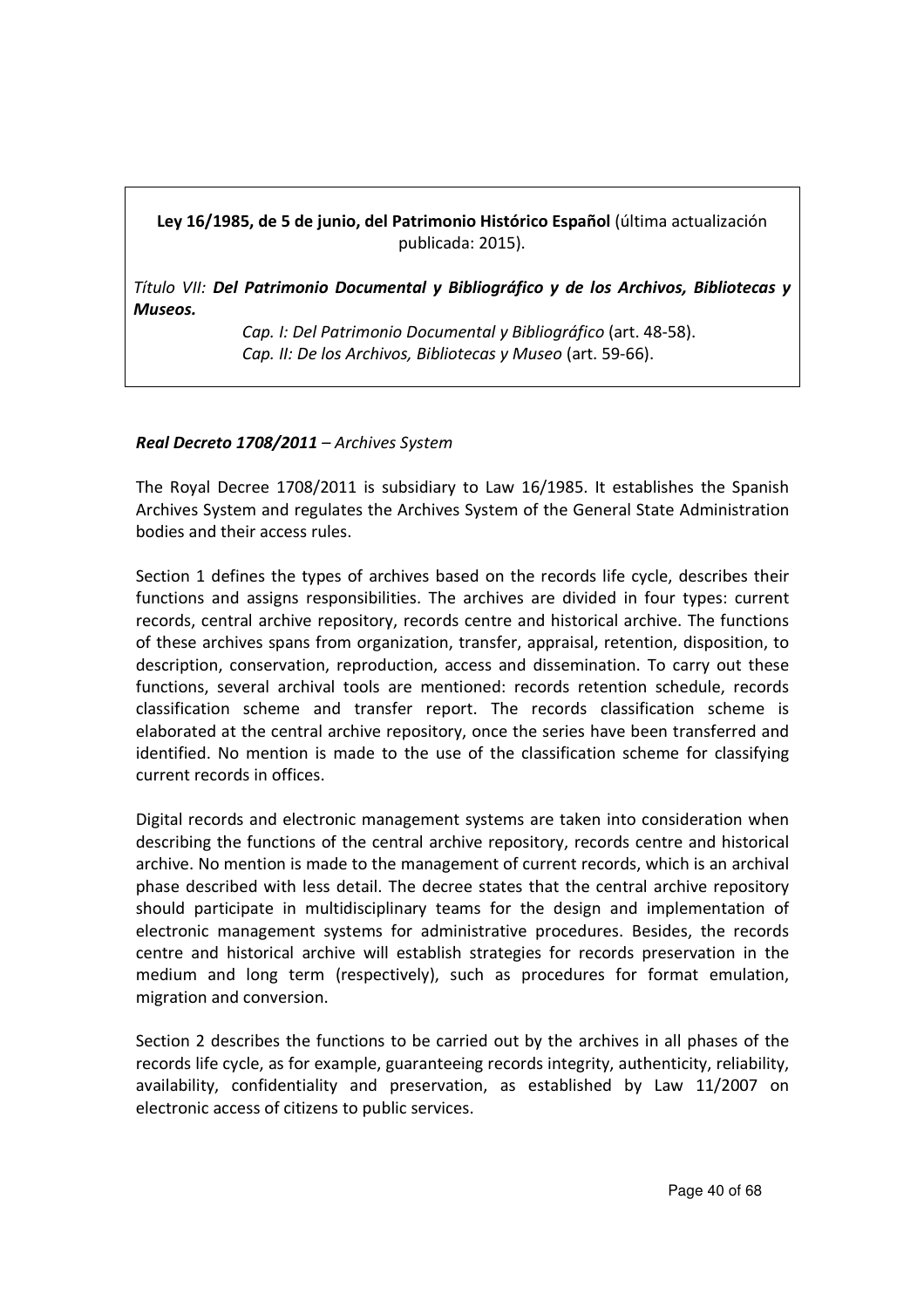**Ley 16/1985, de 5 de junio, del Patrimonio Histórico Español** (última actualización publicada: 2015).

*Título VII:* ***Del Patrimonio Documental y Bibliográfico y de los Archivos, Bibliotecas y Museos.***

*Cap. I: Del Patrimonio Documental y Bibliográfico* (art. 48-58).
*Cap. II: De los Archivos, Bibliotecas y Museo* (art. 59-66).

***Real Decreto 1708/2011*** *– Archives System*

The Royal Decree 1708/2011 is subsidiary to Law 16/1985. It establishes the Spanish Archives System and regulates the Archives System of the General State Administration bodies and their access rules.

Section 1 defines the types of archives based on the records life cycle, describes their functions and assigns responsibilities. The archives are divided in four types: current records, central archive repository, records centre and historical archive. The functions of these archives spans from organization, transfer, appraisal, retention, disposition, to description, conservation, reproduction, access and dissemination. To carry out these functions, several archival tools are mentioned: records retention schedule, records classification scheme and transfer report. The records classification scheme is elaborated at the central archive repository, once the series have been transferred and identified. No mention is made to the use of the classification scheme for classifying current records in offices.

Digital records and electronic management systems are taken into consideration when describing the functions of the central archive repository, records centre and historical archive. No mention is made to the management of current records, which is an archival phase described with less detail. The decree states that the central archive repository should participate in multidisciplinary teams for the design and implementation of electronic management systems for administrative procedures. Besides, the records centre and historical archive will establish strategies for records preservation in the medium and long term (respectively), such as procedures for format emulation, migration and conversion.

Section 2 describes the functions to be carried out by the archives in all phases of the records life cycle, as for example, guaranteeing records integrity, authenticity, reliability, availability, confidentiality and preservation, as established by Law 11/2007 on electronic access of citizens to public services.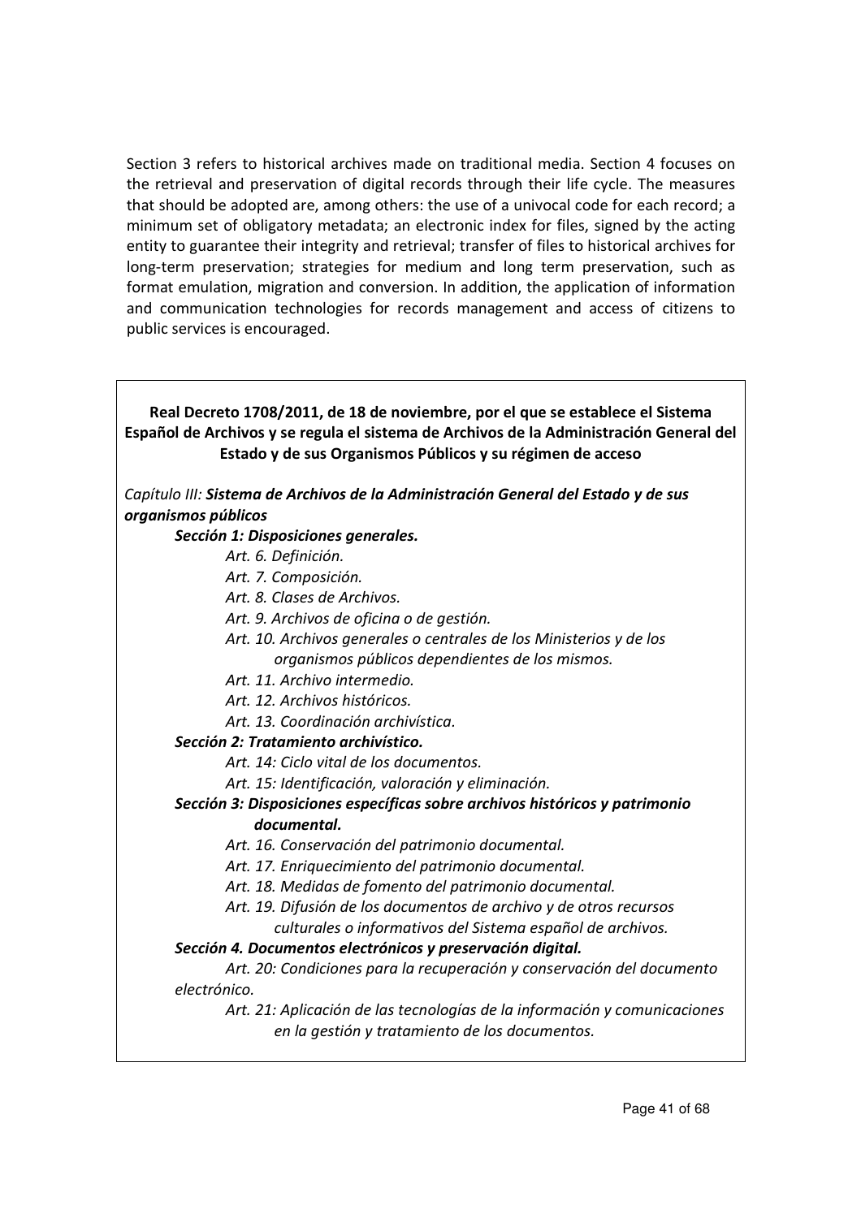Section 3 refers to historical archives made on traditional media. Section 4 focuses on the retrieval and preservation of digital records through their life cycle. The measures that should be adopted are, among others: the use of a univocal code for each record; a minimum set of obligatory metadata; an electronic index for files, signed by the acting entity to guarantee their integrity and retrieval; transfer of files to historical archives for long-term preservation; strategies for medium and long term preservation, such as format emulation, migration and conversion. In addition, the application of information and communication technologies for records management and access of citizens to public services is encouraged.

**Real Decreto 1708/2011, de 18 de noviembre, por el que se establece el Sistema Español de Archivos y se regula el sistema de Archivos de la Administración General del Estado y de sus Organismos Públicos y su régimen de acceso**

*Capítulo III:* ***Sistema de Archivos de la Administración General del Estado y de sus organismos públicos***

***Sección 1: Disposiciones generales.***

- *Art. 6. Definición.*
- *Art. 7. Composición.*
- *Art. 8. Clases de Archivos.*
- *Art. 9. Archivos de oficina o de gestión.*
- *Art. 10. Archivos generales o centrales de los Ministerios y de los organismos públicos dependientes de los mismos.*
- *Art. 11. Archivo intermedio.*
- *Art. 12. Archivos históricos.*
- *Art. 13. Coordinación archivística.*

***Sección 2: Tratamiento archivístico.***

- *Art. 14: Ciclo vital de los documentos.*
- *Art. 15: Identificación, valoración y eliminación.*

***Sección 3: Disposiciones específicas sobre archivos históricos y patrimonio documental.***

- *Art. 16. Conservación del patrimonio documental.*
- *Art. 17. Enriquecimiento del patrimonio documental.*
- *Art. 18. Medidas de fomento del patrimonio documental.*
- *Art. 19. Difusión de los documentos de archivo y de otros recursos culturales o informativos del Sistema español de archivos.*

***Sección 4. Documentos electrónicos y preservación digital.***

- *Art. 20: Condiciones para la recuperación y conservación del documento electrónico.*
- *Art. 21: Aplicación de las tecnologías de la información y comunicaciones en la gestión y tratamiento de los documentos.*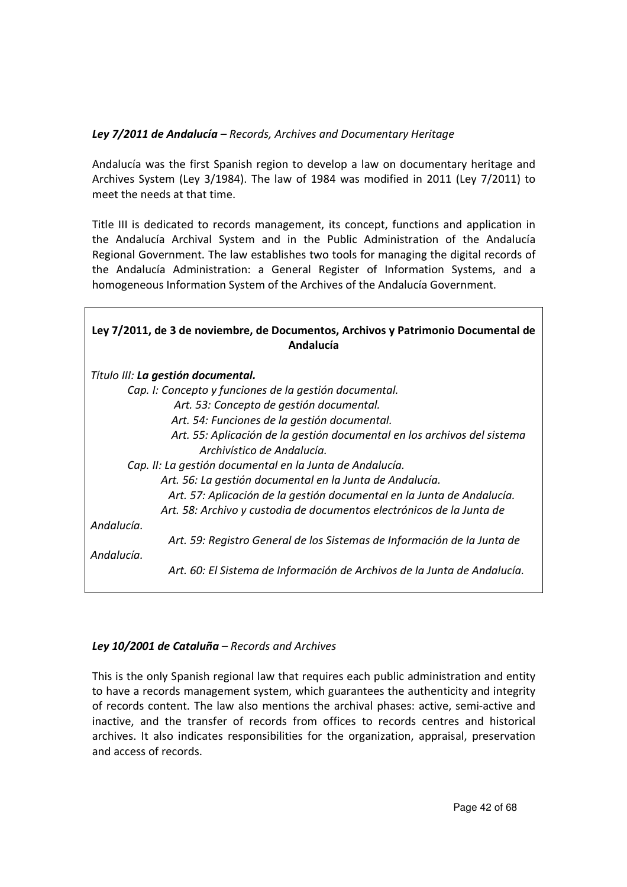***Ley 7/2011 de Andalucía*** *– Records, Archives and Documentary Heritage*

Andalucía was the first Spanish region to develop a law on documentary heritage and Archives System (Ley 3/1984). The law of 1984 was modified in 2011 (Ley 7/2011) to meet the needs at that time.

Title III is dedicated to records management, its concept, functions and application in the Andalucía Archival System and in the Public Administration of the Andalucía Regional Government. The law establishes two tools for managing the digital records of the Andalucía Administration: a General Register of Information Systems, and a homogeneous Information System of the Archives of the Andalucía Government.

> **Ley 7/2011, de 3 de noviembre, de Documentos, Archivos y Patrimonio Documental de Andalucía**
>
> *Título III:* ***La gestión documental.***
>
> - *Cap. I: Concepto y funciones de la gestión documental.*
>   - *Art. 53: Concepto de gestión documental.*
>   - *Art. 54: Funciones de la gestión documental.*
>   - *Art. 55: Aplicación de la gestión documental en los archivos del sistema Archivístico de Andalucía.*
> - *Cap. II: La gestión documental en la Junta de Andalucía.*
>   - *Art. 56: La gestión documental en la Junta de Andalucía.*
>   - *Art. 57: Aplicación de la gestión documental en la Junta de Andalucía.*
>   - *Art. 58: Archivo y custodia de documentos electrónicos de la Junta de Andalucía.*
>   - *Art. 59: Registro General de los Sistemas de Información de la Junta de Andalucía.*
>   - *Art. 60: El Sistema de Información de Archivos de la Junta de Andalucía.*

***Ley 10/2001 de Cataluña*** *– Records and Archives*

This is the only Spanish regional law that requires each public administration and entity to have a records management system, which guarantees the authenticity and integrity of records content. The law also mentions the archival phases: active, semi-active and inactive, and the transfer of records from offices to records centres and historical archives. It also indicates responsibilities for the organization, appraisal, preservation and access of records.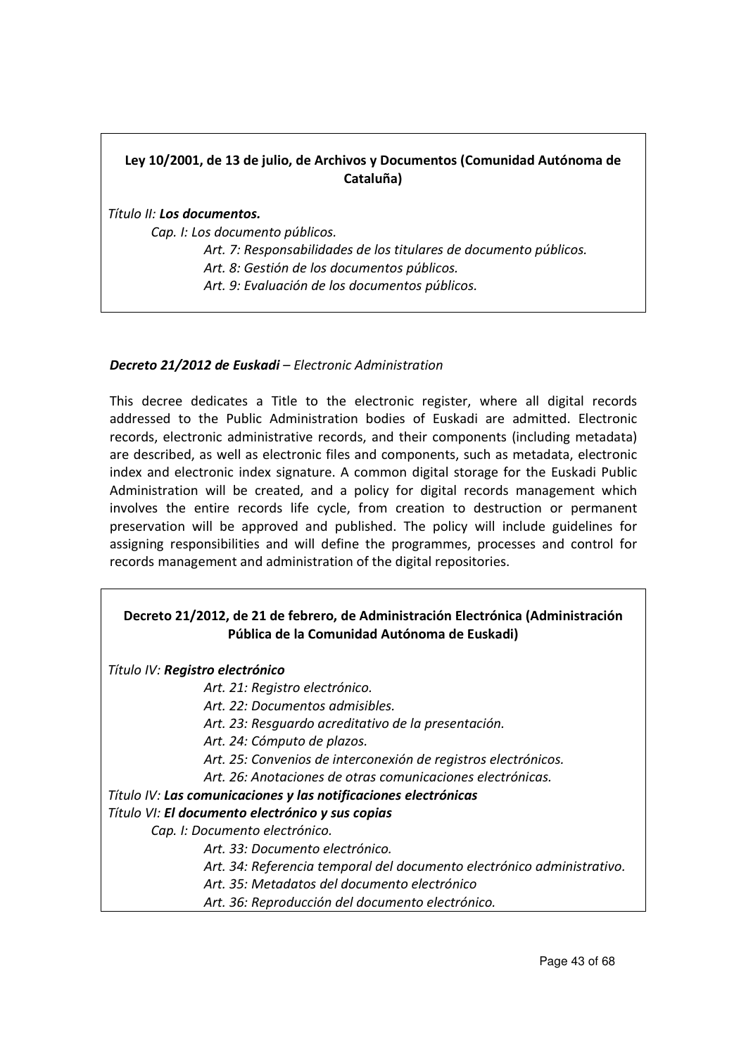**Ley 10/2001, de 13 de julio, de Archivos y Documentos (Comunidad Autónoma de Cataluña)**

*Título II:* ***Los documentos.***

*Cap. I: Los documento públicos.*

*Art. 7: Responsabilidades de los titulares de documento públicos.*

*Art. 8: Gestión de los documentos públicos.*

*Art. 9: Evaluación de los documentos públicos.*

***Decreto 21/2012 de Euskadi*** *– Electronic Administration*

This decree dedicates a Title to the electronic register, where all digital records addressed to the Public Administration bodies of Euskadi are admitted. Electronic records, electronic administrative records, and their components (including metadata) are described, as well as electronic files and components, such as metadata, electronic index and electronic index signature. A common digital storage for the Euskadi Public Administration will be created, and a policy for digital records management which involves the entire records life cycle, from creation to destruction or permanent preservation will be approved and published. The policy will include guidelines for assigning responsibilities and will define the programmes, processes and control for records management and administration of the digital repositories.

**Decreto 21/2012, de 21 de febrero, de Administración Electrónica (Administración Pública de la Comunidad Autónoma de Euskadi)**

*Título IV:* ***Registro electrónico***

*Art. 21: Registro electrónico.*

*Art. 22: Documentos admisibles.*

*Art. 23: Resguardo acreditativo de la presentación.*

*Art. 24: Cómputo de plazos.*

*Art. 25: Convenios de interconexión de registros electrónicos.*

*Art. 26: Anotaciones de otras comunicaciones electrónicas.*

*Título IV:* ***Las comunicaciones y las notificaciones electrónicas***

*Título VI:* ***El documento electrónico y sus copias***

*Cap. I: Documento electrónico.*

*Art. 33: Documento electrónico.*

*Art. 34: Referencia temporal del documento electrónico administrativo.*

*Art. 35: Metadatos del documento electrónico*

*Art. 36: Reproducción del documento electrónico.*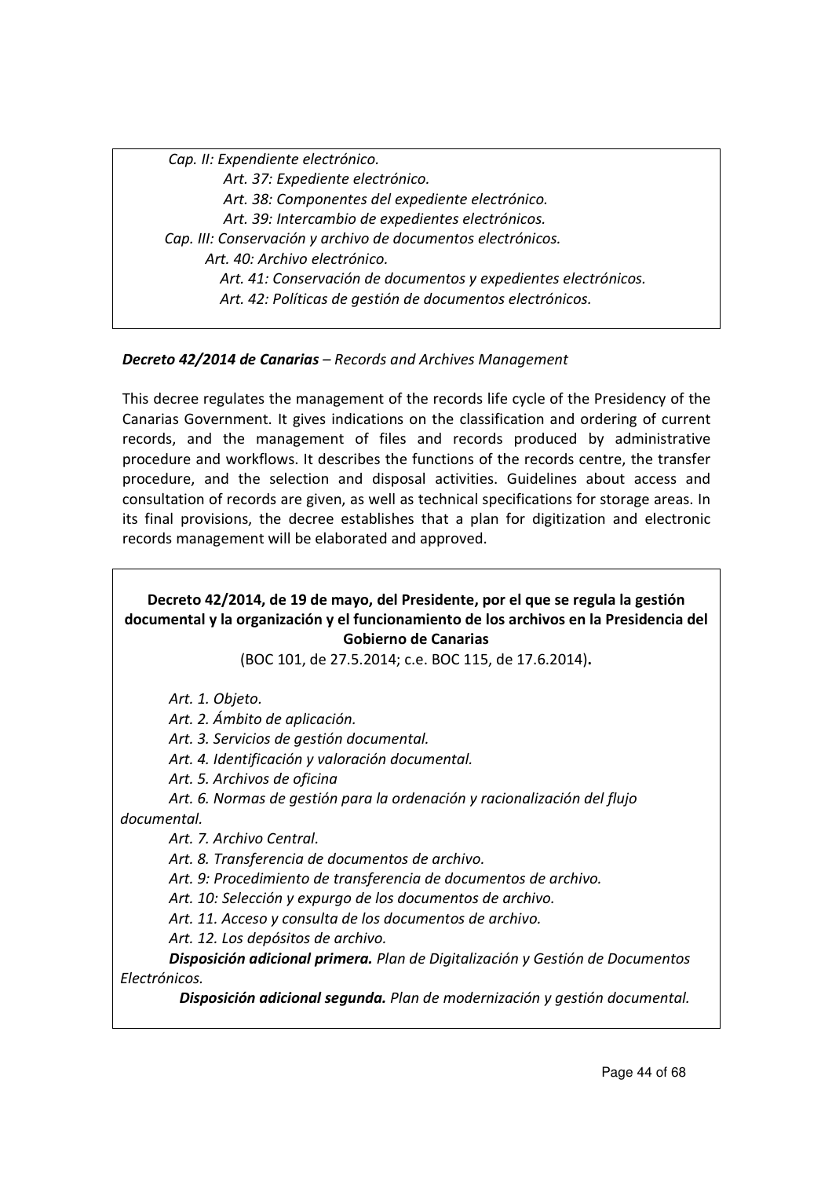*Cap. II: Expendiente electrónico.*

*Art. 37: Expediente electrónico.*

*Art. 38: Componentes del expediente electrónico.*

*Art. 39: Intercambio de expedientes electrónicos.*

*Cap. III: Conservación y archivo de documentos electrónicos.*

*Art. 40: Archivo electrónico.*

*Art. 41: Conservación de documentos y expedientes electrónicos.*

*Art. 42: Políticas de gestión de documentos electrónicos.*

***Decreto 42/2014 de Canarias*** *– Records and Archives Management*

This decree regulates the management of the records life cycle of the Presidency of the Canarias Government. It gives indications on the classification and ordering of current records, and the management of files and records produced by administrative procedure and workflows. It describes the functions of the records centre, the transfer procedure, and the selection and disposal activities. Guidelines about access and consultation of records are given, as well as technical specifications for storage areas. In its final provisions, the decree establishes that a plan for digitization and electronic records management will be elaborated and approved.

**Decreto 42/2014, de 19 de mayo, del Presidente, por el que se regula la gestión documental y la organización y el funcionamiento de los archivos en la Presidencia del Gobierno de Canarias**

(BOC 101, de 27.5.2014; c.e. BOC 115, de 17.6.2014).

*Art. 1. Objeto.*

*Art. 2. Ámbito de aplicación.*

*Art. 3. Servicios de gestión documental.*

*Art. 4. Identificación y valoración documental.*

*Art. 5. Archivos de oficina*

*Art. 6. Normas de gestión para la ordenación y racionalización del flujo documental.*

*Art. 7. Archivo Central.*

*Art. 8. Transferencia de documentos de archivo.*

*Art. 9: Procedimiento de transferencia de documentos de archivo.*

*Art. 10: Selección y expurgo de los documentos de archivo.*

*Art. 11. Acceso y consulta de los documentos de archivo.*

*Art. 12. Los depósitos de archivo.*

***Disposición adicional primera.*** *Plan de Digitalización y Gestión de Documentos Electrónicos.*

***Disposición adicional segunda.*** *Plan de modernización y gestión documental.*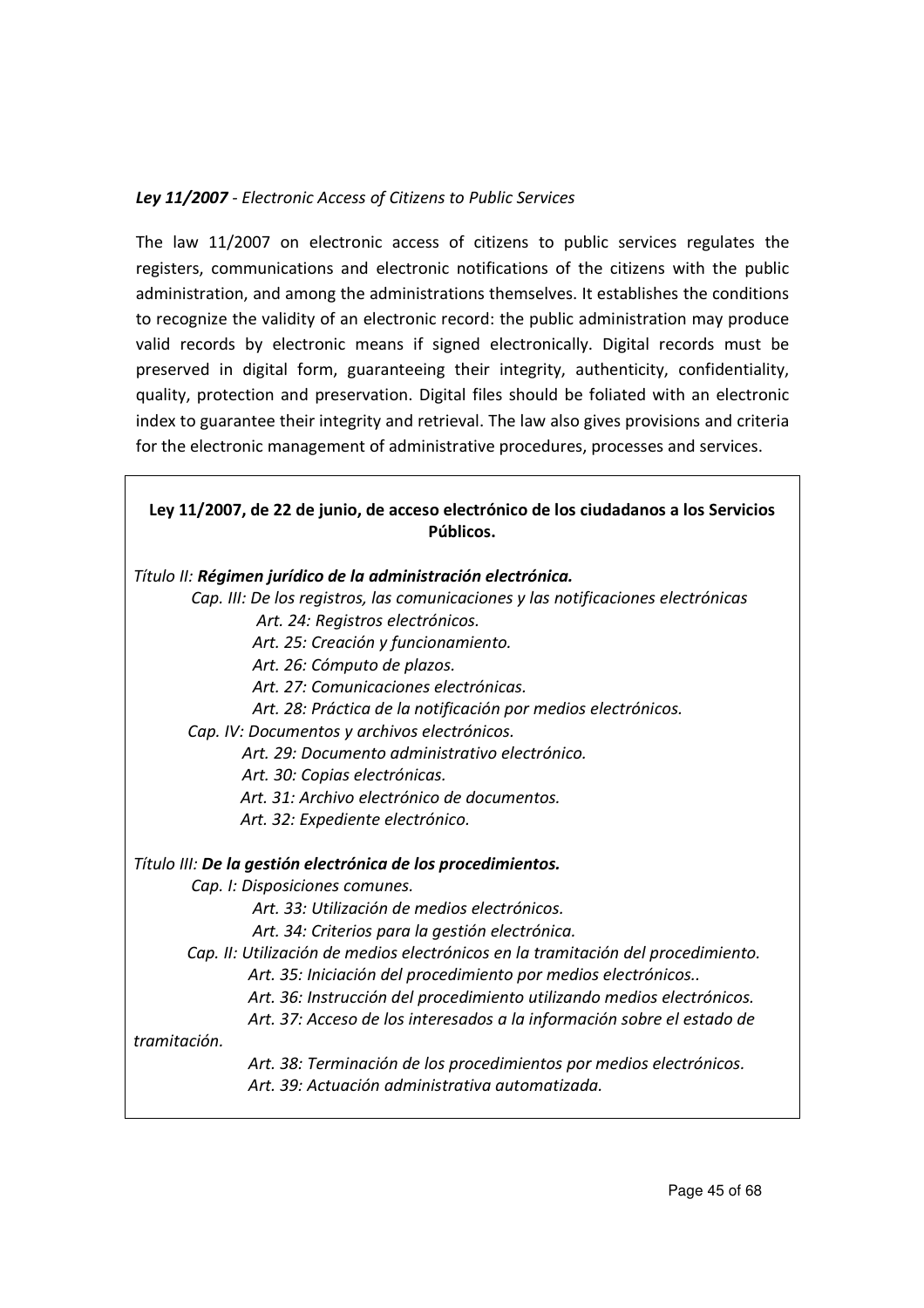***Ley 11/2007*** *- Electronic Access of Citizens to Public Services*

The law 11/2007 on electronic access of citizens to public services regulates the registers, communications and electronic notifications of the citizens with the public administration, and among the administrations themselves. It establishes the conditions to recognize the validity of an electronic record: the public administration may produce valid records by electronic means if signed electronically. Digital records must be preserved in digital form, guaranteeing their integrity, authenticity, confidentiality, quality, protection and preservation. Digital files should be foliated with an electronic index to guarantee their integrity and retrieval. The law also gives provisions and criteria for the electronic management of administrative procedures, processes and services.

**Ley 11/2007, de 22 de junio, de acceso electrónico de los ciudadanos a los Servicios Públicos.**

*Título II:* ***Régimen jurídico de la administración electrónica.***

- *Cap. III: De los registros, las comunicaciones y las notificaciones electrónicas*
  - *Art. 24: Registros electrónicos.*
  - *Art. 25: Creación y funcionamiento.*
  - *Art. 26: Cómputo de plazos.*
  - *Art. 27: Comunicaciones electrónicas.*
  - *Art. 28: Práctica de la notificación por medios electrónicos.*
- *Cap. IV: Documentos y archivos electrónicos.*
  - *Art. 29: Documento administrativo electrónico.*
  - *Art. 30: Copias electrónicas.*
  - *Art. 31: Archivo electrónico de documentos.*
  - *Art. 32: Expediente electrónico.*

*Título III:* ***De la gestión electrónica de los procedimientos.***

- *Cap. I: Disposiciones comunes.*
  - *Art. 33: Utilización de medios electrónicos.*
  - *Art. 34: Criterios para la gestión electrónica.*
- *Cap. II: Utilización de medios electrónicos en la tramitación del procedimiento.*
  - *Art. 35: Iniciación del procedimiento por medios electrónicos..*
  - *Art. 36: Instrucción del procedimiento utilizando medios electrónicos.*
  - *Art. 37: Acceso de los interesados a la información sobre el estado de tramitación.*
  - *Art. 38: Terminación de los procedimientos por medios electrónicos.*
  - *Art. 39: Actuación administrativa automatizada.*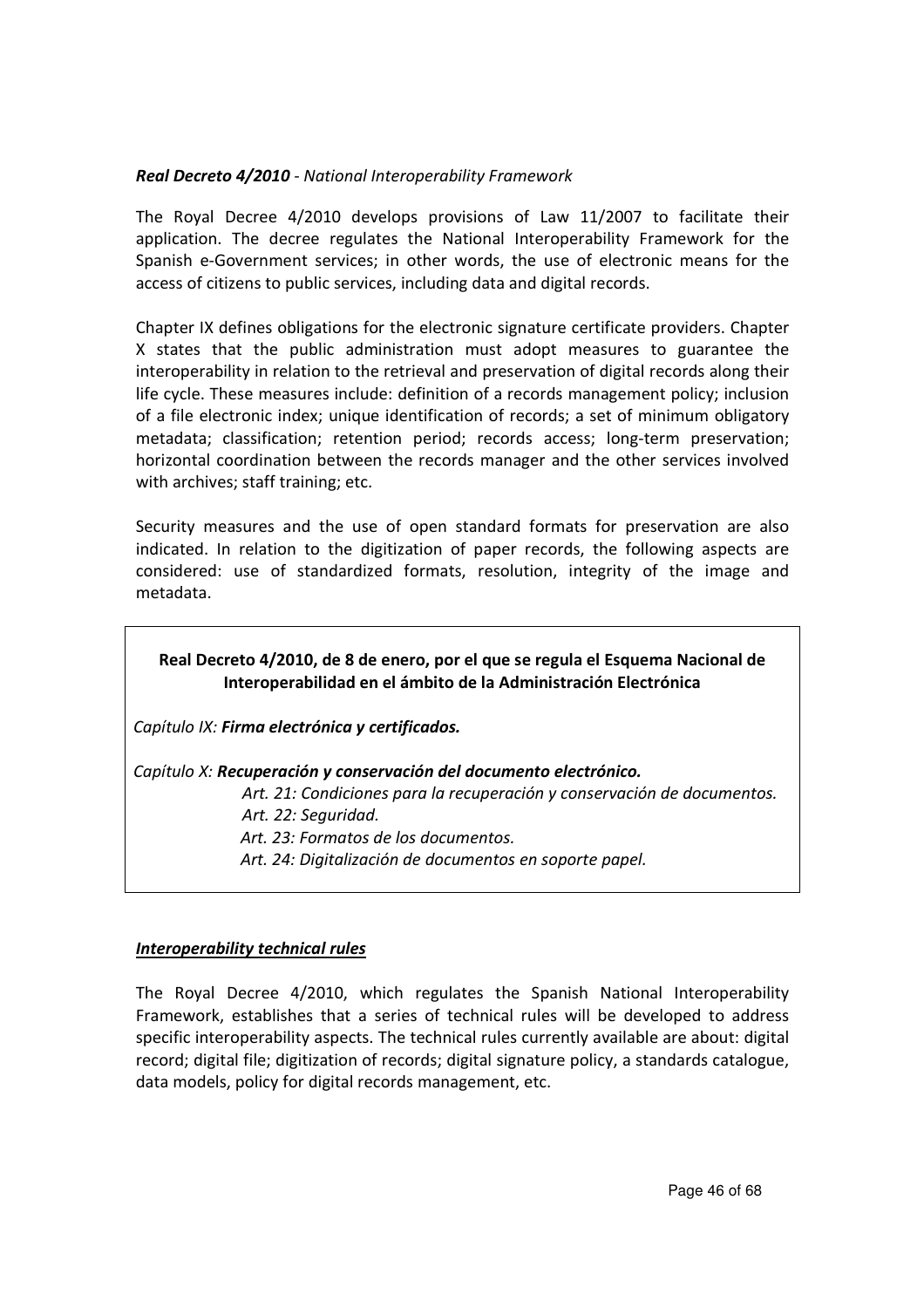***Real Decreto 4/2010*** *- National Interoperability Framework*

The Royal Decree 4/2010 develops provisions of Law 11/2007 to facilitate their application. The decree regulates the National Interoperability Framework for the Spanish e-Government services; in other words, the use of electronic means for the access of citizens to public services, including data and digital records.

Chapter IX defines obligations for the electronic signature certificate providers. Chapter X states that the public administration must adopt measures to guarantee the interoperability in relation to the retrieval and preservation of digital records along their life cycle. These measures include: definition of a records management policy; inclusion of a file electronic index; unique identification of records; a set of minimum obligatory metadata; classification; retention period; records access; long-term preservation; horizontal coordination between the records manager and the other services involved with archives; staff training; etc.

Security measures and the use of open standard formats for preservation are also indicated. In relation to the digitization of paper records, the following aspects are considered: use of standardized formats, resolution, integrity of the image and metadata.

**Real Decreto 4/2010, de 8 de enero, por el que se regula el Esquema Nacional de Interoperabilidad en el ámbito de la Administración Electrónica**

*Capítulo IX:* ***Firma electrónica y certificados.***

*Capítulo X:* ***Recuperación y conservación del documento electrónico.***

- *Art. 21: Condiciones para la recuperación y conservación de documentos.*
- *Art. 22: Seguridad.*
- *Art. 23: Formatos de los documentos.*
- *Art. 24: Digitalización de documentos en soporte papel.*

***Interoperability technical rules***

The Royal Decree 4/2010, which regulates the Spanish National Interoperability Framework, establishes that a series of technical rules will be developed to address specific interoperability aspects. The technical rules currently available are about: digital record; digital file; digitization of records; digital signature policy, a standards catalogue, data models, policy for digital records management, etc.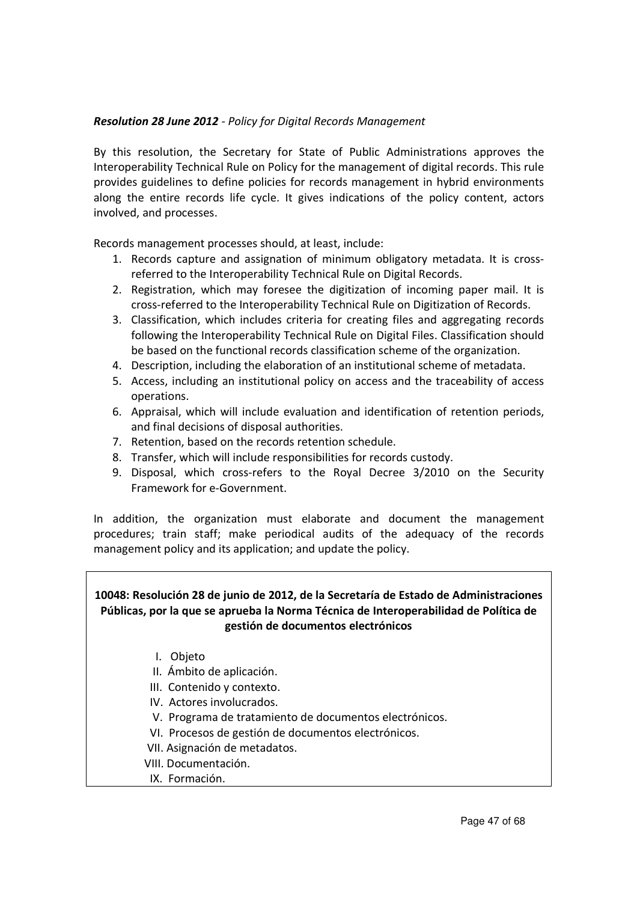***Resolution 28 June 2012*** *- Policy for Digital Records Management*

By this resolution, the Secretary for State of Public Administrations approves the Interoperability Technical Rule on Policy for the management of digital records. This rule provides guidelines to define policies for records management in hybrid environments along the entire records life cycle. It gives indications of the policy content, actors involved, and processes.

Records management processes should, at least, include:

1. Records capture and assignation of minimum obligatory metadata. It is cross-referred to the Interoperability Technical Rule on Digital Records.
2. Registration, which may foresee the digitization of incoming paper mail. It is cross-referred to the Interoperability Technical Rule on Digitization of Records.
3. Classification, which includes criteria for creating files and aggregating records following the Interoperability Technical Rule on Digital Files. Classification should be based on the functional records classification scheme of the organization.
4. Description, including the elaboration of an institutional scheme of metadata.
5. Access, including an institutional policy on access and the traceability of access operations.
6. Appraisal, which will include evaluation and identification of retention periods, and final decisions of disposal authorities.
7. Retention, based on the records retention schedule.
8. Transfer, which will include responsibilities for records custody.
9. Disposal, which cross-refers to the Royal Decree 3/2010 on the Security Framework for e-Government.

In addition, the organization must elaborate and document the management procedures; train staff; make periodical audits of the adequacy of the records management policy and its application; and update the policy.

**10048: Resolución 28 de junio de 2012, de la Secretaría de Estado de Administraciones Públicas, por la que se aprueba la Norma Técnica de Interoperabilidad de Política de gestión de documentos electrónicos**

I. Objeto
II. Ámbito de aplicación.
III. Contenido y contexto.
IV. Actores involucrados.
V. Programa de tratamiento de documentos electrónicos.
VI. Procesos de gestión de documentos electrónicos.
VII. Asignación de metadatos.
VIII. Documentación.
IX. Formación.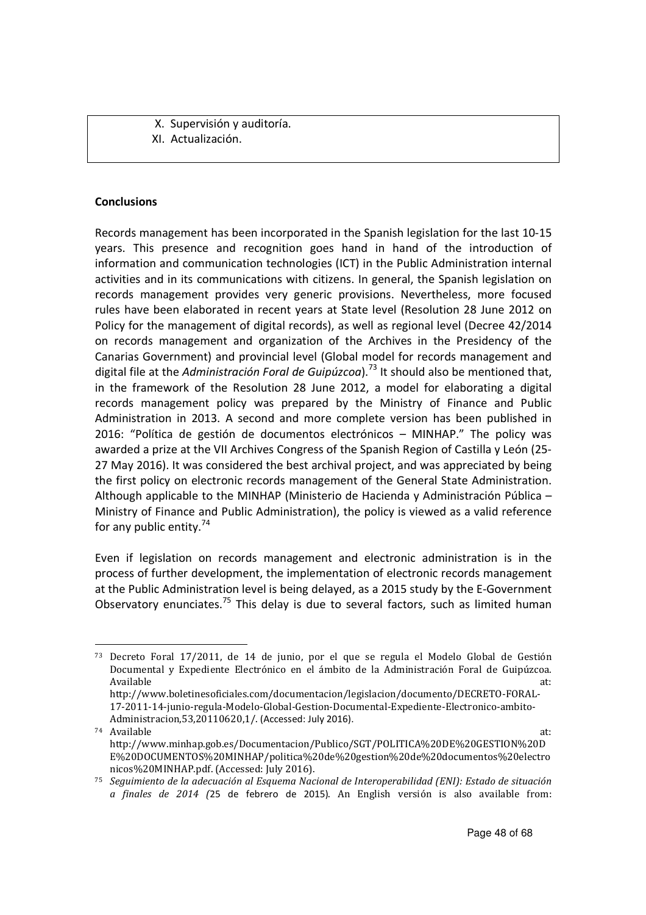X. Supervisión y auditoría.
XI. Actualización.

**Conclusions**

Records management has been incorporated in the Spanish legislation for the last 10-15 years. This presence and recognition goes hand in hand of the introduction of information and communication technologies (ICT) in the Public Administration internal activities and in its communications with citizens. In general, the Spanish legislation on records management provides very generic provisions. Nevertheless, more focused rules have been elaborated in recent years at State level (Resolution 28 June 2012 on Policy for the management of digital records), as well as regional level (Decree 42/2014 on records management and organization of the Archives in the Presidency of the Canarias Government) and provincial level (Global model for records management and digital file at the *Administración Foral de Guipúzcoa*).[73] It should also be mentioned that, in the framework of the Resolution 28 June 2012, a model for elaborating a digital records management policy was prepared by the Ministry of Finance and Public Administration in 2013. A second and more complete version has been published in 2016: "Política de gestión de documentos electrónicos – MINHAP." The policy was awarded a prize at the VII Archives Congress of the Spanish Region of Castilla y León (25-27 May 2016). It was considered the best archival project, and was appreciated by being the first policy on electronic records management of the General State Administration. Although applicable to the MINHAP (Ministerio de Hacienda y Administración Pública – Ministry of Finance and Public Administration), the policy is viewed as a valid reference for any public entity.[74]

Even if legislation on records management and electronic administration is in the process of further development, the implementation of electronic records management at the Public Administration level is being delayed, as a 2015 study by the E-Government Observatory enunciates.[75] This delay is due to several factors, such as limited human

---

[73] Decreto Foral 17/2011, de 14 de junio, por el que se regula el Modelo Global de Gestión Documental y Expediente Electrónico en el ámbito de la Administración Foral de Guipúzcoa. Available at: http://www.boletinesoficiales.com/documentacion/legislacion/documento/DECRETO-FORAL-17-2011-14-junio-regula-Modelo-Global-Gestion-Documental-Expediente-Electronico-ambito-Administracion,53,20110620,1/. (Accessed: July 2016).

[74] Available at: http://www.minhap.gob.es/Documentacion/Publico/SGT/POLITICA%20DE%20GESTION%20DE%20DOCUMENTOS%20MINHAP/politica%20de%20gestion%20de%20documentos%20electronicos%20MINHAP.pdf. (Accessed: July 2016).

[75] *Seguimiento de la adecuación al Esquema Nacional de Interoperabilidad (ENI): Estado de situación a finales de 2014 (*25 de febrero de 2015). An English versión is also available from: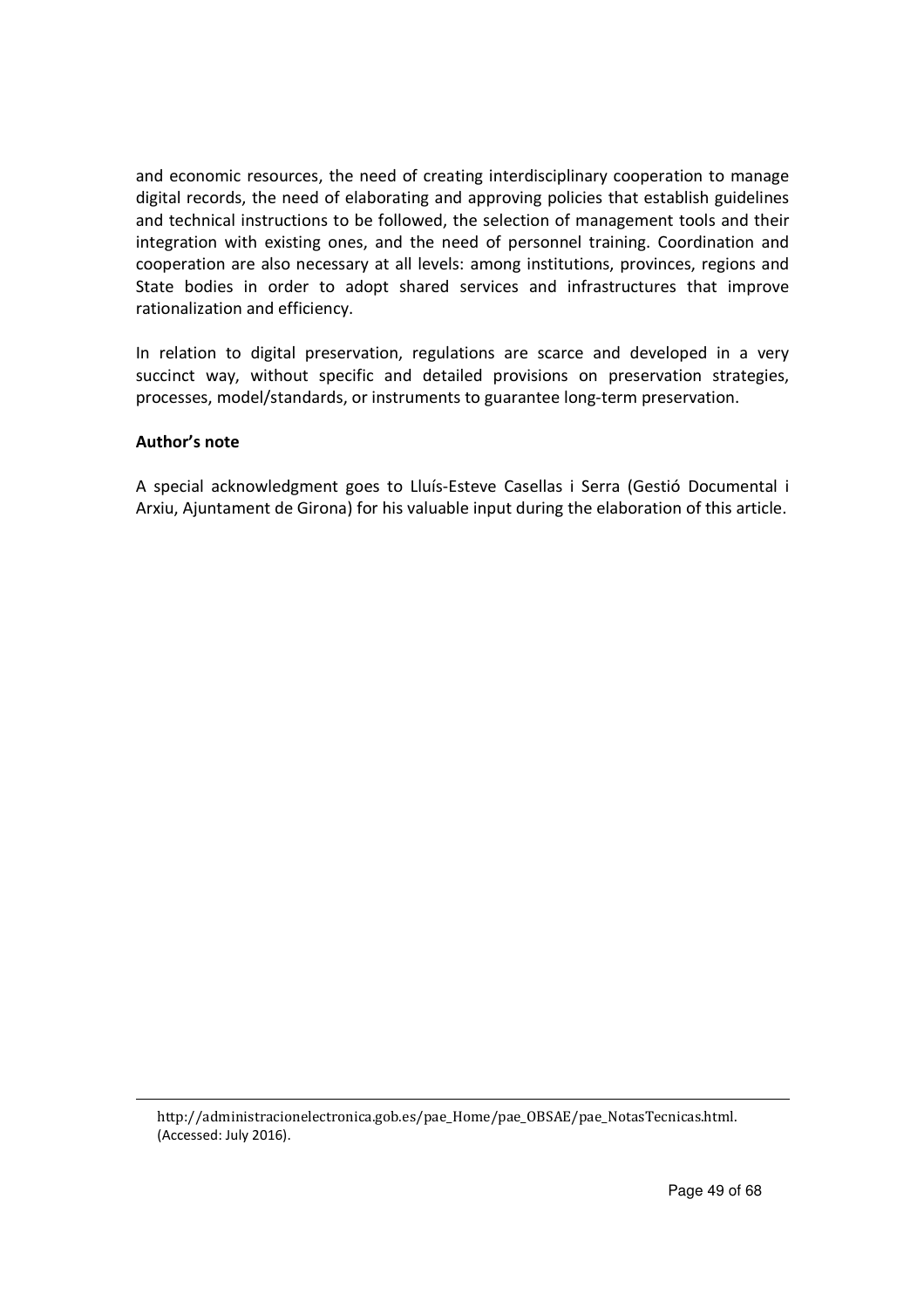and economic resources, the need of creating interdisciplinary cooperation to manage digital records, the need of elaborating and approving policies that establish guidelines and technical instructions to be followed, the selection of management tools and their integration with existing ones, and the need of personnel training. Coordination and cooperation are also necessary at all levels: among institutions, provinces, regions and State bodies in order to adopt shared services and infrastructures that improve rationalization and efficiency.

In relation to digital preservation, regulations are scarce and developed in a very succinct way, without specific and detailed provisions on preservation strategies, processes, model/standards, or instruments to guarantee long-term preservation.

**Author's note**

A special acknowledgment goes to Lluís-Esteve Casellas i Serra (Gestió Documental i Arxiu, Ajuntament de Girona) for his valuable input during the elaboration of this article.

---

http://administracionelectronica.gob.es/pae_Home/pae_OBSAE/pae_NotasTecnicas.html. (Accessed: July 2016).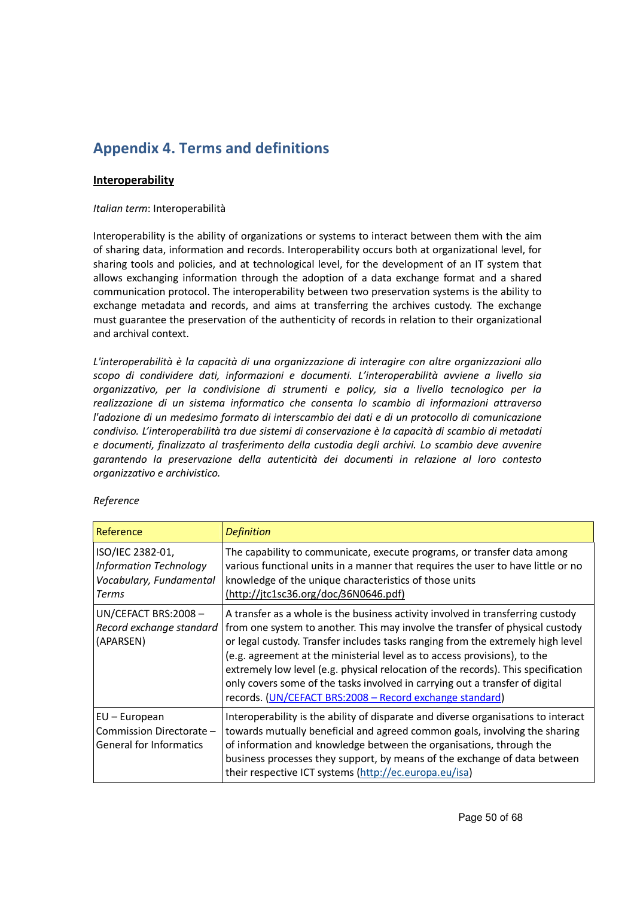# Appendix 4. Terms and definitions

**Interoperability**

*Italian term*: Interoperabilità

Interoperability is the ability of organizations or systems to interact between them with the aim of sharing data, information and records. Interoperability occurs both at organizational level, for sharing tools and policies, and at technological level, for the development of an IT system that allows exchanging information through the adoption of a data exchange format and a shared communication protocol. The interoperability between two preservation systems is the ability to exchange metadata and records, and aims at transferring the archives custody. The exchange must guarantee the preservation of the authenticity of records in relation to their organizational and archival context.

*L'interoperabilità è la capacità di una organizzazione di interagire con altre organizzazioni allo scopo di condividere dati, informazioni e documenti. L'interoperabilità avviene a livello sia organizzativo, per la condivisione di strumenti e policy, sia a livello tecnologico per la realizzazione di un sistema informatico che consenta lo scambio di informazioni attraverso l'adozione di un medesimo formato di interscambio dei dati e di un protocollo di comunicazione condiviso. L'interoperabilità tra due sistemi di conservazione è la capacità di scambio di metadati e documenti, finalizzato al trasferimento della custodia degli archivi. Lo scambio deve avvenire garantendo la preservazione della autenticità dei documenti in relazione al loro contesto organizzativo e archivistico.*

*Reference*

| Reference | *Definition* |
|---|---|
| ISO/IEC 2382-01, *Information Technology Vocabulary, Fundamental Terms* | The capability to communicate, execute programs, or transfer data among various functional units in a manner that requires the user to have little or no knowledge of the unique characteristics of those units (http://jtc1sc36.org/doc/36N0646.pdf) |
| UN/CEFACT BRS:2008 – *Record exchange standard* (APARSEN) | A transfer as a whole is the business activity involved in transferring custody from one system to another. This may involve the transfer of physical custody or legal custody. Transfer includes tasks ranging from the extremely high level (e.g. agreement at the ministerial level as to access provisions), to the extremely low level (e.g. physical relocation of the records). This specification only covers some of the tasks involved in carrying out a transfer of digital records. (UN/CEFACT BRS:2008 – Record exchange standard) |
| EU – European Commission Directorate – General for Informatics | Interoperability is the ability of disparate and diverse organisations to interact towards mutually beneficial and agreed common goals, involving the sharing of information and knowledge between the organisations, through the business processes they support, by means of the exchange of data between their respective ICT systems (http://ec.europa.eu/isa) |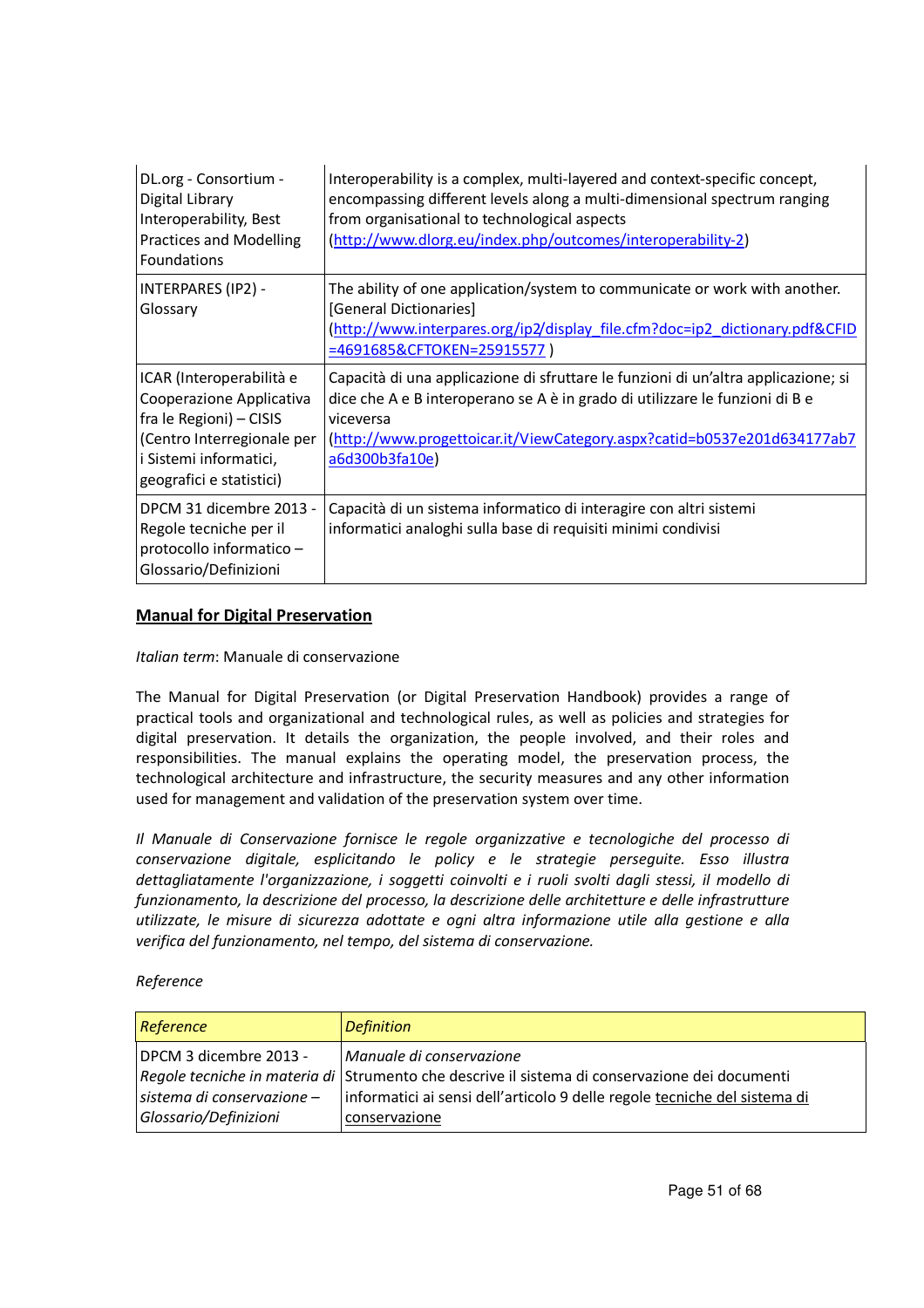| | |
|---|---|
| DL.org - Consortium - Digital Library Interoperability, Best Practices and Modelling Foundations | Interoperability is a complex, multi-layered and context-specific concept, encompassing different levels along a multi-dimensional spectrum ranging from organisational to technological aspects ([http://www.dlorg.eu/index.php/outcomes/interoperability-2](http://www.dlorg.eu/index.php/outcomes/interoperability-2)) |
| INTERPARES (IP2) - Glossary | The ability of one application/system to communicate or work with another. [General Dictionaries] ([http://www.interpares.org/ip2/display_file.cfm?doc=ip2_dictionary.pdf&CFID=4691685&CFTOKEN=25915577](http://www.interpares.org/ip2/display_file.cfm?doc=ip2_dictionary.pdf&CFID=4691685&CFTOKEN=25915577) ) |
| ICAR (Interoperabilità e Cooperazione Applicativa fra le Regioni) – CISIS (Centro Interregionale per i Sistemi informatici, geografici e statistici) | Capacità di una applicazione di sfruttare le funzioni di un'altra applicazione; si dice che A e B interoperano se A è in grado di utilizzare le funzioni di B e viceversa ([http://www.progettoicar.it/ViewCategory.aspx?catid=b0537e201d634177ab7a6d300b3fa10e](http://www.progettoicar.it/ViewCategory.aspx?catid=b0537e201d634177ab7a6d300b3fa10e)) |
| DPCM 31 dicembre 2013 - Regole tecniche per il protocollo informatico – Glossario/Definizioni | Capacità di un sistema informatico di interagire con altri sistemi informatici analoghi sulla base di requisiti minimi condivisi |

## Manual for Digital Preservation

*Italian term*: Manuale di conservazione

The Manual for Digital Preservation (or Digital Preservation Handbook) provides a range of practical tools and organizational and technological rules, as well as policies and strategies for digital preservation. It details the organization, the people involved, and their roles and responsibilities. The manual explains the operating model, the preservation process, the technological architecture and infrastructure, the security measures and any other information used for management and validation of the preservation system over time.

*Il Manuale di Conservazione fornisce le regole organizzative e tecnologiche del processo di conservazione digitale, esplicitando le policy e le strategie perseguite. Esso illustra dettagliatamente l'organizzazione, i soggetti coinvolti e i ruoli svolti dagli stessi, il modello di funzionamento, la descrizione del processo, la descrizione delle architetture e delle infrastrutture utilizzate, le misure di sicurezza adottate e ogni altra informazione utile alla gestione e alla verifica del funzionamento, nel tempo, del sistema di conservazione.*

*Reference*

| *Reference* | *Definition* |
|---|---|
| DPCM 3 dicembre 2013 - *Regole tecniche in materia di sistema di conservazione – Glossario/Definizioni* | *Manuale di conservazione* Strumento che descrive il sistema di conservazione dei documenti informatici ai sensi dell'articolo 9 delle regole tecniche del sistema di conservazione |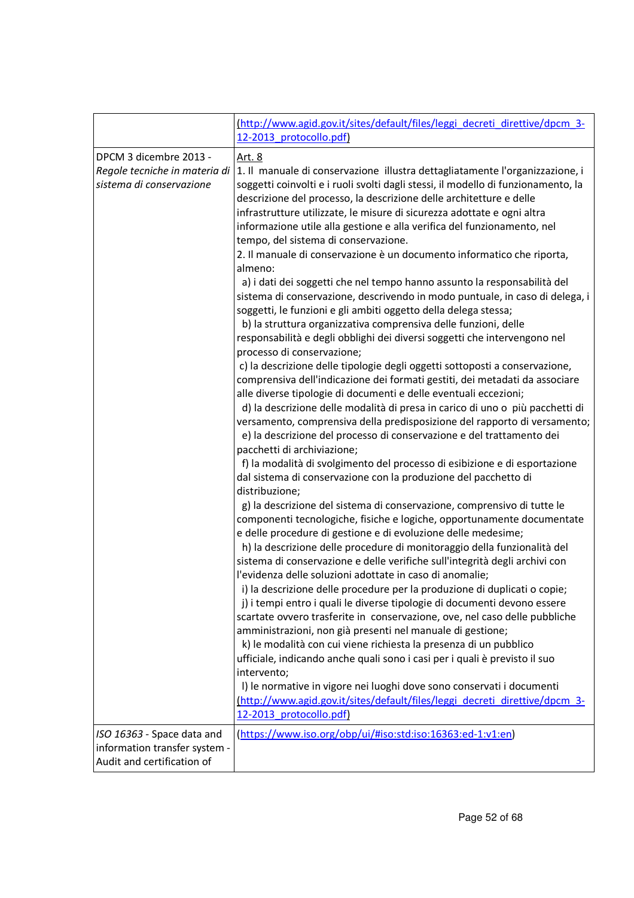| | |
|---|---|
| | ([http://www.agid.gov.it/sites/default/files/leggi_decreti_direttive/dpcm_3-12-2013_protocollo.pdf](http://www.agid.gov.it/sites/default/files/leggi_decreti_direttive/dpcm_3-12-2013_protocollo.pdf)) |
| DPCM 3 dicembre 2013 - *Regole tecniche in materia di sistema di conservazione* | Art. 8<br>1. Il manuale di conservazione illustra dettagliatamente l'organizzazione, i soggetti coinvolti e i ruoli svolti dagli stessi, il modello di funzionamento, la descrizione del processo, la descrizione delle architetture e delle infrastrutture utilizzate, le misure di sicurezza adottate e ogni altra informazione utile alla gestione e alla verifica del funzionamento, nel tempo, del sistema di conservazione.<br>2. Il manuale di conservazione è un documento informatico che riporta, almeno:<br>a) i dati dei soggetti che nel tempo hanno assunto la responsabilità del sistema di conservazione, descrivendo in modo puntuale, in caso di delega, i soggetti, le funzioni e gli ambiti oggetto della delega stessa;<br>b) la struttura organizzativa comprensiva delle funzioni, delle responsabilità e degli obblighi dei diversi soggetti che intervengono nel processo di conservazione;<br>c) la descrizione delle tipologie degli oggetti sottoposti a conservazione, comprensiva dell'indicazione dei formati gestiti, dei metadati da associare alle diverse tipologie di documenti e delle eventuali eccezioni;<br>d) la descrizione delle modalità di presa in carico di uno o più pacchetti di versamento, comprensiva della predisposizione del rapporto di versamento;<br>e) la descrizione del processo di conservazione e del trattamento dei pacchetti di archiviazione;<br>f) la modalità di svolgimento del processo di esibizione e di esportazione dal sistema di conservazione con la produzione del pacchetto di distribuzione;<br>g) la descrizione del sistema di conservazione, comprensivo di tutte le componenti tecnologiche, fisiche e logiche, opportunamente documentate e delle procedure di gestione e di evoluzione delle medesime;<br>h) la descrizione delle procedure di monitoraggio della funzionalità del sistema di conservazione e delle verifiche sull'integrità degli archivi con l'evidenza delle soluzioni adottate in caso di anomalie;<br>i) la descrizione delle procedure per la produzione di duplicati o copie;<br>j) i tempi entro i quali le diverse tipologie di documenti devono essere scartate ovvero trasferite in conservazione, ove, nel caso delle pubbliche amministrazioni, non già presenti nel manuale di gestione;<br>k) le modalità con cui viene richiesta la presenza di un pubblico ufficiale, indicando anche quali sono i casi per i quali è previsto il suo intervento;<br>l) le normative in vigore nei luoghi dove sono conservati i documenti<br>([http://www.agid.gov.it/sites/default/files/leggi_decreti_direttive/dpcm_3-12-2013_protocollo.pdf](http://www.agid.gov.it/sites/default/files/leggi_decreti_direttive/dpcm_3-12-2013_protocollo.pdf)) |
| *ISO 16363* - Space data and information transfer system - Audit and certification of | ([https://www.iso.org/obp/ui/#iso:std:iso:16363:ed-1:v1:en](https://www.iso.org/obp/ui/#iso:std:iso:16363:ed-1:v1:en)) |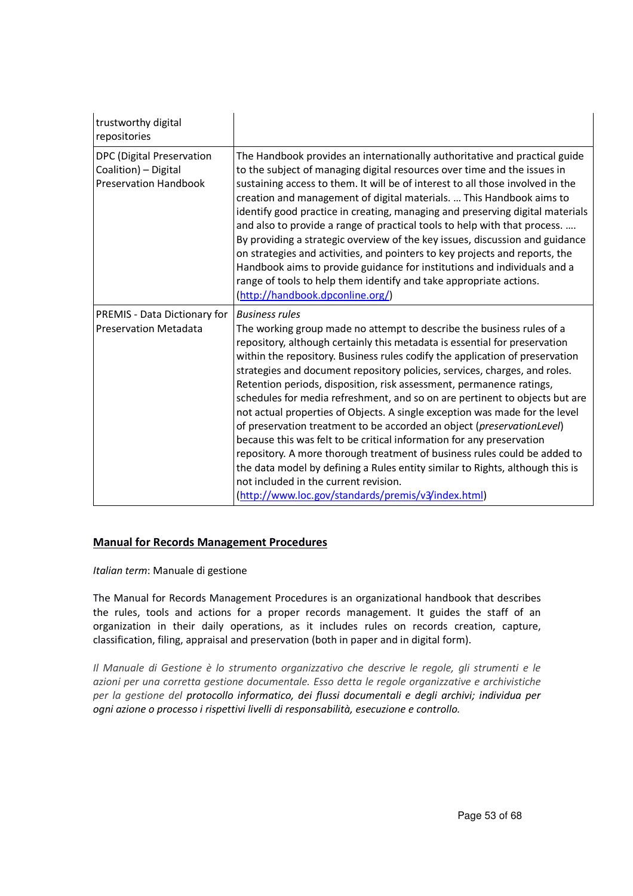| | |
|---|---|
| trustworthy digital repositories | |
| DPC (Digital Preservation Coalition) – Digital Preservation Handbook | The Handbook provides an internationally authoritative and practical guide to the subject of managing digital resources over time and the issues in sustaining access to them. It will be of interest to all those involved in the creation and management of digital materials. … This Handbook aims to identify good practice in creating, managing and preserving digital materials and also to provide a range of practical tools to help with that process. …. By providing a strategic overview of the key issues, discussion and guidance on strategies and activities, and pointers to key projects and reports, the Handbook aims to provide guidance for institutions and individuals and a range of tools to help them identify and take appropriate actions. (http://handbook.dpconline.org/) |
| PREMIS - Data Dictionary for Preservation Metadata | *Business rules* The working group made no attempt to describe the business rules of a repository, although certainly this metadata is essential for preservation within the repository. Business rules codify the application of preservation strategies and document repository policies, services, charges, and roles. Retention periods, disposition, risk assessment, permanence ratings, schedules for media refreshment, and so on are pertinent to objects but are not actual properties of Objects. A single exception was made for the level of preservation treatment to be accorded an object (*preservationLevel*) because this was felt to be critical information for any preservation repository. A more thorough treatment of business rules could be added to the data model by defining a Rules entity similar to Rights, although this is not included in the current revision. (http://www.loc.gov/standards/premis/v3/index.html) |

## Manual for Records Management Procedures

*Italian term*: Manuale di gestione

The Manual for Records Management Procedures is an organizational handbook that describes the rules, tools and actions for a proper records management. It guides the staff of an organization in their daily operations, as it includes rules on records creation, capture, classification, filing, appraisal and preservation (both in paper and in digital form).

*Il Manuale di Gestione è lo strumento organizzativo che descrive le regole, gli strumenti e le azioni per una corretta gestione documentale. Esso detta le regole organizzative e archivistiche per la gestione del protocollo informatico, dei flussi documentali e degli archivi; individua per ogni azione o processo i rispettivi livelli di responsabilità, esecuzione e controllo.*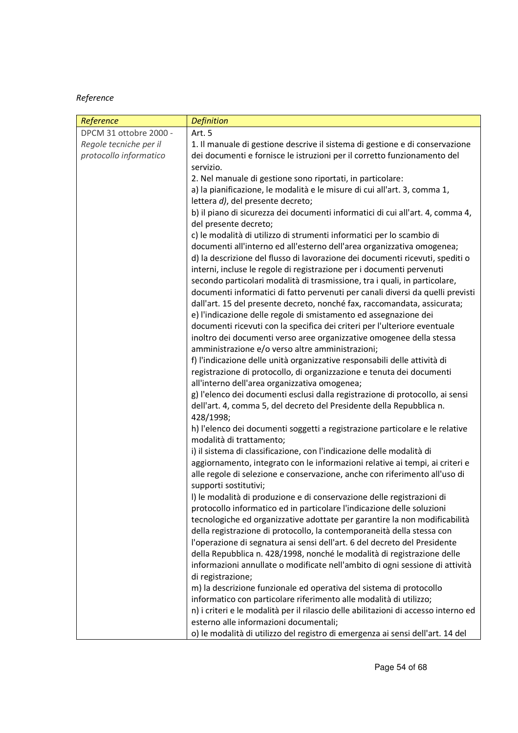*Reference*

| *Reference* | *Definition* |
| --- | --- |
| DPCM 31 ottobre 2000 - *Regole tecniche per il protocollo informatico* | Art. 5<br>1. Il manuale di gestione descrive il sistema di gestione e di conservazione dei documenti e fornisce le istruzioni per il corretto funzionamento del servizio.<br>2. Nel manuale di gestione sono riportati, in particolare:<br>a) la pianificazione, le modalità e le misure di cui all'art. 3, comma 1, lettera *d)*, del presente decreto;<br>b) il piano di sicurezza dei documenti informatici di cui all'art. 4, comma 4, del presente decreto;<br>c) le modalità di utilizzo di strumenti informatici per lo scambio di documenti all'interno ed all'esterno dell'area organizzativa omogenea;<br>d) la descrizione del flusso di lavorazione dei documenti ricevuti, spediti o interni, incluse le regole di registrazione per i documenti pervenuti secondo particolari modalità di trasmissione, tra i quali, in particolare, documenti informatici di fatto pervenuti per canali diversi da quelli previsti dall'art. 15 del presente decreto, nonché fax, raccomandata, assicurata;<br>e) l'indicazione delle regole di smistamento ed assegnazione dei documenti ricevuti con la specifica dei criteri per l'ulteriore eventuale inoltro dei documenti verso aree organizzative omogenee della stessa amministrazione e/o verso altre amministrazioni;<br>f) l'indicazione delle unità organizzative responsabili delle attività di registrazione di protocollo, di organizzazione e tenuta dei documenti all'interno dell'area organizzativa omogenea;<br>g) l'elenco dei documenti esclusi dalla registrazione di protocollo, ai sensi dell'art. 4, comma 5, del decreto del Presidente della Repubblica n. 428/1998;<br>h) l'elenco dei documenti soggetti a registrazione particolare e le relative modalità di trattamento;<br>i) il sistema di classificazione, con l'indicazione delle modalità di aggiornamento, integrato con le informazioni relative ai tempi, ai criteri e alle regole di selezione e conservazione, anche con riferimento all'uso di supporti sostitutivi;<br>l) le modalità di produzione e di conservazione delle registrazioni di protocollo informatico ed in particolare l'indicazione delle soluzioni tecnologiche ed organizzative adottate per garantire la non modificabilità della registrazione di protocollo, la contemporaneità della stessa con l'operazione di segnatura ai sensi dell'art. 6 del decreto del Presidente della Repubblica n. 428/1998, nonché le modalità di registrazione delle informazioni annullate o modificate nell'ambito di ogni sessione di attività di registrazione;<br>m) la descrizione funzionale ed operativa del sistema di protocollo informatico con particolare riferimento alle modalità di utilizzo;<br>n) i criteri e le modalità per il rilascio delle abilitazioni di accesso interno ed esterno alle informazioni documentali;<br>o) le modalità di utilizzo del registro di emergenza ai sensi dell'art. 14 del |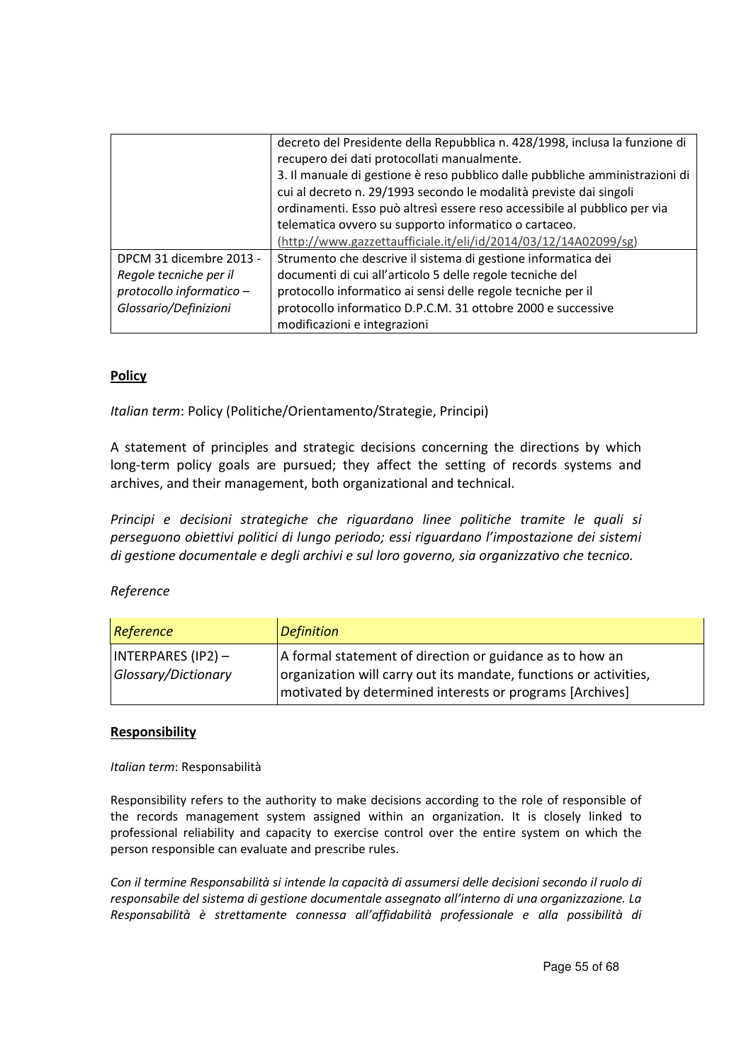|  |  |
|---|---|
|  | decreto del Presidente della Repubblica n. 428/1998, inclusa la funzione di recupero dei dati protocollati manualmente.<br>3. Il manuale di gestione è reso pubblico dalle pubbliche amministrazioni di cui al decreto n. 29/1993 secondo le modalità previste dai singoli ordinamenti. Esso può altresì essere reso accessibile al pubblico per via telematica ovvero su supporto informatico o cartaceo.<br>(http://www.gazzettaufficiale.it/eli/id/2014/03/12/14A02099/sg) |
| DPCM 31 dicembre 2013 - *Regole tecniche per il protocollo informatico – Glossario/Definizioni* | Strumento che descrive il sistema di gestione informatica dei documenti di cui all'articolo 5 delle regole tecniche del protocollo informatico ai sensi delle regole tecniche per il protocollo informatico D.P.C.M. 31 ottobre 2000 e successive modificazioni e integrazioni |

**Policy**

*Italian term*: Policy (Politiche/Orientamento/Strategie, Principi)

A statement of principles and strategic decisions concerning the directions by which long-term policy goals are pursued; they affect the setting of records systems and archives, and their management, both organizational and technical.

*Principi e decisioni strategiche che riguardano linee politiche tramite le quali si perseguono obiettivi politici di lungo periodo; essi riguardano l'impostazione dei sistemi di gestione documentale e degli archivi e sul loro governo, sia organizzativo che tecnico.*

*Reference*

| *Reference* | *Definition* |
|---|---|
| INTERPARES (IP2) – *Glossary/Dictionary* | A formal statement of direction or guidance as to how an organization will carry out its mandate, functions or activities, motivated by determined interests or programs [Archives] |

**Responsibility**

*Italian term*: Responsabilità

Responsibility refers to the authority to make decisions according to the role of responsible of the records management system assigned within an organization. It is closely linked to professional reliability and capacity to exercise control over the entire system on which the person responsible can evaluate and prescribe rules.

*Con il termine Responsabilità si intende la capacità di assumersi delle decisioni secondo il ruolo di responsabile del sistema di gestione documentale assegnato all'interno di una organizzazione. La Responsabilità è strettamente connessa all'affidabilità professionale e alla possibilità di*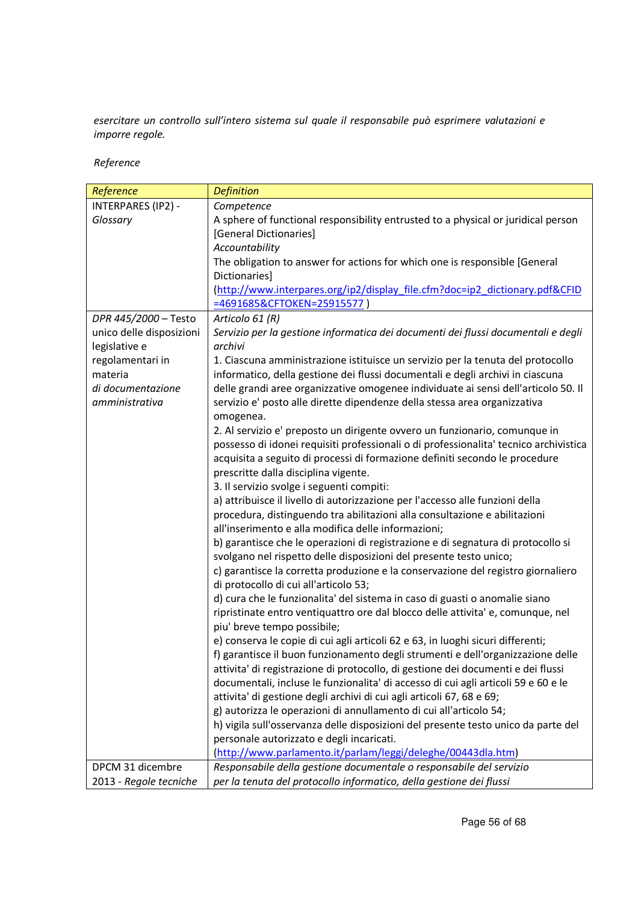*esercitare un controllo sull'intero sistema sul quale il responsabile può esprimere valutazioni e imporre regole.*

*Reference*

| *Reference* | *Definition* |
|---|---|
| INTERPARES (IP2) - *Glossary* | *Competence*<br>A sphere of functional responsibility entrusted to a physical or juridical person [General Dictionaries]<br>*Accountability*<br>The obligation to answer for actions for which one is responsible [General Dictionaries]<br>(http://www.interpares.org/ip2/display_file.cfm?doc=ip2_dictionary.pdf&CFID=4691685&CFTOKEN=25915577 ) |
| *DPR 445/2000* – Testo unico delle disposizioni legislative e regolamentari in materia *di documentazione amministrativa* | *Articolo 61 (R)*<br>*Servizio per la gestione informatica dei documenti dei flussi documentali e degli archivi*<br>1. Ciascuna amministrazione istituisce un servizio per la tenuta del protocollo informatico, della gestione dei flussi documentali e degli archivi in ciascuna delle grandi aree organizzative omogenee individuate ai sensi dell'articolo 50. Il servizio e' posto alle dirette dipendenze della stessa area organizzativa omogenea.<br>2. Al servizio e' preposto un dirigente ovvero un funzionario, comunque in possesso di idonei requisiti professionali o di professionalita' tecnico archivistica acquisita a seguito di processi di formazione definiti secondo le procedure prescritte dalla disciplina vigente.<br>3. Il servizio svolge i seguenti compiti:<br>a) attribuisce il livello di autorizzazione per l'accesso alle funzioni della procedura, distinguendo tra abilitazioni alla consultazione e abilitazioni all'inserimento e alla modifica delle informazioni;<br>b) garantisce che le operazioni di registrazione e di segnatura di protocollo si svolgano nel rispetto delle disposizioni del presente testo unico;<br>c) garantisce la corretta produzione e la conservazione del registro giornaliero di protocollo di cui all'articolo 53;<br>d) cura che le funzionalita' del sistema in caso di guasti o anomalie siano ripristinate entro ventiquattro ore dal blocco delle attivita' e, comunque, nel piu' breve tempo possibile;<br>e) conserva le copie di cui agli articoli 62 e 63, in luoghi sicuri differenti;<br>f) garantisce il buon funzionamento degli strumenti e dell'organizzazione delle attivita' di registrazione di protocollo, di gestione dei documenti e dei flussi documentali, incluse le funzionalita' di accesso di cui agli articoli 59 e 60 e le attivita' di gestione degli archivi di cui agli articoli 67, 68 e 69;<br>g) autorizza le operazioni di annullamento di cui all'articolo 54;<br>h) vigila sull'osservanza delle disposizioni del presente testo unico da parte del personale autorizzato e degli incaricati.<br>(http://www.parlamento.it/parlam/leggi/deleghe/00443dla.htm) |
| DPCM 31 dicembre 2013 - *Regole tecniche* | *Responsabile della gestione documentale o responsabile del servizio per la tenuta del protocollo informatico, della gestione dei flussi* |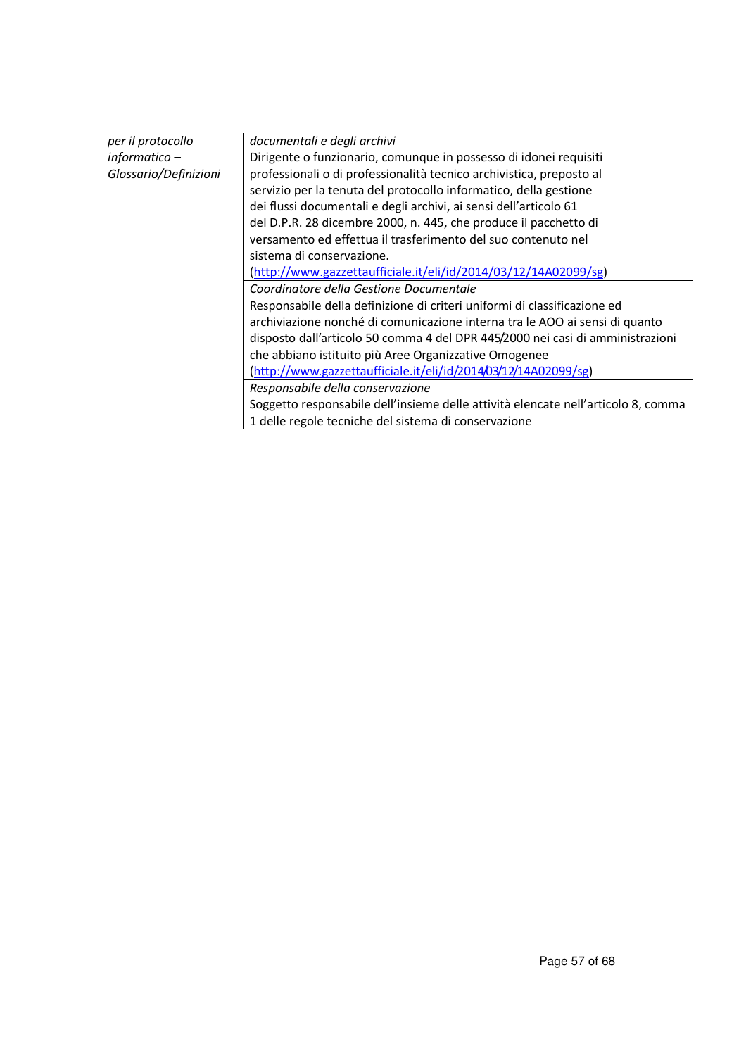| | |
|---|---|
| *per il protocollo informatico – Glossario/Definizioni* | *documentali e degli archivi*<br>Dirigente o funzionario, comunque in possesso di idonei requisiti professionali o di professionalità tecnico archivistica, preposto al servizio per la tenuta del protocollo informatico, della gestione dei flussi documentali e degli archivi, ai sensi dell'articolo 61 del D.P.R. 28 dicembre 2000, n. 445, che produce il pacchetto di versamento ed effettua il trasferimento del suo contenuto nel sistema di conservazione.<br>(http://www.gazzettaufficiale.it/eli/id/2014/03/12/14A02099/sg) |
| | *Coordinatore della Gestione Documentale*<br>Responsabile della definizione di criteri uniformi di classificazione ed archiviazione nonché di comunicazione interna tra le AOO ai sensi di quanto disposto dall'articolo 50 comma 4 del DPR 445/2000 nei casi di amministrazioni che abbiano istituito più Aree Organizzative Omogenee<br>(http://www.gazzettaufficiale.it/eli/id/2014/03/12/14A02099/sg) |
| | *Responsabile della conservazione*<br>Soggetto responsabile dell'insieme delle attività elencate nell'articolo 8, comma 1 delle regole tecniche del sistema di conservazione |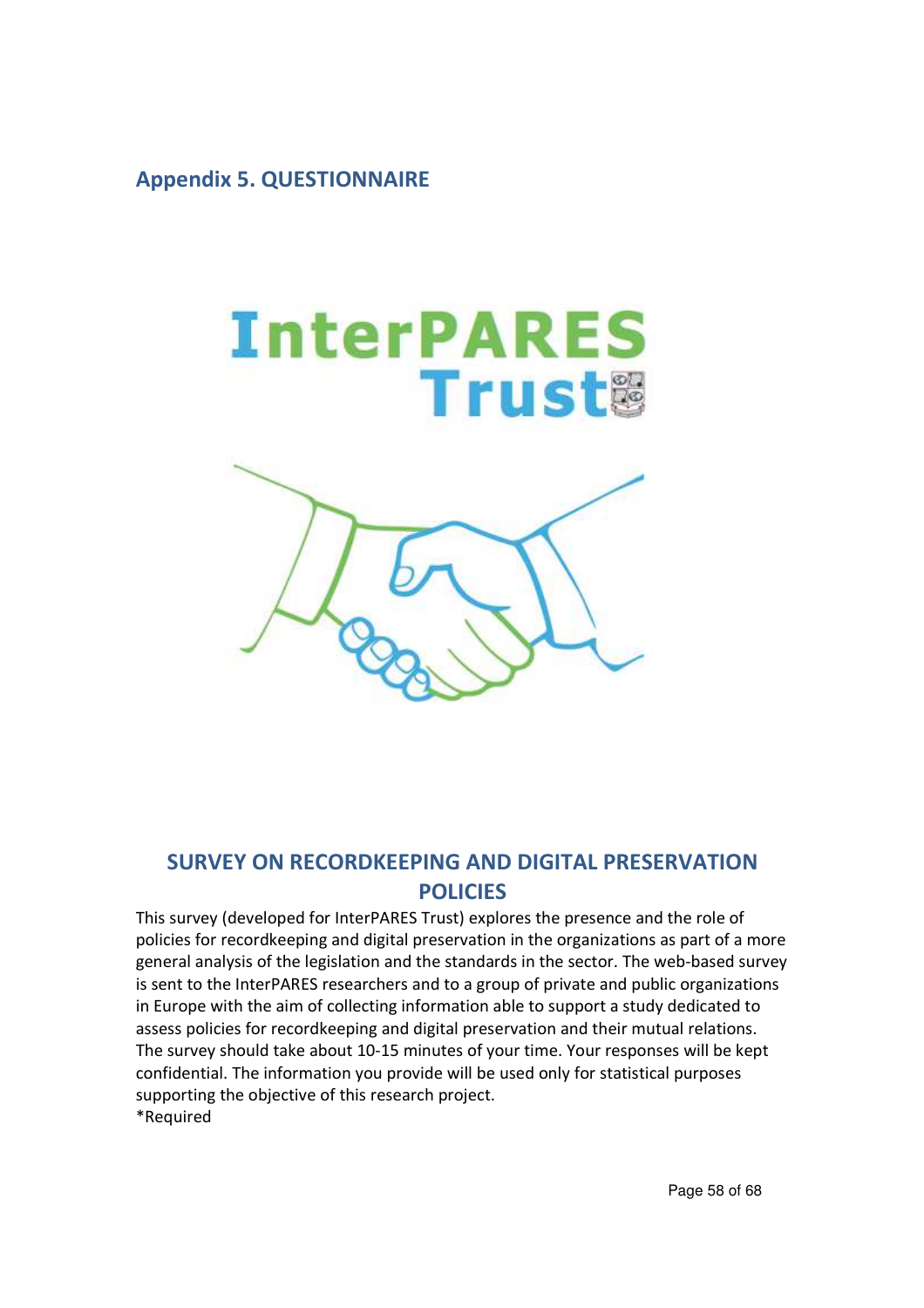## Appendix 5. QUESTIONNAIRE

## SURVEY ON RECORDKEEPING AND DIGITAL PRESERVATION POLICIES

This survey (developed for InterPARES Trust) explores the presence and the role of policies for recordkeeping and digital preservation in the organizations as part of a more general analysis of the legislation and the standards in the sector. The web-based survey is sent to the InterPARES researchers and to a group of private and public organizations in Europe with the aim of collecting information able to support a study dedicated to assess policies for recordkeeping and digital preservation and their mutual relations. The survey should take about 10-15 minutes of your time. Your responses will be kept confidential. The information you provide will be used only for statistical purposes supporting the objective of this research project.

*Required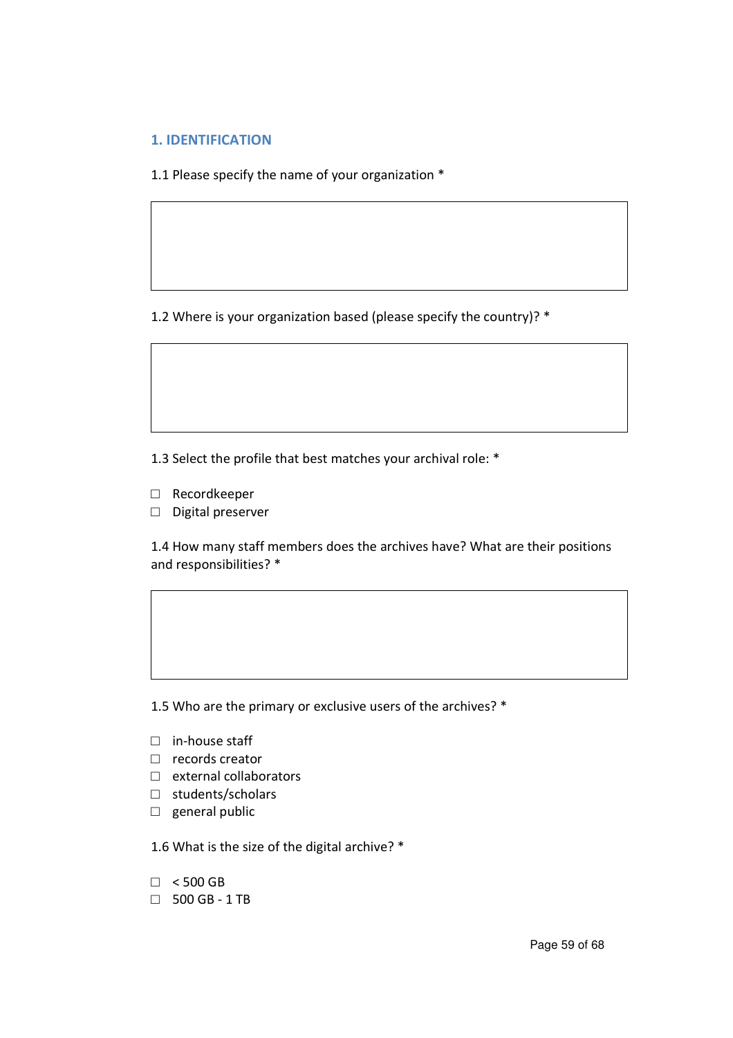## 1. IDENTIFICATION

1.1 Please specify the name of your organization *

1.2 Where is your organization based (please specify the country)? *

1.3 Select the profile that best matches your archival role: *

- ☐ Recordkeeper
- ☐ Digital preserver

1.4 How many staff members does the archives have? What are their positions and responsibilities? *

1.5 Who are the primary or exclusive users of the archives? *

- ☐ in-house staff
- ☐ records creator
- ☐ external collaborators
- ☐ students/scholars
- ☐ general public

1.6 What is the size of the digital archive? *

- ☐ < 500 GB
- ☐ 500 GB - 1 TB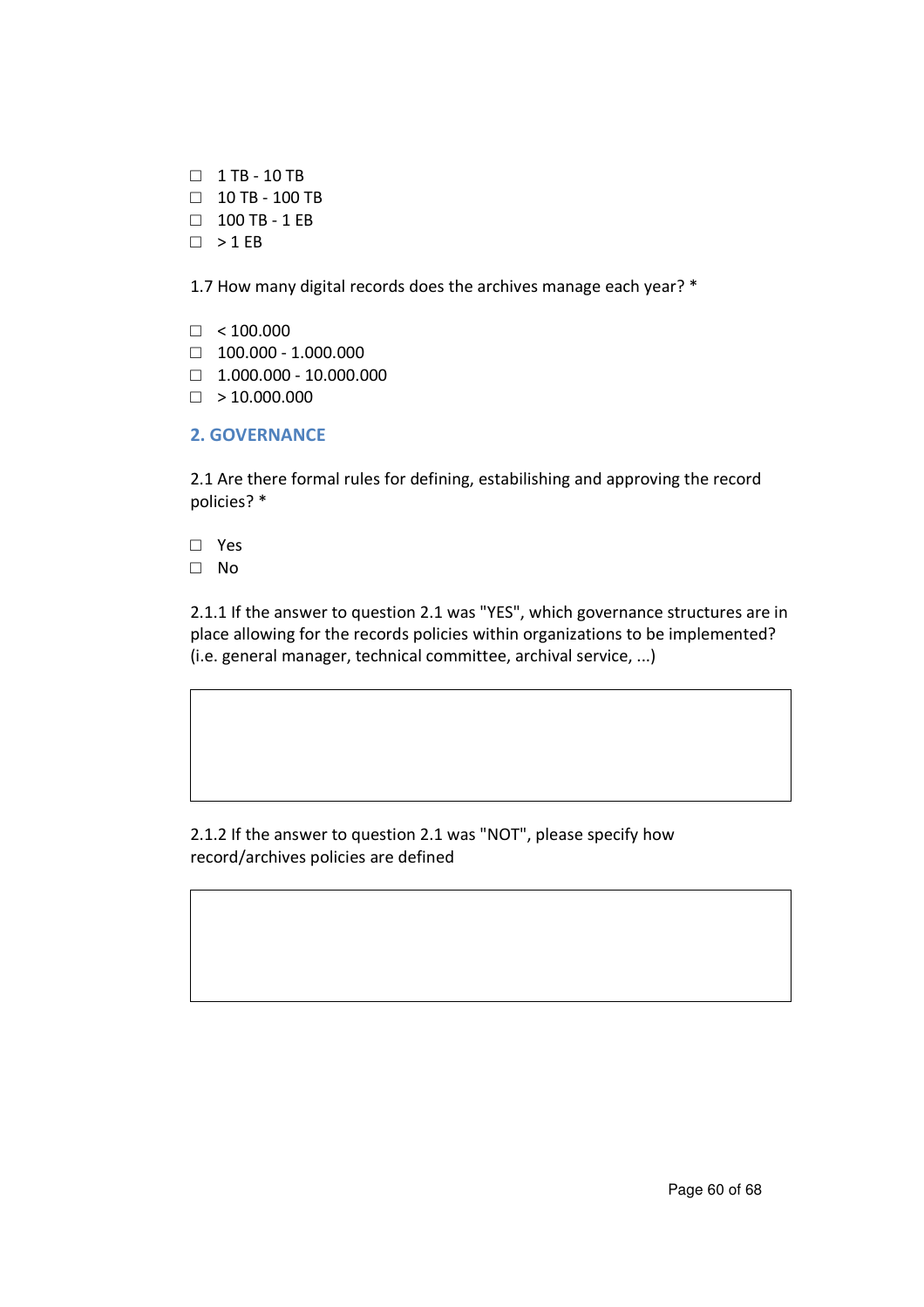- ☐ 1 TB - 10 TB
- ☐ 10 TB - 100 TB
- ☐ 100 TB - 1 EB
- ☐ > 1 EB

1.7 How many digital records does the archives manage each year? *

- ☐ < 100.000
- ☐ 100.000 - 1.000.000
- ☐ 1.000.000 - 10.000.000
- ☐ > 10.000.000

## 2. GOVERNANCE

2.1 Are there formal rules for defining, estabilishing and approving the record policies? *

- ☐ Yes
- ☐ No

2.1.1 If the answer to question 2.1 was "YES", which governance structures are in place allowing for the records policies within organizations to be implemented? (i.e. general manager, technical committee, archival service, ...)

| |
|---|
| |

2.1.2 If the answer to question 2.1 was "NOT", please specify how record/archives policies are defined

| |
|---|
| |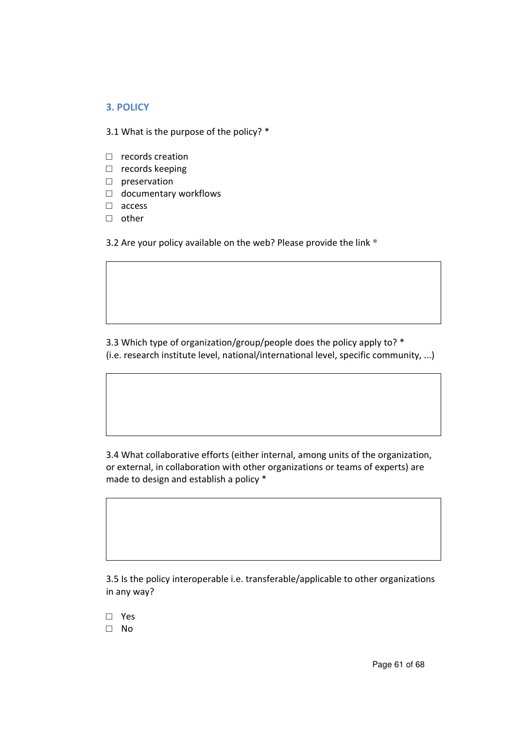## 3. POLICY

3.1 What is the purpose of the policy? *

- ☐ records creation
- ☐ records keeping
- ☐ preservation
- ☐ documentary workflows
- ☐ access
- ☐ other

3.2 Are your policy available on the web? Please provide the link *

| |
|---|
| |

3.3 Which type of organization/group/people does the policy apply to? *
(i.e. research institute level, national/international level, specific community, ...)

| |
|---|
| |

3.4 What collaborative efforts (either internal, among units of the organization, or external, in collaboration with other organizations or teams of experts) are made to design and establish a policy *

| |
|---|
| |

3.5 Is the policy interoperable i.e. transferable/applicable to other organizations in any way?

- ☐ Yes
- ☐ No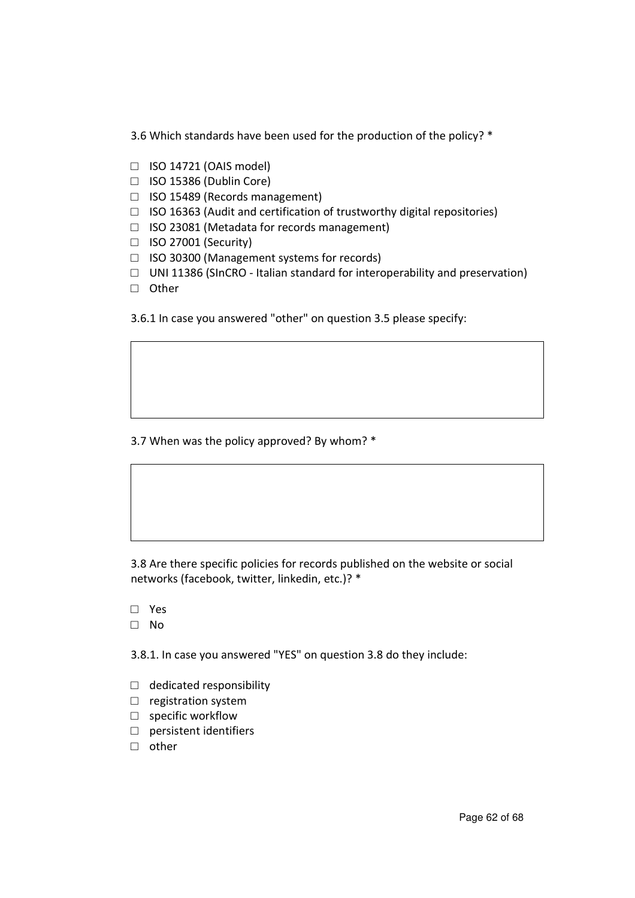3.6 Which standards have been used for the production of the policy? *

- ☐ ISO 14721 (OAIS model)
- ☐ ISO 15386 (Dublin Core)
- ☐ ISO 15489 (Records management)
- ☐ ISO 16363 (Audit and certification of trustworthy digital repositories)
- ☐ ISO 23081 (Metadata for records management)
- ☐ ISO 27001 (Security)
- ☐ ISO 30300 (Management systems for records)
- ☐ UNI 11386 (SInCRO - Italian standard for interoperability and preservation)
- ☐ Other

3.6.1 In case you answered "other" on question 3.5 please specify:

|   |
|---|
|   |

3.7 When was the policy approved? By whom? *

|   |
|---|
|   |

3.8 Are there specific policies for records published on the website or social networks (facebook, twitter, linkedin, etc.)? *

- ☐ Yes
- ☐ No

3.8.1. In case you answered "YES" on question 3.8 do they include:

- ☐ dedicated responsibility
- ☐ registration system
- ☐ specific workflow
- ☐ persistent identifiers
- ☐ other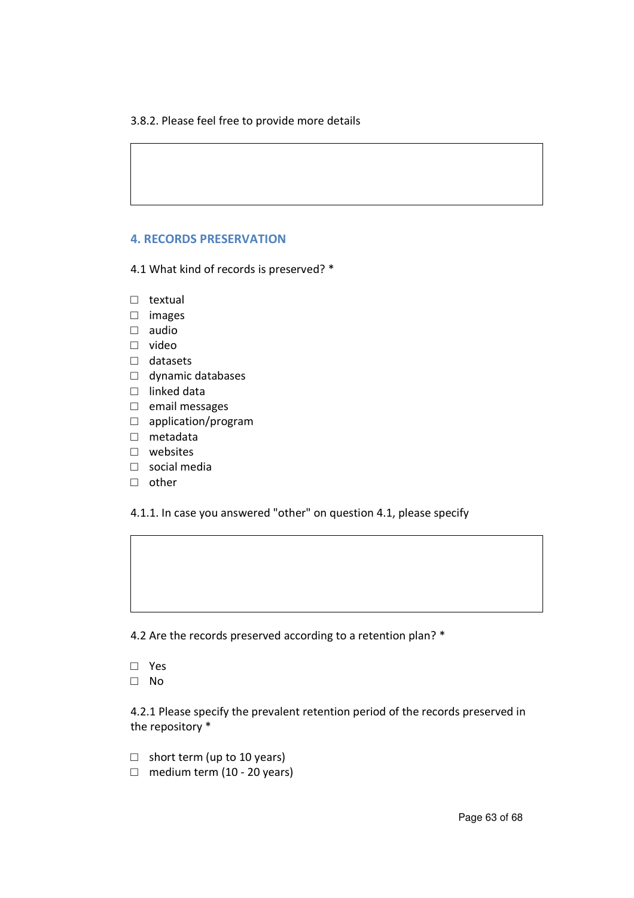3.8.2. Please feel free to provide more details

## 4. RECORDS PRESERVATION

4.1 What kind of records is preserved? *

- ☐ textual
- ☐ images
- ☐ audio
- ☐ video
- ☐ datasets
- ☐ dynamic databases
- ☐ linked data
- ☐ email messages
- ☐ application/program
- ☐ metadata
- ☐ websites
- ☐ social media
- ☐ other

4.1.1. In case you answered "other" on question 4.1, please specify

4.2 Are the records preserved according to a retention plan? *

- ☐ Yes
- ☐ No

4.2.1 Please specify the prevalent retention period of the records preserved in the repository *

- ☐ short term (up to 10 years)
- ☐ medium term (10 - 20 years)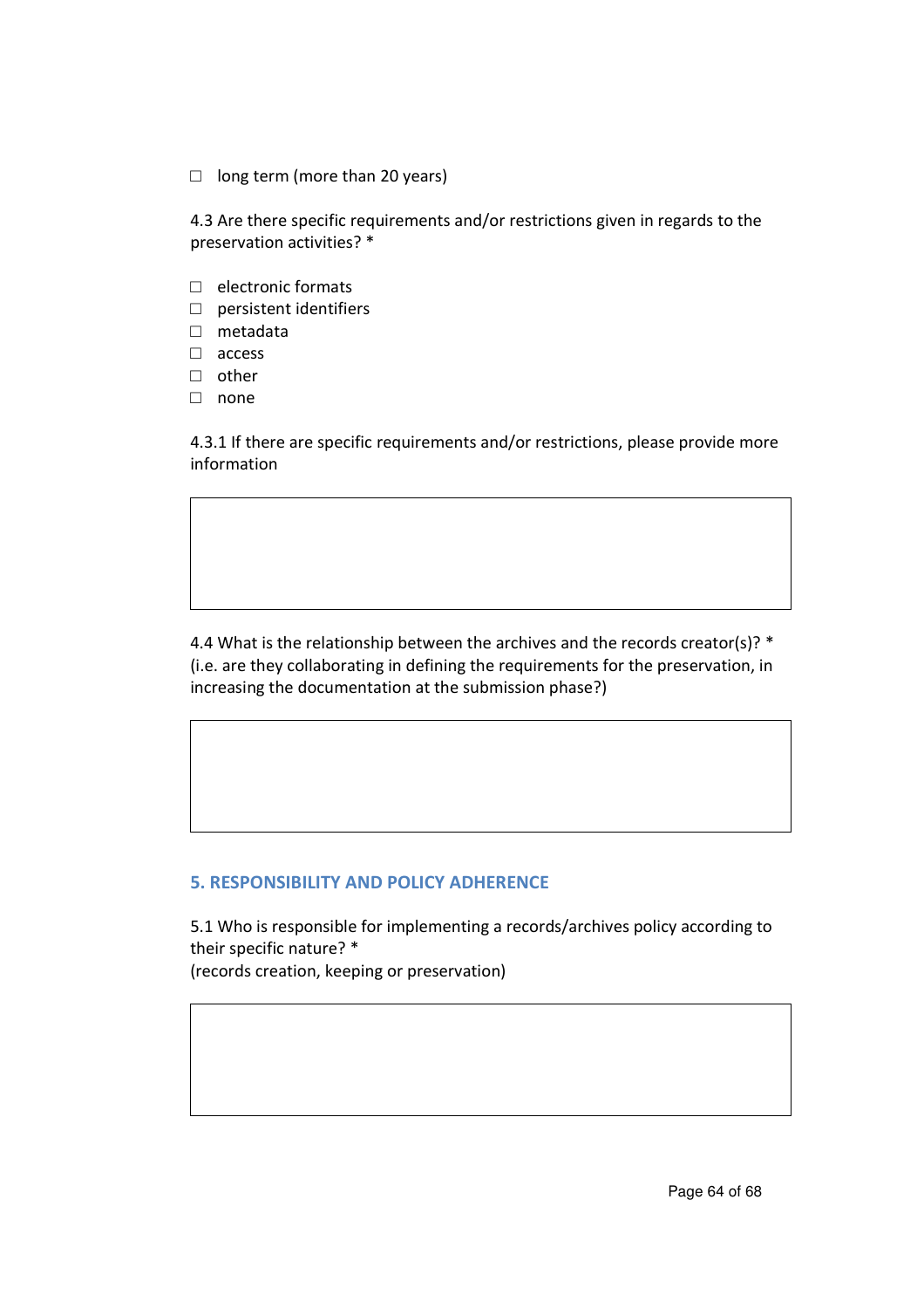☐ long term (more than 20 years)

4.3 Are there specific requirements and/or restrictions given in regards to the preservation activities? *

☐ electronic formats
☐ persistent identifiers
☐ metadata
☐ access
☐ other
☐ none

4.3.1 If there are specific requirements and/or restrictions, please provide more information

| |
|---|
| |

4.4 What is the relationship between the archives and the records creator(s)? * (i.e. are they collaborating in defining the requirements for the preservation, in increasing the documentation at the submission phase?)

| |
|---|
| |

## 5. RESPONSIBILITY AND POLICY ADHERENCE

5.1 Who is responsible for implementing a records/archives policy according to their specific nature? *
(records creation, keeping or preservation)

| |
|---|
| |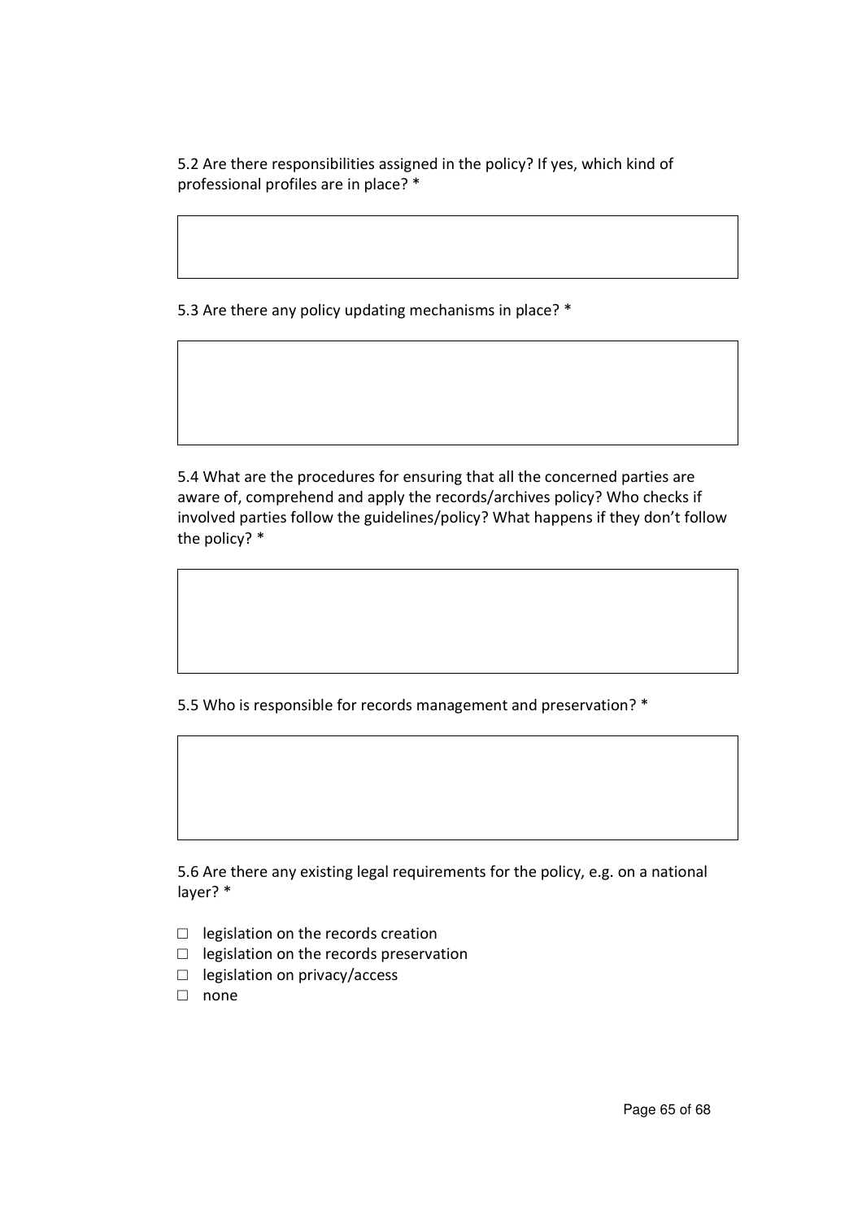5.2 Are there responsibilities assigned in the policy? If yes, which kind of professional profiles are in place? *

5.3 Are there any policy updating mechanisms in place? *

5.4 What are the procedures for ensuring that all the concerned parties are aware of, comprehend and apply the records/archives policy? Who checks if involved parties follow the guidelines/policy? What happens if they don't follow the policy? *

5.5 Who is responsible for records management and preservation? *

5.6 Are there any existing legal requirements for the policy, e.g. on a national layer? *

- ☐ legislation on the records creation
- ☐ legislation on the records preservation
- ☐ legislation on privacy/access
- ☐ none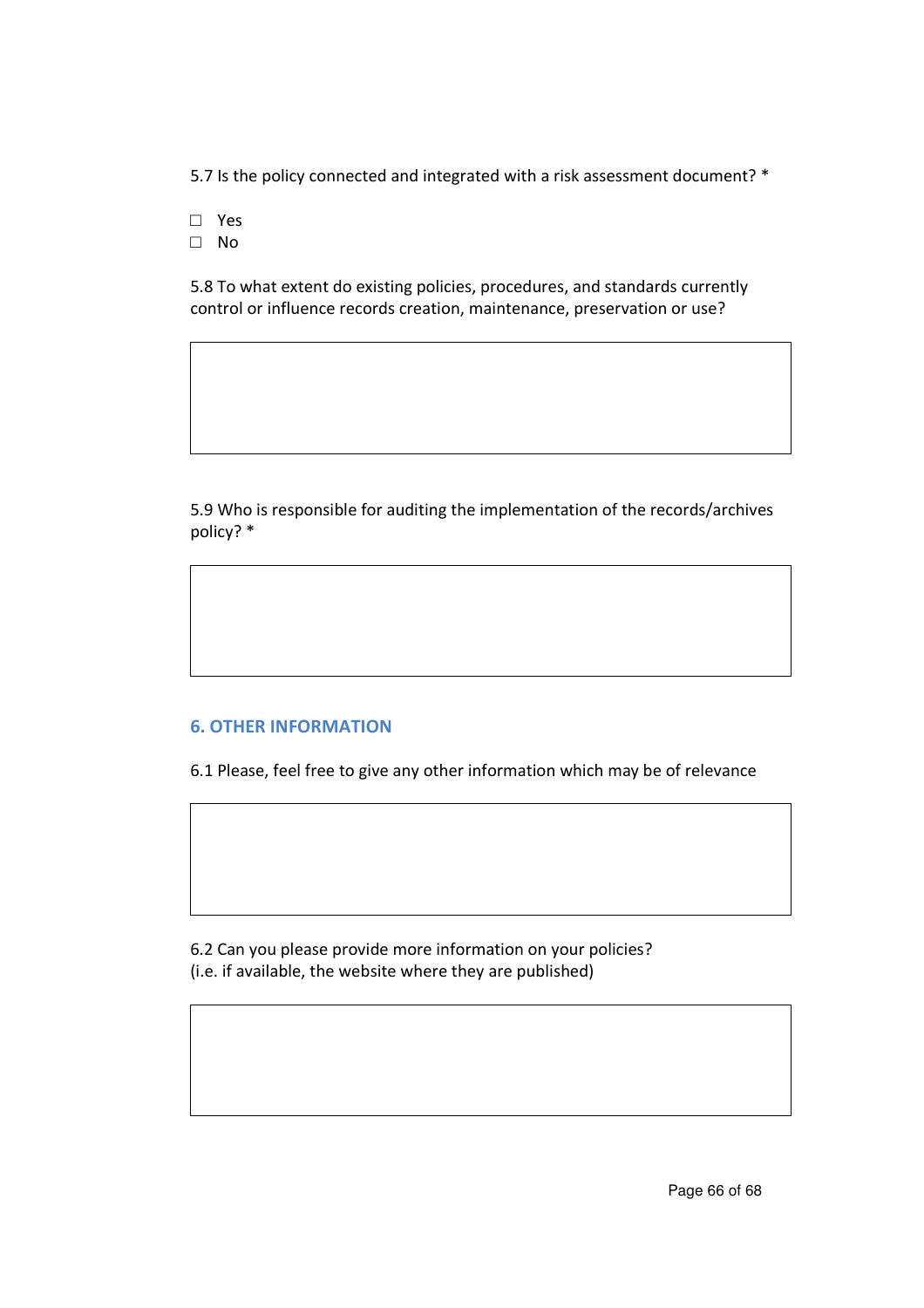5.7 Is the policy connected and integrated with a risk assessment document? *

- ☐ Yes
- ☐ No

5.8 To what extent do existing policies, procedures, and standards currently control or influence records creation, maintenance, preservation or use?

5.9 Who is responsible for auditing the implementation of the records/archives policy? *

## 6. OTHER INFORMATION

6.1 Please, feel free to give any other information which may be of relevance

6.2 Can you please provide more information on your policies?
(i.e. if available, the website where they are published)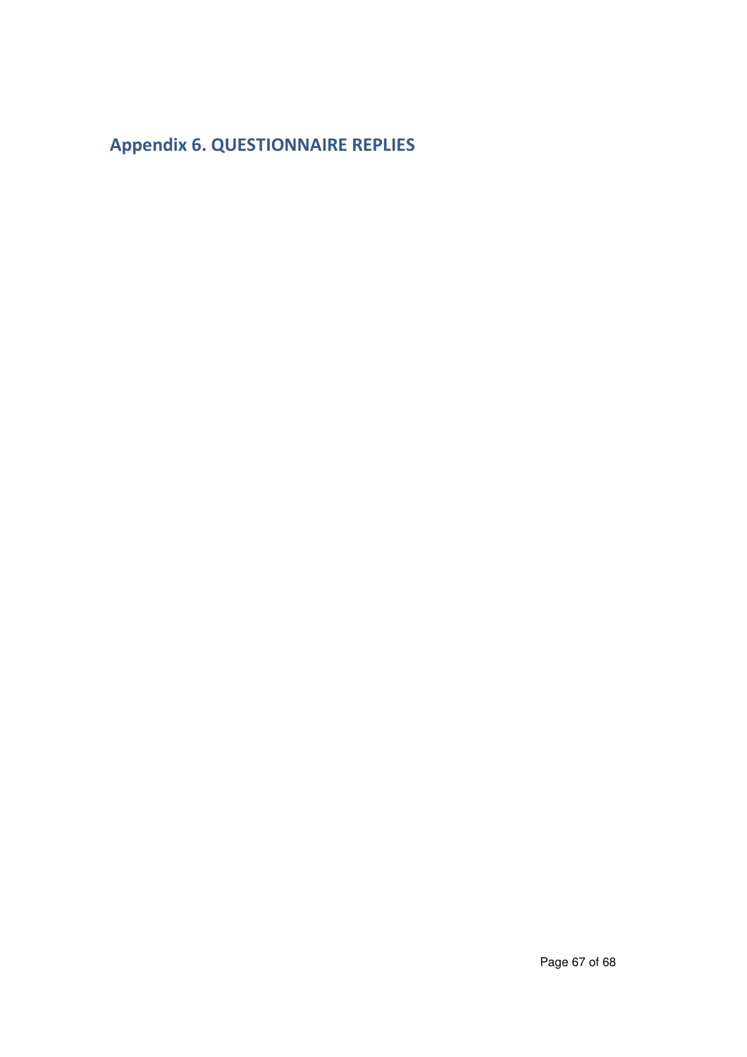## Appendix 6. QUESTIONNAIRE REPLIES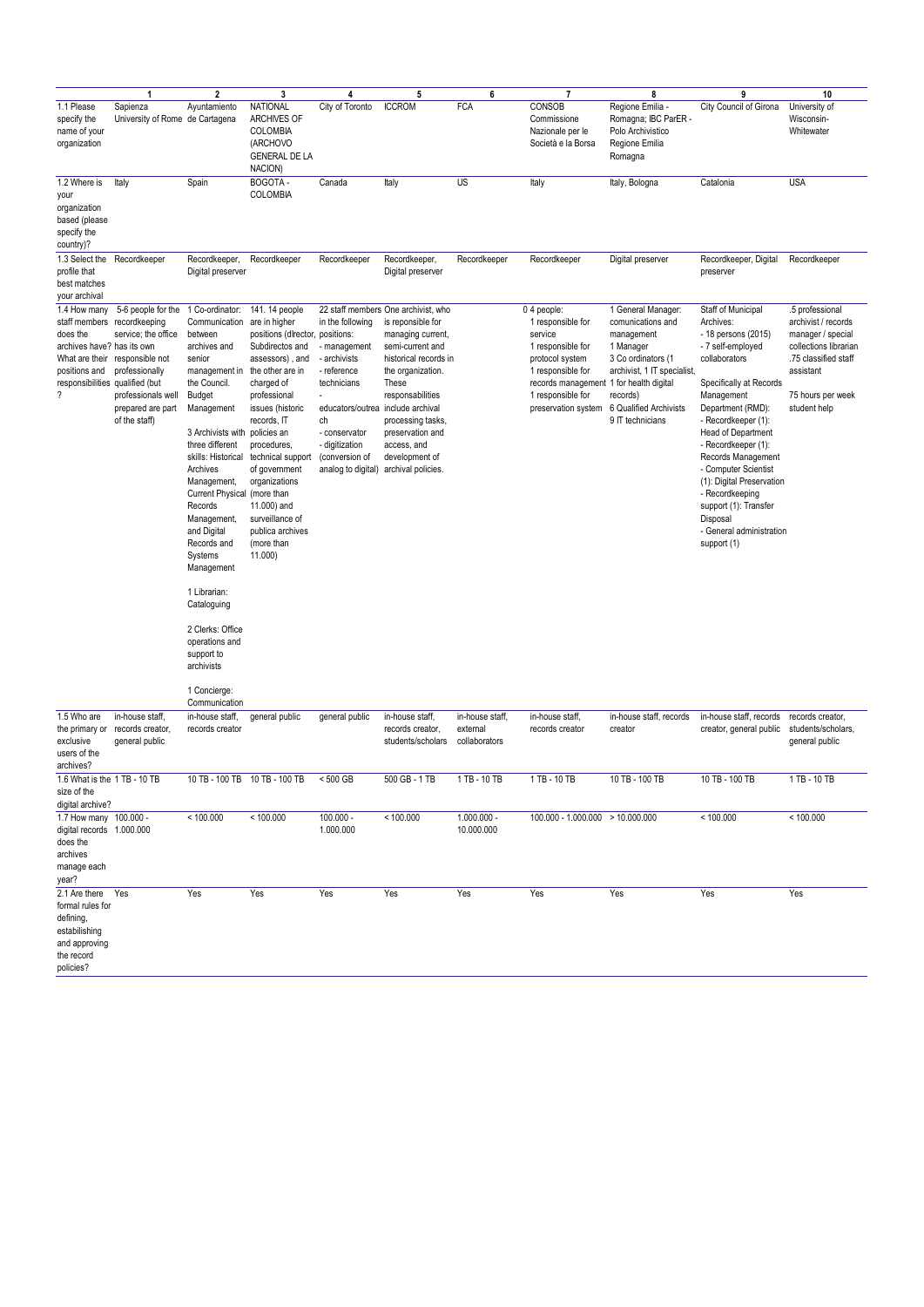| | 1 | 2 | 3 | 4 | 5 | 6 | 7 | 8 | 9 | 10 |
|---|---|---|---|---|---|---|---|---|---|---|
| 1.1 Please specify the name of your organization | Sapienza University of Rome | Ayuntamiento de Cartagena | NATIONAL ARCHIVES OF COLOMBIA (ARCHOVO GENERAL DE LA NACION) | City of Toronto | ICCROM | FCA | CONSOB Commissione Nazionale per le Società e la Borsa | Regione Emilia - Romagna; IBC ParER - Polo Archivistico Regione Emilia Romagna | City Council of Girona | University of Wisconsin-Whitewater |
| 1.2 Where is your organization based (please specify the country)? | Italy | Spain | BOGOTA - COLOMBIA | Canada | Italy | US | Italy | Italy, Bologna | Catalonia | USA |
| 1.3 Select the profile that best matches your archival | Recordkeeper | Recordkeeper, Digital preserver | Recordkeeper | Recordkeeper | Recordkeeper, Digital preserver | Recordkeeper | Recordkeeper | Digital preserver | Recordkeeper, Digital preserver | Recordkeeper |
| 1.4 How many staff members does the archives have? What are their positions and responsibilities ? | 5-6 people for the recordkeeping service; the office has its own responsible not professionally qualified (but professionals well prepared are part of the staff) | 1 Co-ordinator: Communication between archives and senior management in the Council. Budget Management<br><br>3 Archivists with three different skills: Historical Archives Management, Current Physical Records Management, and Digital Records and Systems Management<br><br>1 Librarian: Cataloguing<br><br>2 Clerks: Office operations and support to archivists<br><br>1 Concierge: Communication | 141. 14 people are in higher positions (director, Subdirectos and assessors) , and the other are in charged of professional issues (historic records, IT policies an procedures, technical support of government organizations (more than 11.000) and surveillance of publica archives (more than 11.000) | 22 staff members in the following positions:<br>- management<br>- archivists<br>- reference technicians<br>-<br>educators/outreach<br>- conservator<br>- digitization (conversion of analog to digital) | One archivist, who is reponsible for managing current, semi-current and historical records in the organization. These responsabilities include archival processing tasks, preservation and access, and development of archival policies. | | 0 4 people:<br>1 responsible for service<br>1 responsible for protocol system<br>1 responsible for records management<br>1 responsible for preservation system | 1 General Manager: comunications and management<br>1 Manager<br>3 Co ordinators (1 archivist, 1 IT specialist, 1 for health digital records)<br>6 Qualified Archivists<br>9 IT technicians | Staff of Municipal Archives:<br>- 18 persons (2015)<br>- 7 self-employed collaborators<br><br>Specifically at Records Management Department (RMD):<br>- Recordkeeper (1): Head of Department<br>- Recordkeeper (1): Records Management<br>- Computer Scientist (1): Digital Preservation<br>- Recordkeeping support (1): Transfer Disposal<br>- General administration support (1) | .5 professional archivist / records manager / special collections librarian<br>.75 classified staff assistant<br><br>75 hours per week student help |
| 1.5 Who are the primary or exclusive users of the archives? | in-house staff, records creator, general public | in-house staff, records creator | general public | general public | in-house staff, records creator, students/scholars | in-house staff, external collaborators | in-house staff, records creator | in-house staff, records creator | in-house staff, records creator, general public | records creator, students/scholars, general public |
| 1.6 What is the size of the digital archive? | 1 TB - 10 TB | 10 TB - 100 TB | 10 TB - 100 TB | < 500 GB | 500 GB - 1 TB | 1 TB - 10 TB | 1 TB - 10 TB | 10 TB - 100 TB | 10 TB - 100 TB | 1 TB - 10 TB |
| 1.7 How many digital records does the archives manage each year? | 100.000 - 1.000.000 | < 100.000 | < 100.000 | 100.000 - 1.000.000 | < 100.000 | 1.000.000 - 10.000.000 | 100.000 - 1.000.000 | > 10.000.000 | < 100.000 | < 100.000 |
| 2.1 Are there formal rules for defining, estabilishing and approving the record policies? | Yes | Yes | Yes | Yes | Yes | Yes | Yes | Yes | Yes | Yes |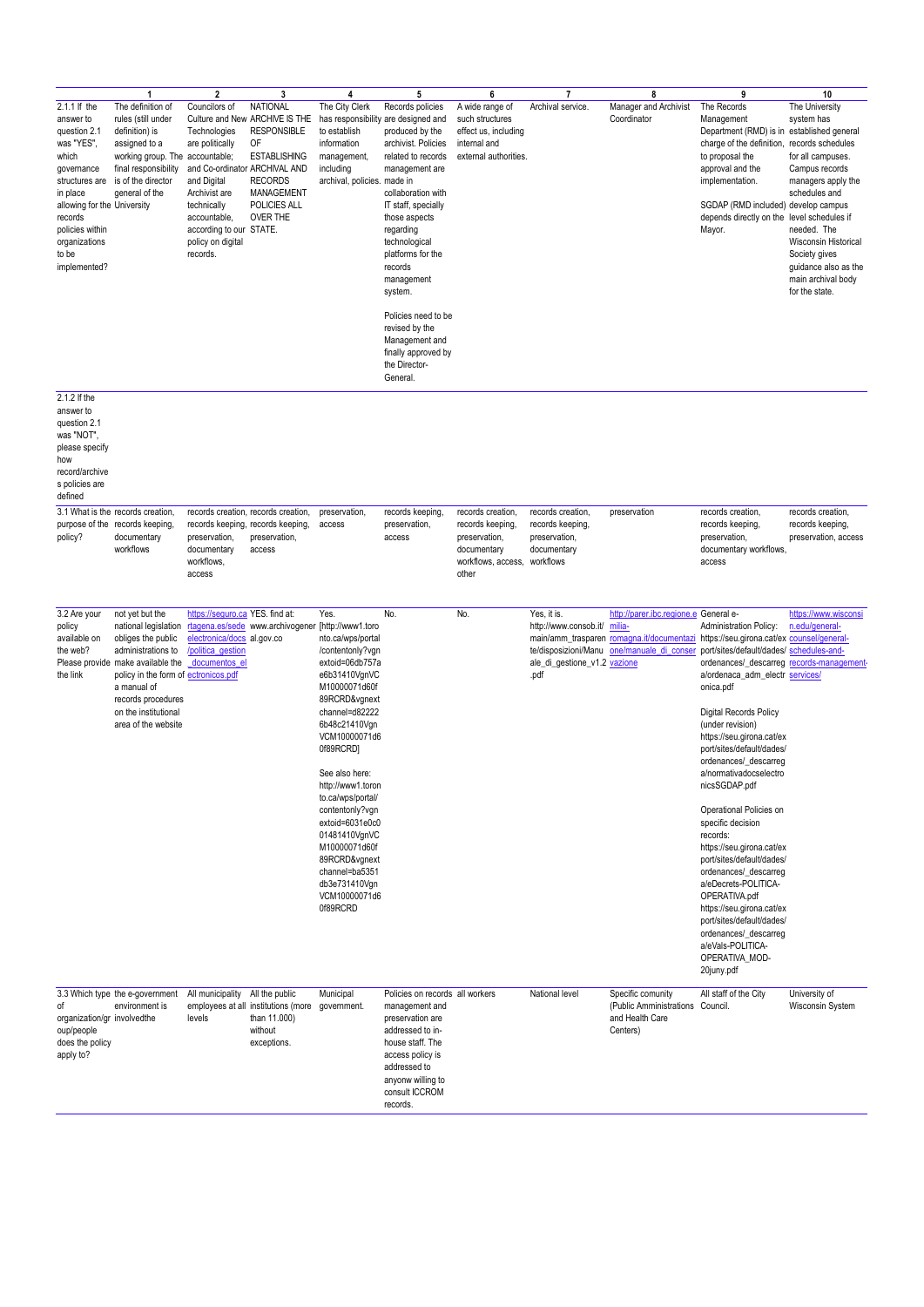| | 1 | 2 | 3 | 4 | 5 | 6 | 7 | 8 | 9 | 10 |
|---|---|---|---|---|---|---|---|---|---|---|
| 2.1.1 If the answer to question 2.1 was "YES", which governance structures are in place allowing for the records policies within organizations to be implemented? | The definition of rules (still under definition) is assigned to a working group. The final responsibility is of the director general of the University | Councilors of Culture and New Technologies are politically accountable; and Co-ordinator and Digital Archivist are technically accountable, according to our policy on digital records. | NATIONAL ARCHIVE IS THE RESPONSIBLE OF ESTABLISHING ARCHIVAL AND RECORDS MANAGEMENT POLICIES ALL OVER THE STATE. | The City Clerk has responsibility to establish information management, including archival, policies. | Records policies are designed and produced by the archivist. Policies related to records management are made in collaboration with IT staff, specially those aspects regarding technological platforms for the records management system.<br><br>Policies need to be revised by the Management and finally approved by the Director-General. | A wide range of such structures effect us, including internal and external authorities. | Archival service. | Manager and Archivist Coordinator | The Records Management Department (RMD) is in charge of the definition, to proposal the approval and the implementation.<br><br>SGDAP (RMD included) depends directly on the Mayor. | The University system has established general records schedules for all campuses. Campus records managers apply the schedules and develop campus level schedules if needed. The Wisconsin Historical Society gives guidance also as the main archival body for the state. |
| 2.1.2 If the answer to question 2.1 was "NOT", please specify how record/archives policies are defined | | | | | | | | | | |
| 3.1 What is the purpose of the policy? | records creation, records keeping, documentary workflows | records creation, records keeping, preservation, documentary workflows, access | records creation, records keeping, preservation, access | preservation, access | records keeping, preservation, access | records creation, records keeping, preservation, documentary workflows, access, other | records creation, records keeping, preservation, documentary workflows | preservation | records creation, records keeping, preservation, documentary workflows, access | records creation, records keeping, preservation, access |
| 3.2 Are your policy available on the web? Please provide the link | not yet but the national legislation obliges the public administrations to make available the policy in the form of a manual of records procedures on the institutional area of the website | https://seguro.cartagena.es/sede electronica/docs/politica_gestion_documentos_electronicos.pdf | YES. find at: www.archivogeneral.gov.co | Yes. [http://www1.toronto.ca/wps/portal/contentonly?vgnextoid=06db757ae6b31410VgnVCM10000071d60f89RCRD&vgnextchannel=d822226b48c21410VgnVCM10000071d60f89RCRD]<br><br>See also here: http://www1.toronto.ca/wps/portal/contentonly?vgnextoid=6031e0c001481410VgnVCM10000071d60f89RCRD&vgnextchannel=ba5351db3e731410VgnVCM10000071d60f89RCRD | No. | No. | Yes, it is. http://www.consob.it/main/amm_trasparente/disposizioni/Manuale_di_gestione_v1.2.pdf | http://parer.ibc.regione.emilia-romagna.it/documentazione/manuale_di_conservazione | General e-Administration Policy: https://seu.girona.cat/export/sites/default/dades/ordenances/_descarrega/ordenaca_adm_electronica.pdf<br><br>Digital Records Policy (under revision) https://seu.girona.cat/export/sites/default/dades/ordenances/_descarrega/normativadocselectronicsSGDAP.pdf<br><br>Operational Policies on specific decision records: https://seu.girona.cat/export/sites/default/dades/ordenances/_descarrega/eDecrets-POLITICA-OPERATIVA.pdf https://seu.girona.cat/export/sites/default/dades/ordenances/_descarrega/eVals-POLITICA-OPERATIVA_MOD-20juny.pdf | https://www.wisconsin.edu/general-counsel/general-schedules-and-records-management-services/ |
| 3.3 Which type of organization/group/people does the policy apply to? | the e-government environment involvedthe | All municipality employees at all levels | All the public institutions (more than 11.000) without exceptions. | Municipal government. | Policies on records management and preservation are addressed to in-house staff. The access policy is addressed to anyonw willing to consult ICCROM records. | all workers | National level | Specific comunity (Public Amministrations and Health Care Centers) | All staff of the City Council. | University of Wisconsin System |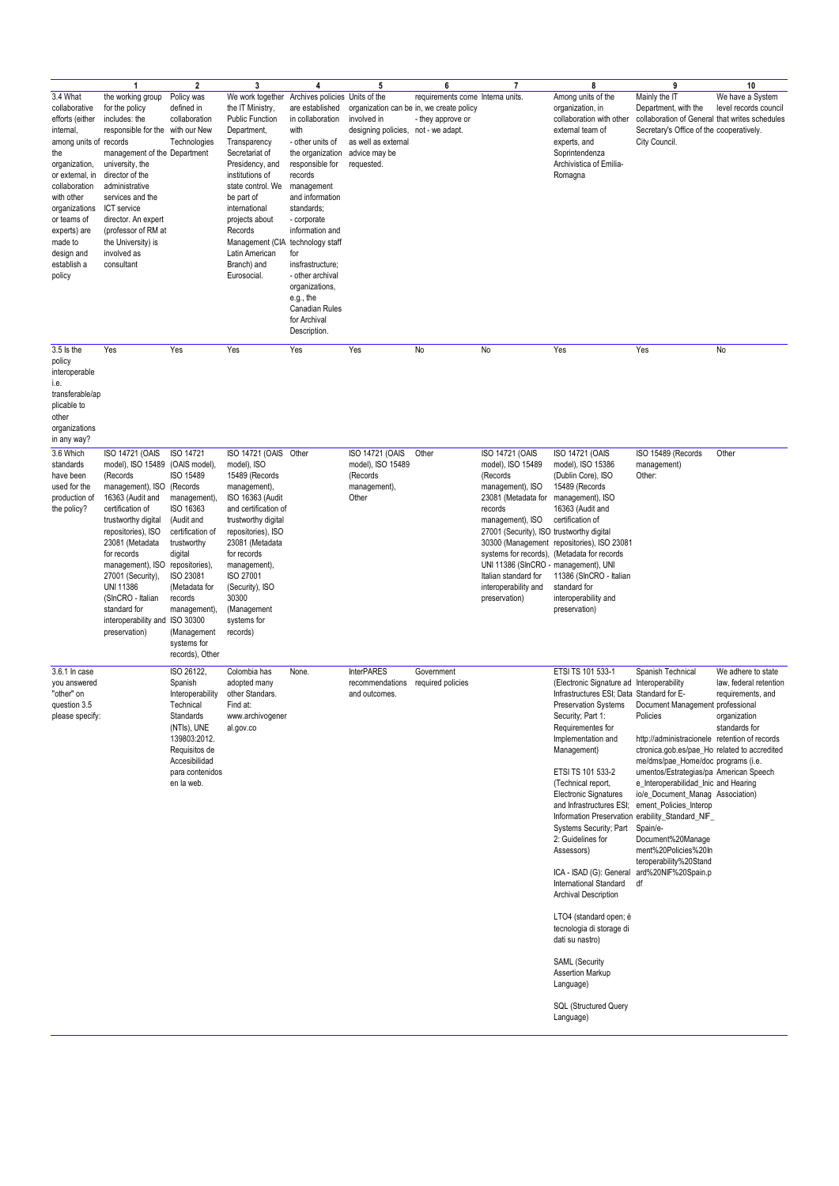| | 1 | 2 | 3 | 4 | 5 | 6 | 7 | 8 | 9 | 10 |
|---|---|---|---|---|---|---|---|---|---|---|
| 3.4 What collaborative efforts (either internal, among units of the organization, or external, in collaboration with other organizations or teams of experts) are made to design and establish a policy | the working group for the policy includes: the responsible for the records management of the university, the director of the administrative services and the ICT service director. An expert (professor of RM at the University) is involved as consultant | Policy was defined in collaboration with our New Technologies Department | We work together the IT Ministry, Public Function Department, Transparency Secretariat of Presidency, and institutions of state control. We be part of international projects about Records Management (CIA Latin American Branch) and Eurosocial. | Archives policies are established in collaboration with - other units of the organization responsible for records management and information standards; - corporate information and technology staff for insfrastructure; - other archival organizations, e.g., the Canadian Rules for Archival Description. | Units of the organization can be involved in designing policies, as well as external advice may be requested. | requirements come in, we create policy - they approve or not - we adapt. | Interna units. | Among units of the organization, in collaboration with other external team of experts, and Soprintendenza Archivistica of Emilia-Romagna | Mainly the IT Department, with the collaboration of General Secretary's Office of the City Council. | We have a System level records council that writes schedules cooperatively. |
| 3.5 Is the policy interoperable i.e. transferable/applicable to other organizations in any way? | Yes | Yes | Yes | Yes | Yes | No | No | Yes | Yes | No |
| 3.6 Which standards have been used for the production of the policy? | ISO 14721 (OAIS model), ISO 15489 (Records management), ISO 16363 (Audit and certification of trustworthy digital repositories), ISO 23081 (Metadata for records management), ISO 27001 (Security), UNI 11386 (SInCRO - Italian standard for interoperability and preservation) | ISO 14721 (OAIS model), ISO 15489 (Records management), ISO 16363 (Audit and certification of trustworthy digital repositories), ISO 23081 (Metadata for records management), ISO 30300 (Management systems for records), Other | ISO 14721 (OAIS model), ISO 15489 (Records management), ISO 16363 (Audit and certification of trustworthy digital repositories), ISO 23081 (Metadata for records management), ISO 27001 (Security), ISO 30300 (Management systems for records) | Other | ISO 14721 (OAIS model), ISO 15489 (Records management), Other | Other | ISO 14721 (OAIS model), ISO 15489 (Records management), ISO 23081 (Metadata for records management), ISO 27001 (Security), ISO 30300 (Management systems for records), UNI 11386 (SInCRO - Italian standard for interoperability and preservation) | ISO 14721 (OAIS model), ISO 15386 (Dublin Core), ISO 15489 (Records management), ISO 16363 (Audit and certification of trustworthy digital repositories), ISO 23081 (Metadata for records management), UNI 11386 (SInCRO - Italian standard for interoperability and preservation) | ISO 15489 (Records management) Other: | Other |
| 3.6.1 In case you answered "other" on question 3.5 please specify: | | ISO 26122, Spanish Interoperability Technical Standards (NTIs), UNE 139803:2012. Requisitos de Accesibilidad para contenidos en la web. | Colombia has adopted many other Standars. Find at: www.archivogeneral.gov.co | None. | InterPARES recommendations and outcomes. | Government required policies | | ETSI TS 101 533-1 (Electronic Signature ad Infrastructures ESI; Data Preservation Systems Security; Part 1: Requirementes for Implementation and Management)<br><br>ETSI TS 101 533-2 (Technical report, Electronic Signatures and Infrastructures ESI; Information Preservation Systems Security; Part 2: Guidelines for Assessors)<br><br>ICA - ISAD (G): General International Standard Archival Description<br><br>LTO4 (standard open; è tecnologia di storage di dati su nastro)<br><br>SAML (Security Assertion Markup Language)<br><br>SQL (Structured Query Language) | Spanish Technical Interoperability Standard for E-Document Management Policies<br><br>http://administracionelectronica.gob.es/pae_Home/dms/pae_Home/documentos/Estrategias/pae_Interoperabilidad_Inicio/e_Document_Management_Policies_Interoperability_Standard_NIF_Spain/e-Document%20Management%20Policies%20Interoperability%20Standard%20NIF%20Spain.pdf | We adhere to state law, federal retention requirements, and professional organization standards for retention of records related to accredited programs (i.e. American Speech and Hearing Association) |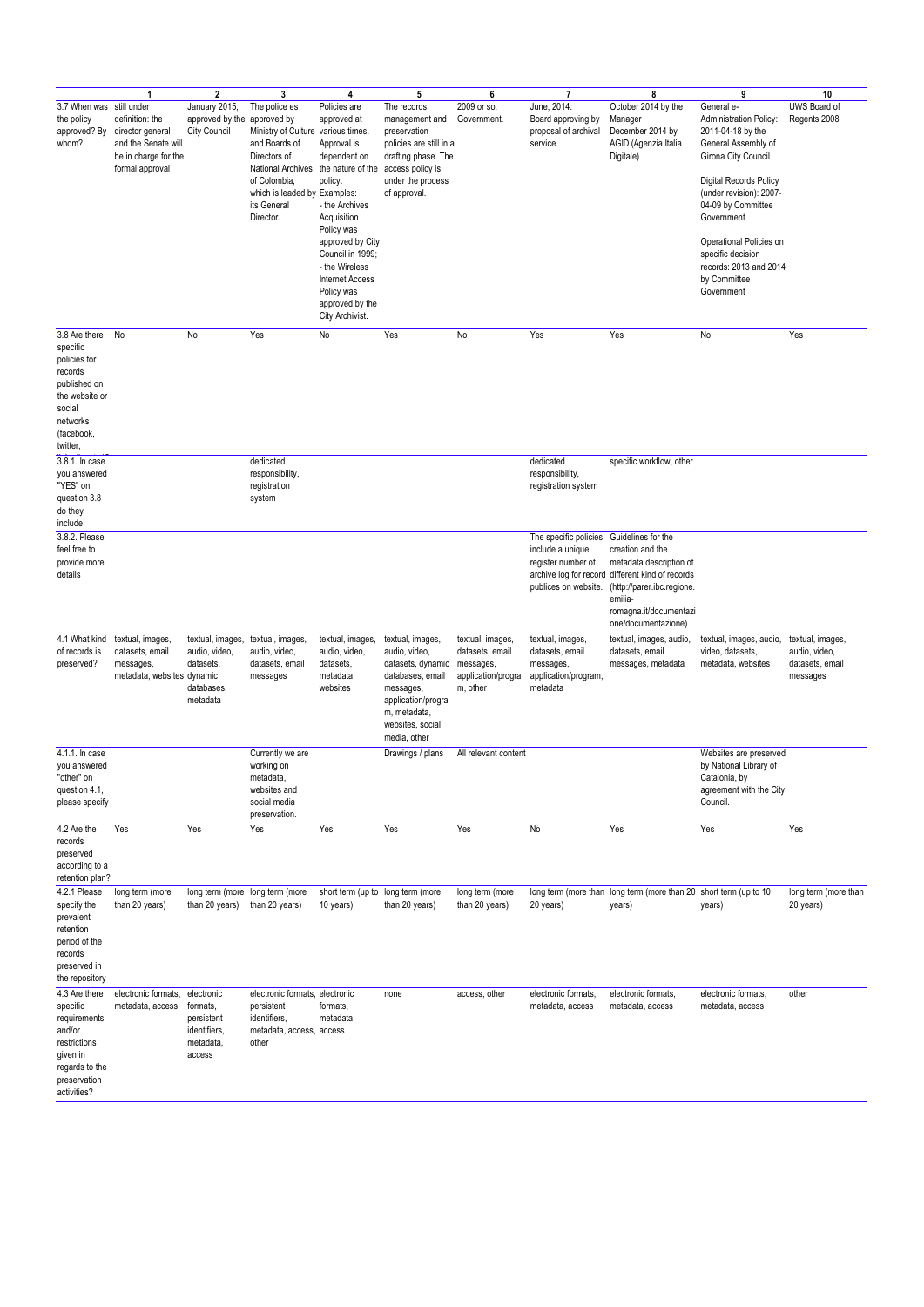| | 1 | 2 | 3 | 4 | 5 | 6 | 7 | 8 | 9 | 10 |
|---|---|---|---|---|---|---|---|---|---|---|
| 3.7 When was the policy approved? By whom? | still under definition: the director general and the Senate will be in charge for the formal approval | January 2015, approved by the City Council | The police es approved by Ministry of Culture and Boards of Directors of National Archives of Colombia, which is leaded by its General Director. | Policies are approved at various times. Approval is dependent on the nature of the policy. Examples: - the Archives Acquisition Policy was approved by City Council in 1999; - the Wireless Internet Access Policy was approved by the City Archivist. | The records management and preservation policies are still in a drafting phase. The access policy is under the process of approval. | 2009 or so. Government. | June, 2014. Board approving by proposal of archival service. | October 2014 by the Manager December 2014 by AGID (Agenzia Italia Digitale) | General e-Administration Policy: 2011-04-18 by the General Assembly of Girona City Council<br><br>Digital Records Policy (under revision): 2007-04-09 by Committee Government<br><br>Operational Policies on specific decision records: 2013 and 2014 by Committee Government | UWS Board of Regents 2008 |
| 3.8 Are there specific policies for records published on the website or social networks (facebook, twitter, | No | No | Yes | No | Yes | No | Yes | Yes | No | Yes |
| 3.8.1. In case you answered "YES" on question 3.8 do they include: | | | dedicated responsibility, registration system | | | | dedicated responsibility, registration system | specific workflow, other | | |
| 3.8.2. Please feel free to provide more details | | | | | | | The specific policies include a unique register number of archive log for record publices on website. | Guidelines for the creation and the metadata description of different kind of records (http://parer.ibc.regione.emilia-romagna.it/documentazione/documentazione) | | |
| 4.1 What kind of records is preserved? | textual, images, datasets, email messages, metadata, websites | textual, images, audio, video, datasets, dynamic databases, metadata | textual, images, audio, video, datasets, email messages | textual, images, audio, video, datasets, metadata, websites | textual, images, audio, video, datasets, dynamic databases, email messages, application/program, metadata, websites, social media, other | textual, images, datasets, email messages, application/program, other | textual, images, datasets, email messages, application/program, metadata | textual, images, audio, datasets, email messages, metadata | textual, images, audio, video, datasets, metadata, websites | textual, images, audio, video, datasets, email messages |
| 4.1.1. In case you answered "other" on question 4.1, please specify | | | Currently we are working on metadata, websites and social media preservation. | | Drawings / plans | All relevant content | | | Websites are preserved by National Library of Catalonia, by agreement with the City Council. | |
| 4.2 Are the records preserved according to a retention plan? | Yes | Yes | Yes | Yes | Yes | Yes | No | Yes | Yes | Yes |
| 4.2.1 Please specify the prevalent retention period of the records preserved in the repository | long term (more than 20 years) | long term (more than 20 years) | long term (more than 20 years) | short term (up to 10 years) | long term (more than 20 years) | long term (more than 20 years) | long term (more than 20 years) | long term (more than 20 years) | short term (up to 10 years) | long term (more than 20 years) |
| 4.3 Are there specific requirements and/or restrictions given in regards to the preservation activities? | electronic formats, metadata, access | electronic formats, persistent identifiers, metadata, access | electronic formats, persistent identifiers, metadata, access, other | electronic formats, metadata, access | none | access, other | electronic formats, metadata, access | electronic formats, metadata, access | electronic formats, metadata, access | other |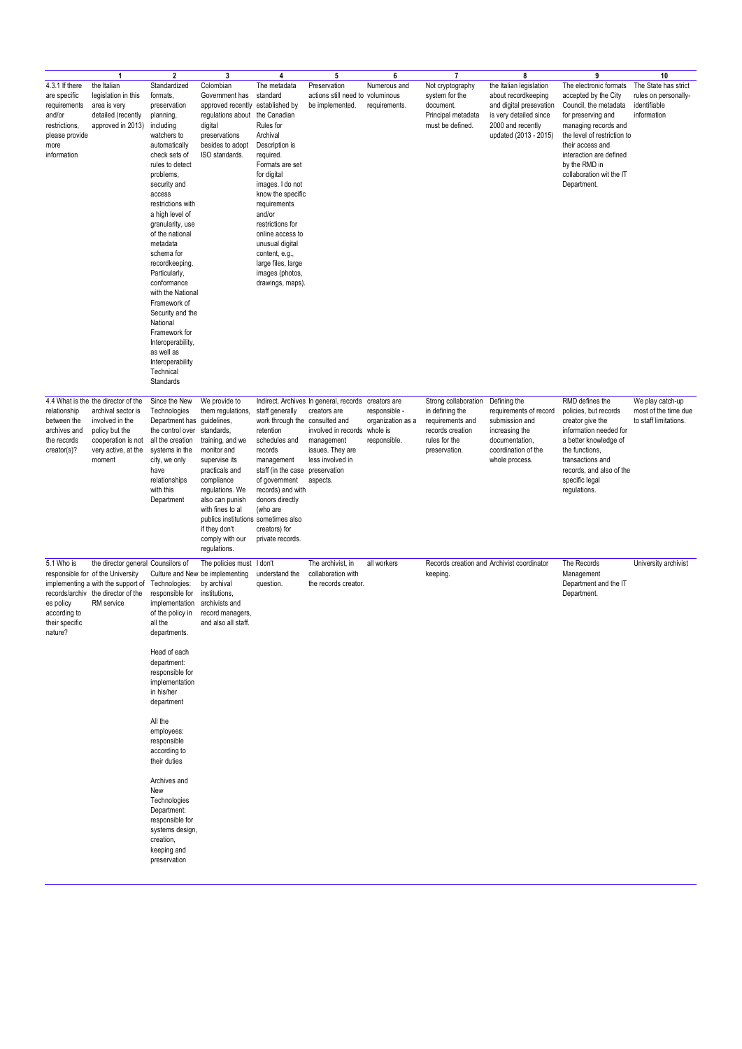| | 1 | 2 | 3 | 4 | 5 | 6 | 7 | 8 | 9 | 10 |
|---|---|---|---|---|---|---|---|---|---|---|
| 4.3.1 If there are specific requirements and/or restrictions, please provide more information | the Italian legislation in this area is very detailed (recently approved in 2013) | Standardized formats, preservation planning, including watchers to automatically check sets of rules to detect problems, security and access restrictions with a high level of granularity, use of the national metadata schema for recordkeeping. Particularly, conformance with the National Framework of Security and the National Framework for Interoperability, as well as Interoperability Technical Standards | Colombian Government has approved recently regulations about digital preservations besides to adopt ISO standards. | The metadata standard established by the Canadian Rules for Archival Description is required. Formats are set for digital images. I do not know the specific requirements and/or restrictions for online access to unusual digital content, e.g., large files, large images (photos, drawings, maps). | Preservation actions still need to be implemented. | Numerous and voluminous requirements. | Not cryptography system for the document. Principal metadata must be defined. | the Italian legislation about recordkeeping and digital presevation is very detailed since 2000 and recently updated (2013 - 2015) | The electronic formats accepted by the City Council, the metadata for preserving and managing records and the level of restriction to their access and interaction are defined by the RMD in collaboration wit the IT Department. | The State has strict rules on personally-identifiable information |
| 4.4 What is the relationship between the archives and the records creator(s)? | the director of the archival sector is involved in the policy but the cooperation is not very active, at the moment | Since the New Technologies Department has the control over all the creation systems in the city, we only have relationships with this Department | We provide to them regulations, guidelines, standards, training, and we monitor and supervise its practicals and compliance regulations. We also can punish with fines to al publics institutions if they don't comply with our regulations. | Indirect. Archives staff generally work through the retention schedules and records management staff (in the case of government records) and with donors directly (who are sometimes also creators) for private records. | In general, records creators are consulted and involved in records management issues. They are less involved in preservation aspects. | creators are responsible - organization as a whole is responsible. | Strong collaboration in defining the requirements and records creation rules for the preservation. | Defining the requirements of record submission and increasing the documentation, coordination of the whole process. | RMD defines the policies, but records creator give the information needed for a better knowledge of the functions, transactions and records, and also of the specific legal regulations. | We play catch-up most of the time due to staff limitations. |
| 5.1 Who is responsible for implementing a records/archives policy according to their specific nature? | the director general of the University with the support of the director of the RM service | Counsilors of Culture and New Technologies: responsible for implementation of the policy in all the departments.<br><br>Head of each department: responsible for implementation in his/her department<br><br>All the employees: responsible according to their duties<br><br>Archives and New Technologies Department: responsible for systems design, creation, keeping and preservation | The policies must be implementing by archival institutions, archivists and record managers, and also all staff. | I don't understand the question. | The archivist, in collaboration with the records creator. | all workers | Records creation and keeping. | Archivist coordinator | The Records Management Department and the IT Department. | University archivist |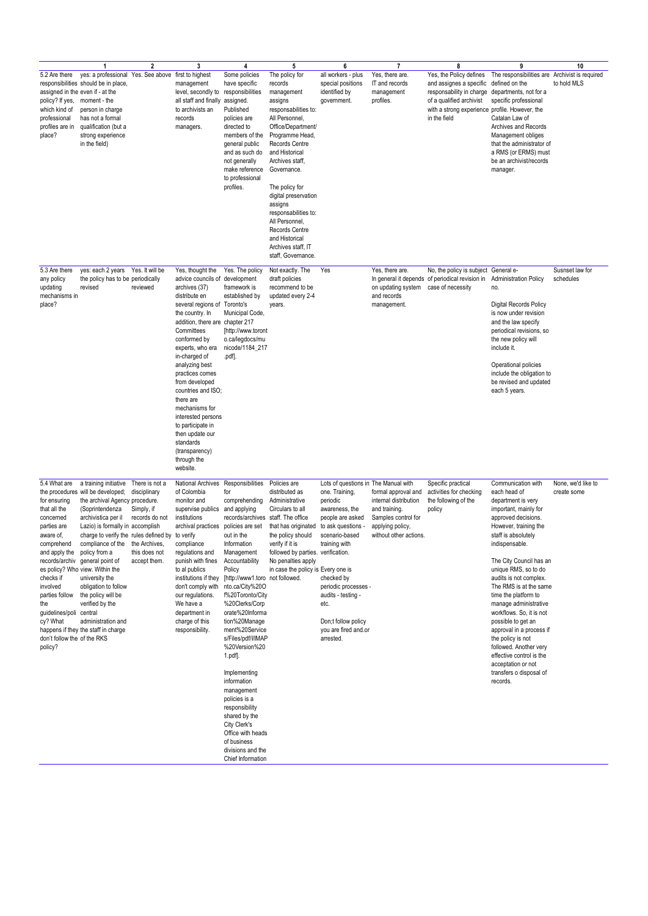| | 1 | 2 | 3 | 4 | 5 | 6 | 7 | 8 | 9 | 10 |
|---|---|---|---|---|---|---|---|---|---|---|
| 5.2 Are there responsibilities assigned in the policy? If yes, which kind of professional profiles are in place? | yes: a professional should be in place, even if - at the moment - the person in charge has not a formal qualification (but a strong experience in the field) | Yes. See above | first to highest management level, secondly to all staff and finally to archivists an records managers. | Some policies have specific responsibilities assigned. Published policies are directed to members of the general public and as such do not generally make reference to professional profiles. | The policy for records management assigns responsabilities to: All Personnel, Office/Department/ Programme Head, Records Centre and Historical Archives staff, Governance. The policy for digital preservation assigns responsabilities to: All Personnel, Records Centre and Historical Archives, IT staff, Governance. | all workers - plus special positions identified by government. | Yes, there are. IT and records management profiles. | Yes, the Policy defines and assignes a specific responsability in charge of a qualified archivist with a strong experience in the field | The responsibilities are defined on the departments, not for a specific professional profile. However, the Catalan Law of Archives and Records Management obliges that the administrator of a RMS (or ERMS) must be an archivist/records manager. | Archivist is required to hold MLS |
| 5.3 Are there any policy updating mechanisms in place? | yes: each 2 years the policy has to be revised | Yes. It will be periodically reviewed | Yes, thought the advice councils of archives (37) distribute en several regions of the country. In addition, there are 217 Committees conformed by experts, who era in-charged of analyzing best practices comes from developed countries and ISO; there are mechanisms for interested persons to participate in then update our standards (transparency) through the website. | Yes. The policy development framework is established by Toronto's Municipal Code, chapter 217 [http://www.toronto.ca/legdocs/municode/1184_217.pdf]. | Not exactly. The draft policies recommend to be updated every 2-4 years. | Yes | Yes, there are. In general it depends on updating system and records management. | No, the policy is subject of periodical revision in case of necessity | General e-Administration Policy no. Digital Records Policy is now under revision and the law specify periodical revisions, so the new policy will include it. Operational policies include the obligation to be revised and updated each 5 years. | Susnset law for schedules |
| 5.4 What are the procedures for ensuring that all the concerned parties are aware of, comprehend and apply the records/archives policy? Who checks if involved parties follow the guidelines/policy? What happens if they don't follow the policy? | a training initiative will be developed; the archival Agency (Soprintendenza archivistica per il Lazio) is formally in charge to verify the compliance of the policy from a general point of view. Within the university the obligation to follow the policy will be verified by the central administration and the staff in charge of the RKS | There is not a disciplinary procedure. Simply, if records do not accomplish rules defined by the Archives, this does not accept them. | National Archives of Colombia monitor and supervise publics institutions archival practices to verify compliance regulations and punish with fines to al publics institutions if they don't comply with our regulations. We have a department in charge of this responsibility. | Responsibilities for comprehending and applying records/archives policies are set out in the Information Management Accountability Policy [http://www1.toronto.ca/City%20Of%20Toronto/City%20Clerks/Corporate%20Information%20Management%20Services/Files/pdf/I/IMAP%20Version%201.pdf]. Implementing information management policies is a responsibility shared by the City Clerk's Office with heads of business divisions and the Chief Information | Policies are distributed as Administrative Circulars to all staff. The office that has originated the policy should verify if it is followed by parties. No penalties apply in case the policy is not followed. | Lots of questions in one. Training, periodic awareness, the people are asked to ask questions - scenario-based training with verification. Every one is checked by periodic processes - audits - testing - etc. Don;t follow policy you are fired and.or arrested. | The Manual with formal approval and internal distribution and training. Samples control for applying policy, without other actions. | Specific practical activities for checking the following of the policy | Communication with each head of department is very important, mainly for approved decisions. However, training the staff is absolutely indispensable. The City Council has an unique RMS, so to do audits is not complex. The RMS is at the same time the platform to manage administrative workflows. So, it is not possible to get an approval in a process if the policy is not followed. Another very effective control is the acceptation or not transfers o disposal of records. | None, we'd like to create some |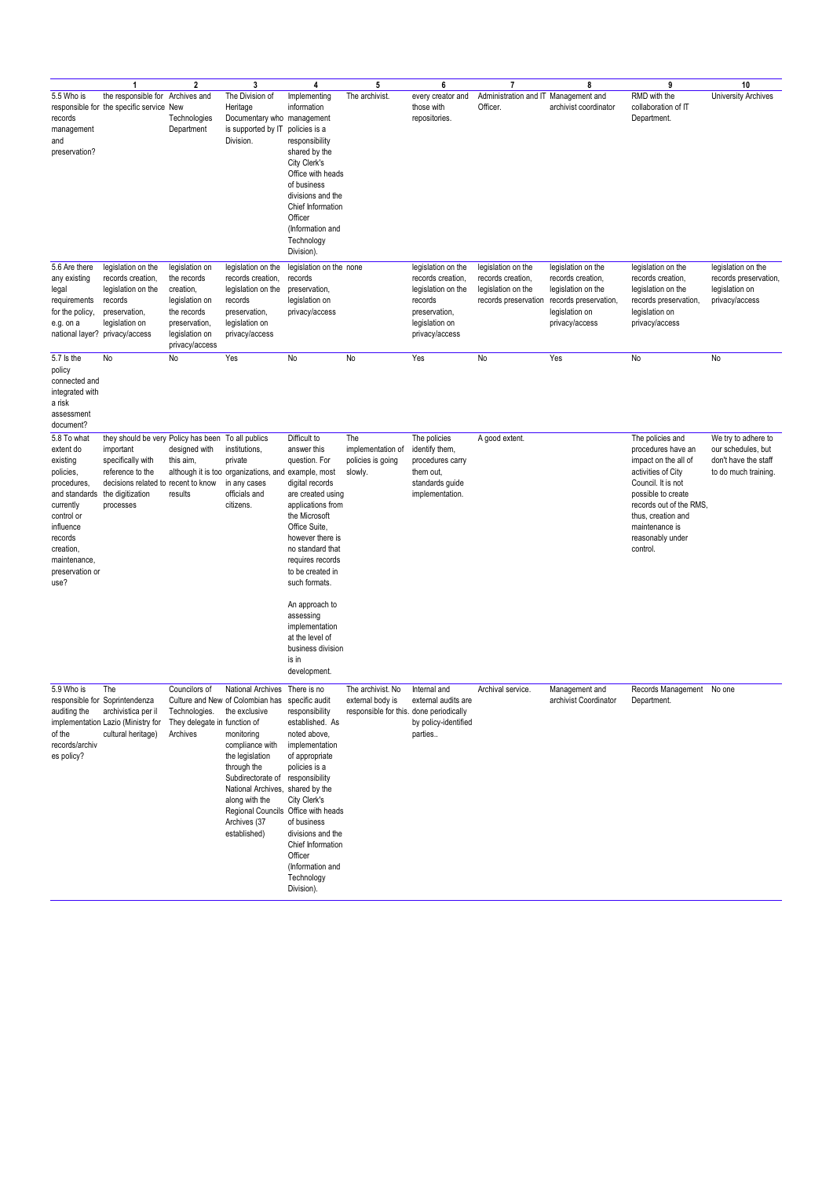| | 1 | 2 | 3 | 4 | 5 | 6 | 7 | 8 | 9 | 10 |
|---|---|---|---|---|---|---|---|---|---|---|
| 5.5 Who is responsible for records management and preservation? | the responsible for the specific service | Archives and New Technologies Department | The Division of Heritage Documentary who is supported by IT Division. | Implementing information management policies is a responsibility shared by the City Clerk's Office with heads of business divisions and the Chief Information Officer (Information and Technology Division). | The archivist. | every creator and those with repositories. | Administration and IT Officer. | Management and archivist coordinator | RMD with the collaboration of IT Department. | University Archives |
| 5.6 Are there any existing legal requirements for the policy, e.g. on a national layer? | legislation on the records creation, legislation on the records preservation, legislation on privacy/access | legislation on the records creation, legislation on the records preservation, legislation on privacy/access | legislation on the records creation, legislation on the records preservation, legislation on privacy/access | legislation on the records preservation, legislation on privacy/access | none | legislation on the records creation, legislation on the records preservation, legislation on privacy/access | legislation on the records creation, legislation on the records preservation | legislation on the records creation, legislation on the records preservation, legislation on privacy/access | legislation on the records creation, legislation on the records preservation, legislation on privacy/access | legislation on the records preservation, legislation on privacy/access |
| 5.7 Is the policy connected and integrated with a risk assessment document? | No | No | Yes | No | No | Yes | No | Yes | No | No |
| 5.8 To what extent do existing policies, procedures, and standards currently control or influence records creation, maintenance, preservation or use? | they should be very important specifically with reference to the decisions related to the digitization processes | Policy has been designed with this aim, although it is too recent to know results | To all publics institutions, private organizations, and in any cases officials and citizens. | Difficult to answer this question. For example, most digital records are created using applications from the Microsoft Office Suite, however there is no standard that requires records to be created in such formats.<br><br>An approach to assessing implementation at the level of business division is in development. | The implementation of policies is going slowly. | The policies identify them, procedures carry them out, standards guide implementation. | A good extent. | | The policies and procedures have an impact on the all of activities of City Council. It is not possible to create records out of the RMS, thus, creation and maintenance is reasonably under control. | We try to adhere to our schedules, but don't have the staff to do much training. |
| 5.9 Who is responsible for auditing the implementation of the records/archives policy? | The Soprintendenza archivistica per il Lazio (Ministry for cultural heritage) | Councilors of Culture and New Technologies. They delegate in Archives | National Archives of Colombian has the exclusive function of monitoring compliance with the legislation through the Subdirectorate of National Archives, along with the Regional Councils Archives (37 established) | There is no specific audit responsibility established. As noted above, implementation of appropriate policies is a responsibility shared by the City Clerk's Office with heads of business divisions and the Chief Information Officer (Information and Technology Division). | The archivist. No external body is responsible for this. | Internal and external audits are done periodically by policy-identified parties.. | Archival service. | Management and archivist Coordinator | Records Management Department. | No one |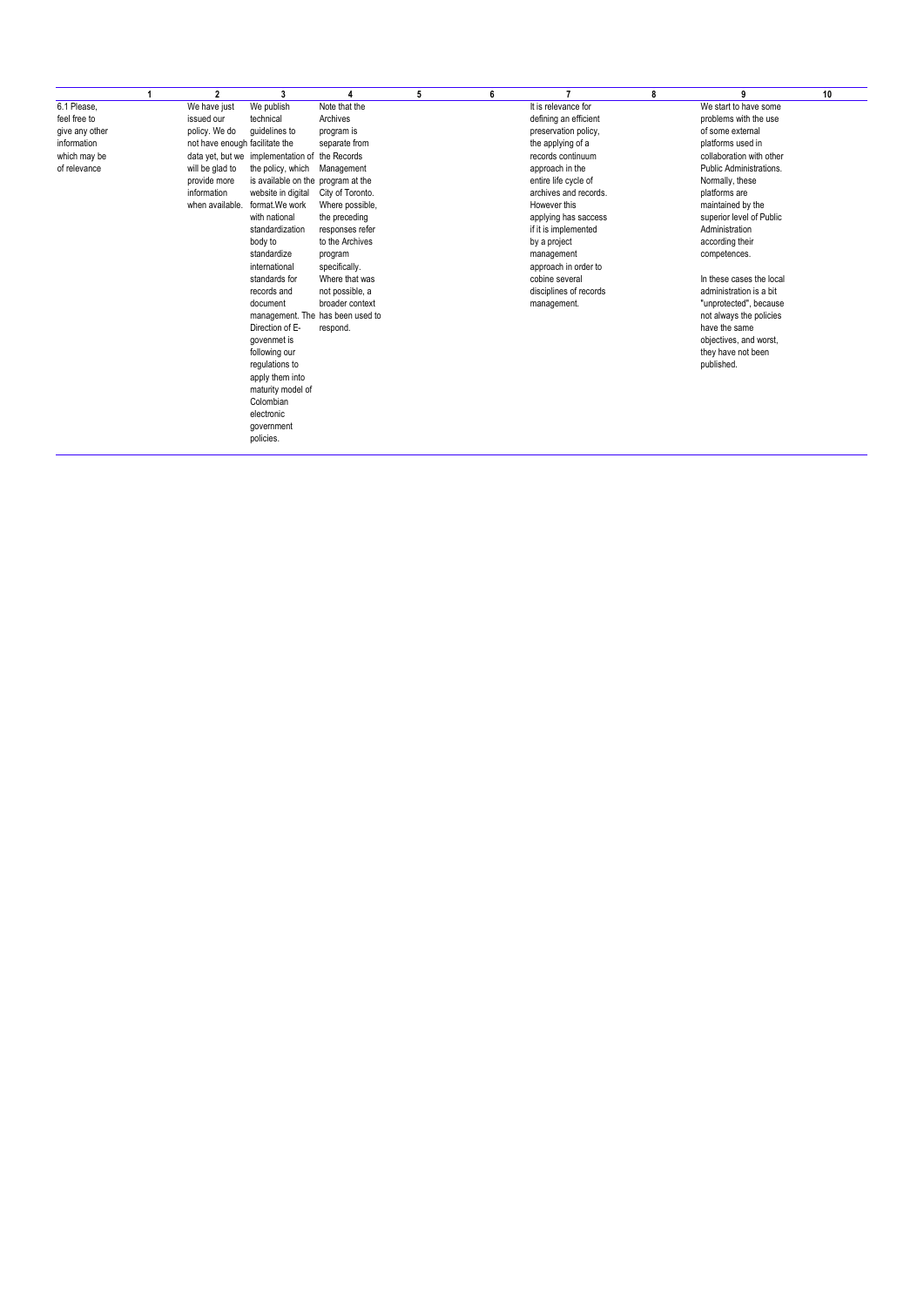| | 1 | 2 | 3 | 4 | 5 | 6 | 7 | 8 | 9 | 10 |
|---|---|---|---|---|---|---|---|---|---|---|
| 6.1 Please, feel free to give any other information which may be of relevance | | We have just issued our policy. We do not have enough data yet, but we will be glad to provide more information when available. | We publish technical guidelines to facilitate the implementation of the policy, which is available on the website in digital format.We work with national standardization body to standardize international standards for records and document management. The Direction of E-govenmet is following our regulations to apply them into maturity model of Colombian electronic government policies. | Note that the Archives program is separate from the Records Management program at the City of Toronto. Where possible, the preceding responses refer to the Archives program specifically. Where that was not possible, a broader context has been used to respond. | | | It is relevance for defining an efficient preservation policy, the applying of a records continuum approach in the entire life cycle of archives and records. However this applying has saccess if it is implemented by a project management approach in order to cobine several disciplines of records management. | | We start to have some problems with the use of some external platforms used in collaboration with other Public Administrations. Normally, these platforms are maintained by the superior level of Public Administration according their competences.<br><br>In these cases the local administration is a bit "unprotected", because not always the policies have the same objectives, and worst, they have not been published. | |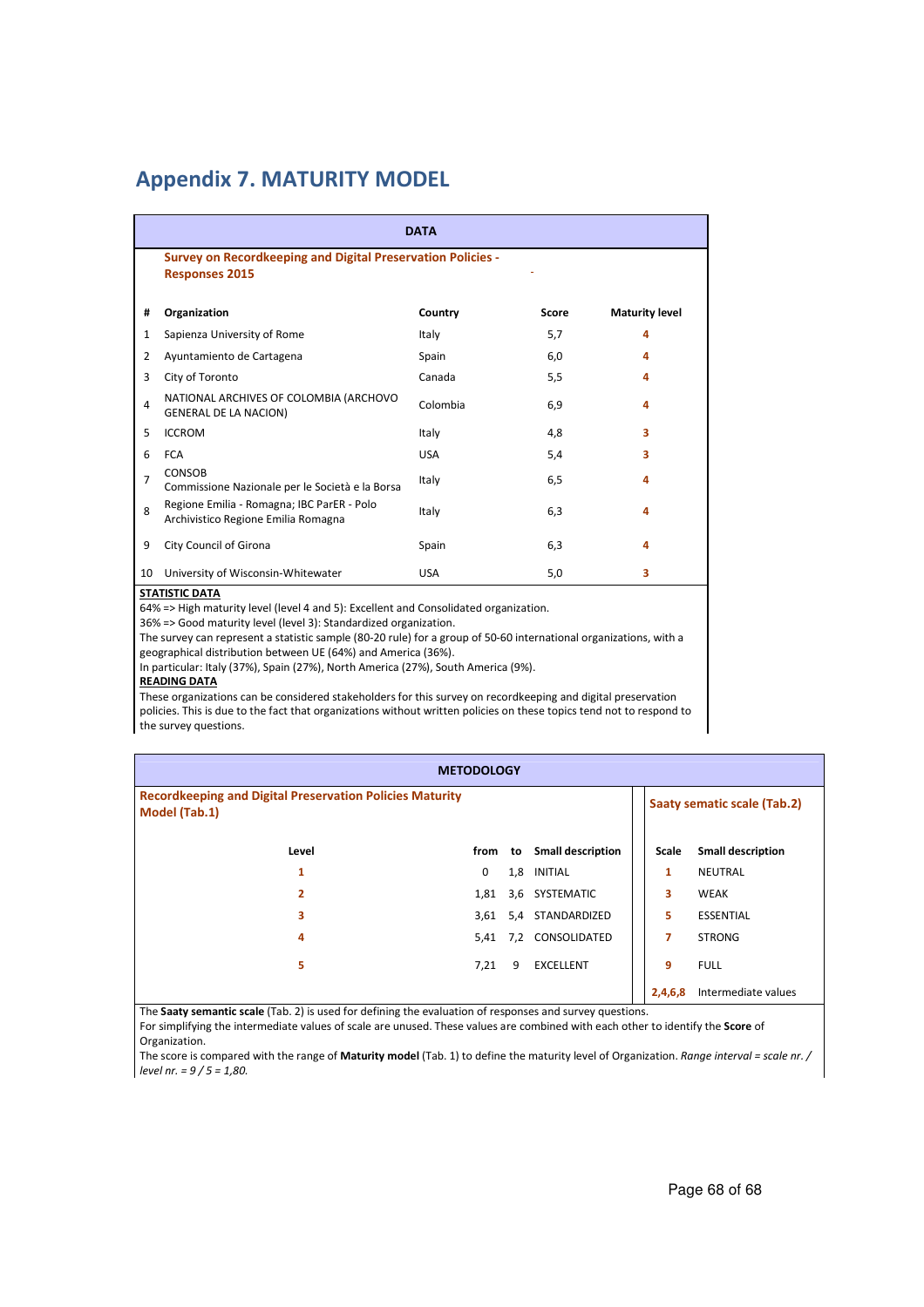# Appendix 7. MATURITY MODEL

**DATA**

**Survey on Recordkeeping and Digital Preservation Policies - Responses 2015**

| # | Organization | Country | Score | Maturity level |
|---|---|---|---|---|
| 1 | Sapienza University of Rome | Italy | 5,7 | 4 |
| 2 | Ayuntamiento de Cartagena | Spain | 6,0 | 4 |
| 3 | City of Toronto | Canada | 5,5 | 4 |
| 4 | NATIONAL ARCHIVES OF COLOMBIA (ARCHOVO GENERAL DE LA NACION) | Colombia | 6,9 | 4 |
| 5 | ICCROM | Italy | 4,8 | 3 |
| 6 | FCA | USA | 5,4 | 3 |
| 7 | CONSOB Commissione Nazionale per le Società e la Borsa | Italy | 6,5 | 4 |
| 8 | Regione Emilia - Romagna; IBC ParER - Polo Archivistico Regione Emilia Romagna | Italy | 6,3 | 4 |
| 9 | City Council of Girona | Spain | 6,3 | 4 |
| 10 | University of Wisconsin-Whitewater | USA | 5,0 | 3 |

**STATISTIC DATA**

64% => High maturity level (level 4 and 5): Excellent and Consolidated organization.
36% => Good maturity level (level 3): Standardized organization.
The survey can represent a statistic sample (80-20 rule) for a group of 50-60 international organizations, with a geographical distribution between UE (64%) and America (36%).
In particular: Italy (37%), Spain (27%), North America (27%), South America (9%).

**READING DATA**

These organizations can be considered stakeholders for this survey on recordkeeping and digital preservation policies. This is due to the fact that organizations without written policies on these topics tend not to respond to the survey questions.

**METODOLOGY**

**Recordkeeping and Digital Preservation Policies Maturity Model (Tab.1)**

| Level | from | to | Small description |
|---|---|---|---|
| 1 | 0 | 1,8 | INITIAL |
| 2 | 1,81 | 3,6 | SYSTEMATIC |
| 3 | 3,61 | 5,4 | STANDARDIZED |
| 4 | 5,41 | 7,2 | CONSOLIDATED |
| 5 | 7,21 | 9 | EXCELLENT |

**Saaty sematic scale (Tab.2)**

| Scale | Small description |
|---|---|
| 1 | NEUTRAL |
| 3 | WEAK |
| 5 | ESSENTIAL |
| 7 | STRONG |
| 9 | FULL |
| 2,4,6,8 | Intermediate values |

The **Saaty semantic scale** (Tab. 2) is used for defining the evaluation of responses and survey questions.
For simplifying the intermediate values of scale are unused. These values are combined with each other to identify the **Score** of Organization.
The score is compared with the range of **Maturity model** (Tab. 1) to define the maturity level of Organization. *Range interval = scale nr. / level nr. = 9 / 5 = 1,80.*